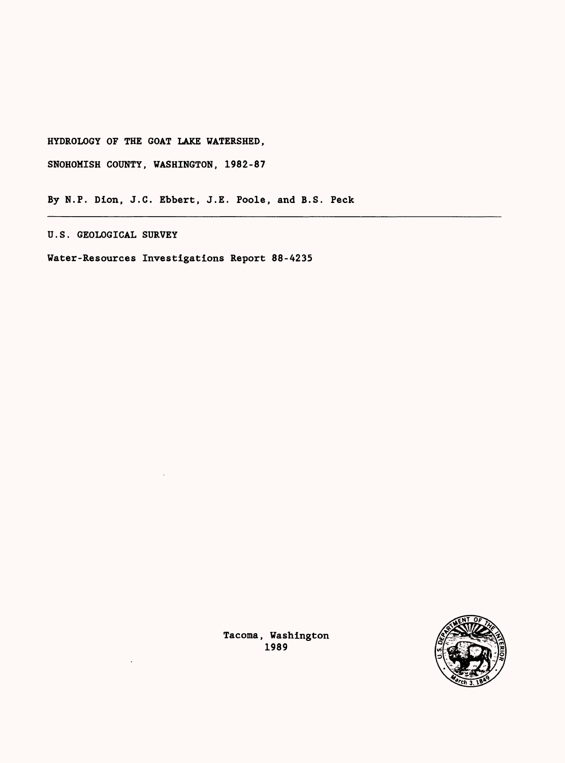# HYDROLOGY OF THE GOAT LAKE WATERSHED, SNOHOMISH COUNTY, WASHINGTON, 1982-87

By N.P. Dion, J.C. Ebbert, J.E. Poole, and B.S. Peck

---

U.S. GEOLOGICAL SURVEY

Water-Resources Investigations Report 88-4235

Tacoma, Washington
1989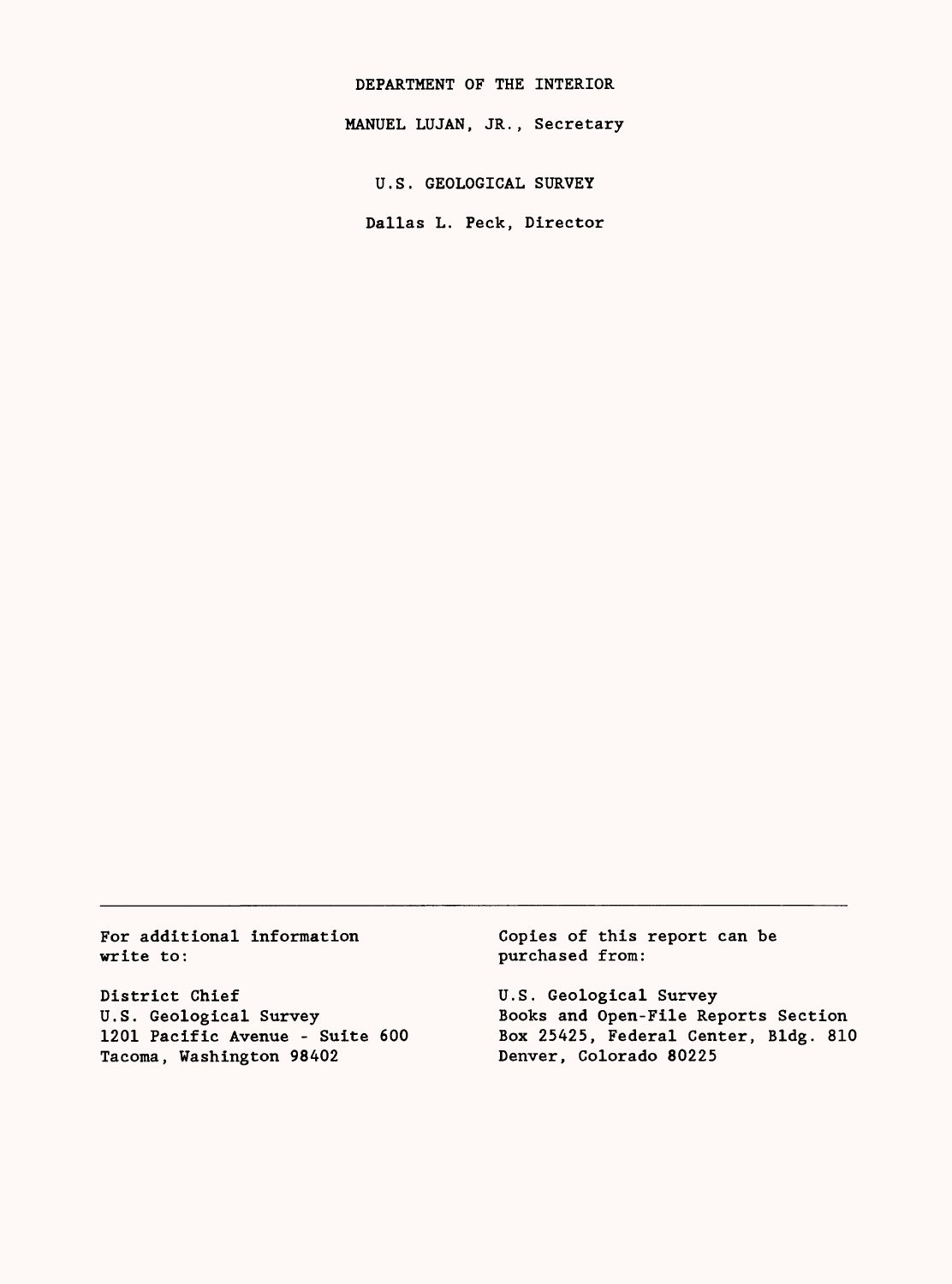DEPARTMENT OF THE INTERIOR

MANUEL LUJAN, JR., Secretary

U.S. GEOLOGICAL SURVEY

Dallas L. Peck, Director

---

For additional information write to:

District Chief
U.S. Geological Survey
1201 Pacific Avenue - Suite 600
Tacoma, Washington 98402

Copies of this report can be purchased from:

U.S. Geological Survey
Books and Open-File Reports Section
Box 25425, Federal Center, Bldg. 810
Denver, Colorado 80225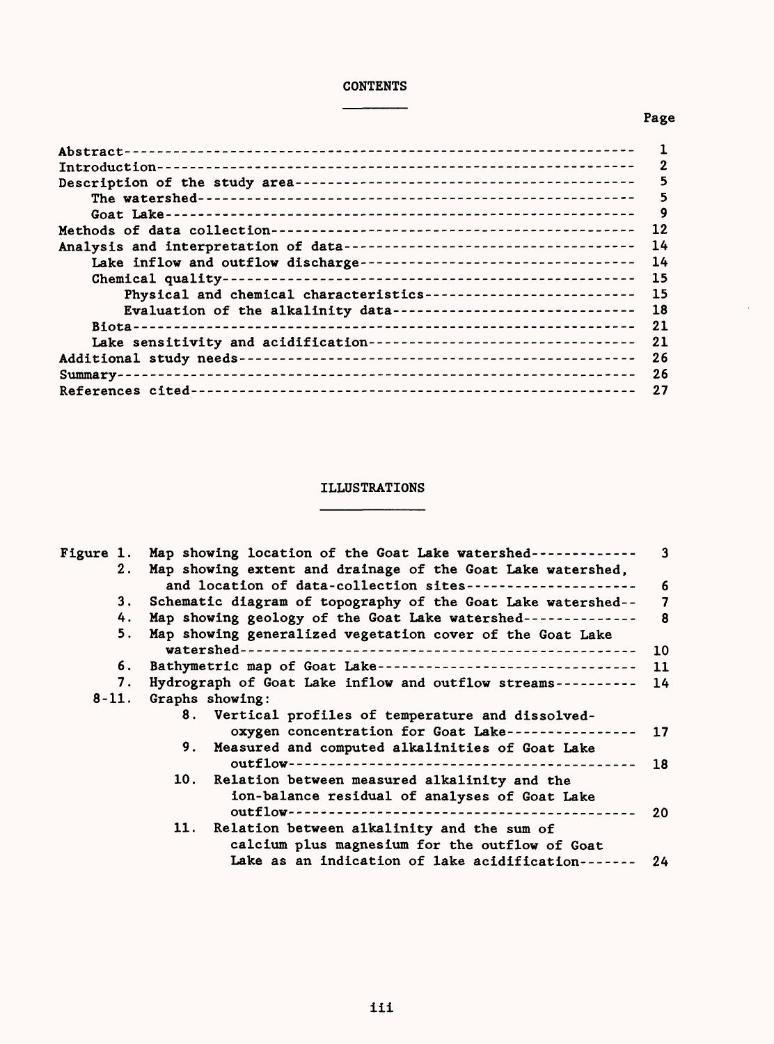## CONTENTS

| | Page |
|---|---|
| Abstract | 1 |
| Introduction | 2 |
| Description of the study area | 5 |
| The watershed | 5 |
| Goat Lake | 9 |
| Methods of data collection | 12 |
| Analysis and interpretation of data | 14 |
| Lake inflow and outflow discharge | 14 |
| Chemical quality | 15 |
| Physical and chemical characteristics | 15 |
| Evaluation of the alkalinity data | 18 |
| Biota | 21 |
| Lake sensitivity and acidification | 21 |
| Additional study needs | 26 |
| Summary | 26 |
| References cited | 27 |

## ILLUSTRATIONS

| | | Page |
|---|---|---|
| Figure 1. | Map showing location of the Goat Lake watershed | 3 |
| 2. | Map showing extent and drainage of the Goat Lake watershed, and location of data-collection sites | 6 |
| 3. | Schematic diagram of topography of the Goat Lake watershed | 7 |
| 4. | Map showing geology of the Goat Lake watershed | 8 |
| 5. | Map showing generalized vegetation cover of the Goat Lake watershed | 10 |
| 6. | Bathymetric map of Goat Lake | 11 |
| 7. | Hydrograph of Goat Lake inflow and outflow streams | 14 |
| 8-11. | Graphs showing: | |
| | 8. Vertical profiles of temperature and dissolved-oxygen concentration for Goat Lake | 17 |
| | 9. Measured and computed alkalinities of Goat Lake outflow | 18 |
| | 10. Relation between measured alkalinity and the ion-balance residual of analyses of Goat Lake outflow | 20 |
| | 11. Relation between alkalinity and the sum of calcium plus magnesium for the outflow of Goat Lake as an indication of lake acidification | 24 |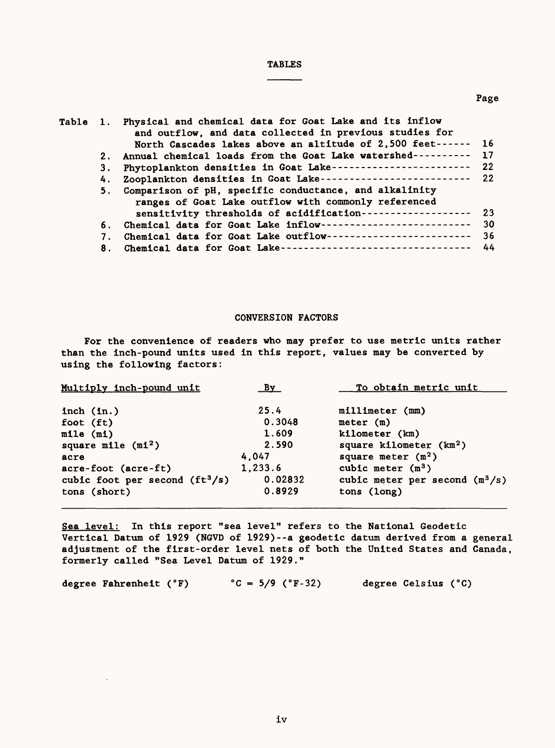## TABLES

| | | Page |
|---|---|---|
| Table 1. | Physical and chemical data for Goat Lake and its inflow and outflow, and data collected in previous studies for North Cascades lakes above an altitude of 2,500 feet | 16 |
| 2. | Annual chemical loads from the Goat Lake watershed | 17 |
| 3. | Phytoplankton densities in Goat Lake | 22 |
| 4. | Zooplankton densities in Goat Lake | 22 |
| 5. | Comparison of pH, specific conductance, and alkalinity ranges of Goat Lake outflow with commonly referenced sensitivity thresholds of acidification | 23 |
| 6. | Chemical data for Goat Lake inflow | 30 |
| 7. | Chemical data for Goat Lake outflow | 36 |
| 8. | Chemical data for Goat Lake | 44 |

## CONVERSION FACTORS

For the convenience of readers who may prefer to use metric units rather than the inch-pound units used in this report, values may be converted by using the following factors:

| Multiply inch-pound unit | By | To obtain metric unit |
|---|---|---|
| inch (in.) | 25.4 | millimeter (mm) |
| foot (ft) | 0.3048 | meter (m) |
| mile (mi) | 1.609 | kilometer (km) |
| square mile ($mi^2$) | 2.590 | square kilometer ($km^2$) |
| acre | 4,047 | square meter ($m^2$) |
| acre-foot (acre-ft) | 1,233.6 | cubic meter ($m^3$) |
| cubic foot per second ($ft^3/s$) | 0.02832 | cubic meter per second ($m^3/s$) |
| tons (short) | 0.8929 | tons (long) |

Sea level: In this report "sea level" refers to the National Geodetic Vertical Datum of 1929 (NGVD of 1929)--a geodetic datum derived from a general adjustment of the first-order level nets of both the United States and Canada, formerly called "Sea Level Datum of 1929."

degree Fahrenheit (°F) $\quad$ °C = 5/9 (°F-32) $\quad$ degree Celsius (°C)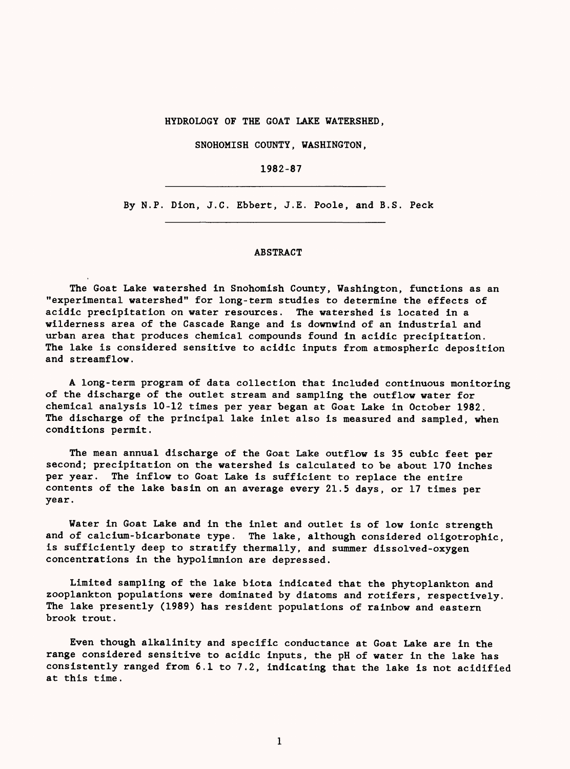# HYDROLOGY OF THE GOAT LAKE WATERSHED,

# SNOHOMISH COUNTY, WASHINGTON,

# 1982-87

By N.P. Dion, J.C. Ebbert, J.E. Poole, and B.S. Peck

## ABSTRACT

The Goat Lake watershed in Snohomish County, Washington, functions as an "experimental watershed" for long-term studies to determine the effects of acidic precipitation on water resources. The watershed is located in a wilderness area of the Cascade Range and is downwind of an industrial and urban area that produces chemical compounds found in acidic precipitation. The lake is considered sensitive to acidic inputs from atmospheric deposition and streamflow.

A long-term program of data collection that included continuous monitoring of the discharge of the outlet stream and sampling the outflow water for chemical analysis 10-12 times per year began at Goat Lake in October 1982. The discharge of the principal lake inlet also is measured and sampled, when conditions permit.

The mean annual discharge of the Goat Lake outflow is 35 cubic feet per second; precipitation on the watershed is calculated to be about 170 inches per year. The inflow to Goat Lake is sufficient to replace the entire contents of the lake basin on an average every 21.5 days, or 17 times per year.

Water in Goat Lake and in the inlet and outlet is of low ionic strength and of calcium-bicarbonate type. The lake, although considered oligotrophic, is sufficiently deep to stratify thermally, and summer dissolved-oxygen concentrations in the hypolimnion are depressed.

Limited sampling of the lake biota indicated that the phytoplankton and zooplankton populations were dominated by diatoms and rotifers, respectively. The lake presently (1989) has resident populations of rainbow and eastern brook trout.

Even though alkalinity and specific conductance at Goat Lake are in the range considered sensitive to acidic inputs, the pH of water in the lake has consistently ranged from 6.1 to 7.2, indicating that the lake is not acidified at this time.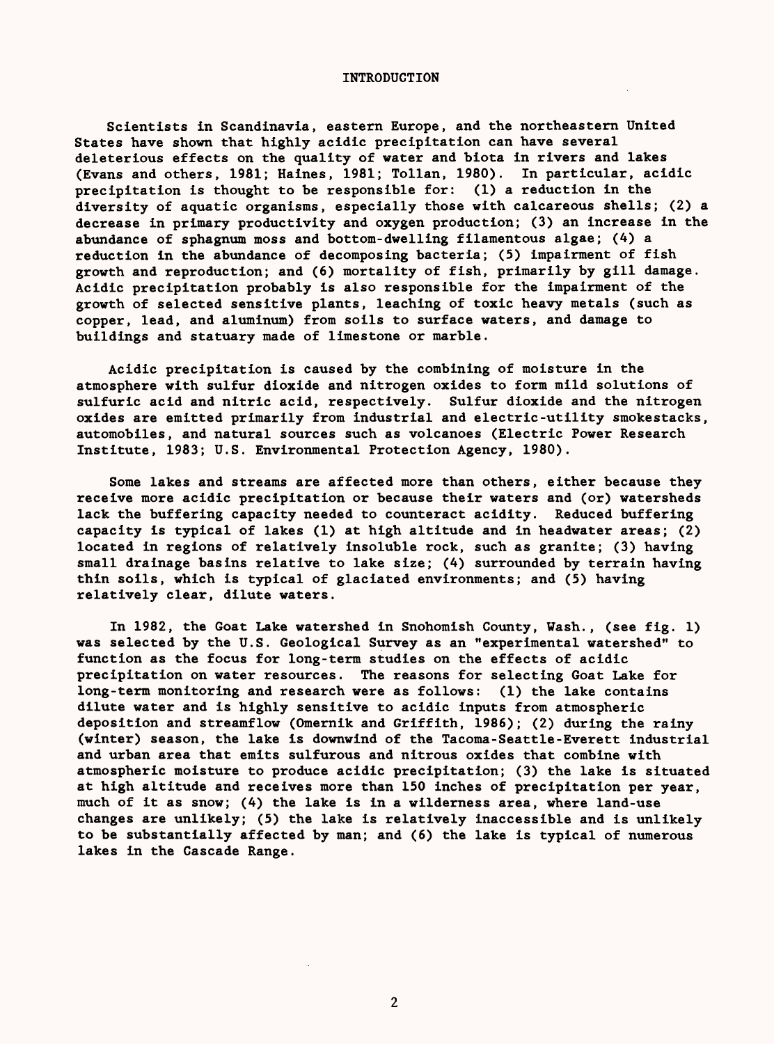## INTRODUCTION

Scientists in Scandinavia, eastern Europe, and the northeastern United States have shown that highly acidic precipitation can have several deleterious effects on the quality of water and biota in rivers and lakes (Evans and others, 1981; Haines, 1981; Tollan, 1980). In particular, acidic precipitation is thought to be responsible for: (1) a reduction in the diversity of aquatic organisms, especially those with calcareous shells; (2) a decrease in primary productivity and oxygen production; (3) an increase in the abundance of sphagnum moss and bottom-dwelling filamentous algae; (4) a reduction in the abundance of decomposing bacteria; (5) impairment of fish growth and reproduction; and (6) mortality of fish, primarily by gill damage. Acidic precipitation probably is also responsible for the impairment of the growth of selected sensitive plants, leaching of toxic heavy metals (such as copper, lead, and aluminum) from soils to surface waters, and damage to buildings and statuary made of limestone or marble.

Acidic precipitation is caused by the combining of moisture in the atmosphere with sulfur dioxide and nitrogen oxides to form mild solutions of sulfuric acid and nitric acid, respectively. Sulfur dioxide and the nitrogen oxides are emitted primarily from industrial and electric-utility smokestacks, automobiles, and natural sources such as volcanoes (Electric Power Research Institute, 1983; U.S. Environmental Protection Agency, 1980).

Some lakes and streams are affected more than others, either because they receive more acidic precipitation or because their waters and (or) watersheds lack the buffering capacity needed to counteract acidity. Reduced buffering capacity is typical of lakes (1) at high altitude and in headwater areas; (2) located in regions of relatively insoluble rock, such as granite; (3) having small drainage basins relative to lake size; (4) surrounded by terrain having thin soils, which is typical of glaciated environments; and (5) having relatively clear, dilute waters.

In 1982, the Goat Lake watershed in Snohomish County, Wash., (see fig. 1) was selected by the U.S. Geological Survey as an "experimental watershed" to function as the focus for long-term studies on the effects of acidic precipitation on water resources. The reasons for selecting Goat Lake for long-term monitoring and research were as follows: (1) the lake contains dilute water and is highly sensitive to acidic inputs from atmospheric deposition and streamflow (Omernik and Griffith, 1986); (2) during the rainy (winter) season, the lake is downwind of the Tacoma-Seattle-Everett industrial and urban area that emits sulfurous and nitrous oxides that combine with atmospheric moisture to produce acidic precipitation; (3) the lake is situated at high altitude and receives more than 150 inches of precipitation per year, much of it as snow; (4) the lake is in a wilderness area, where land-use changes are unlikely; (5) the lake is relatively inaccessible and is unlikely to be substantially affected by man; and (6) the lake is typical of numerous lakes in the Cascade Range.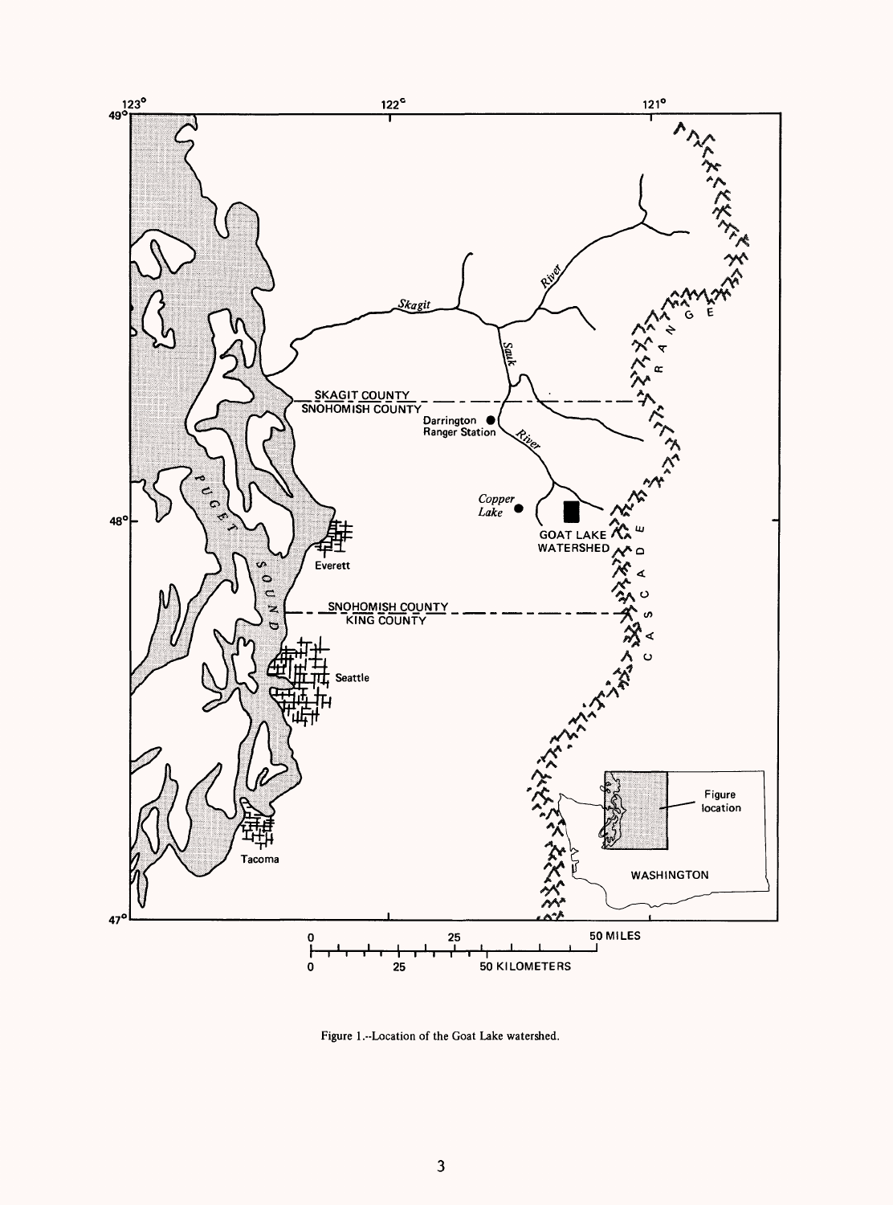Figure 1.--Location of the Goat Lake watershed.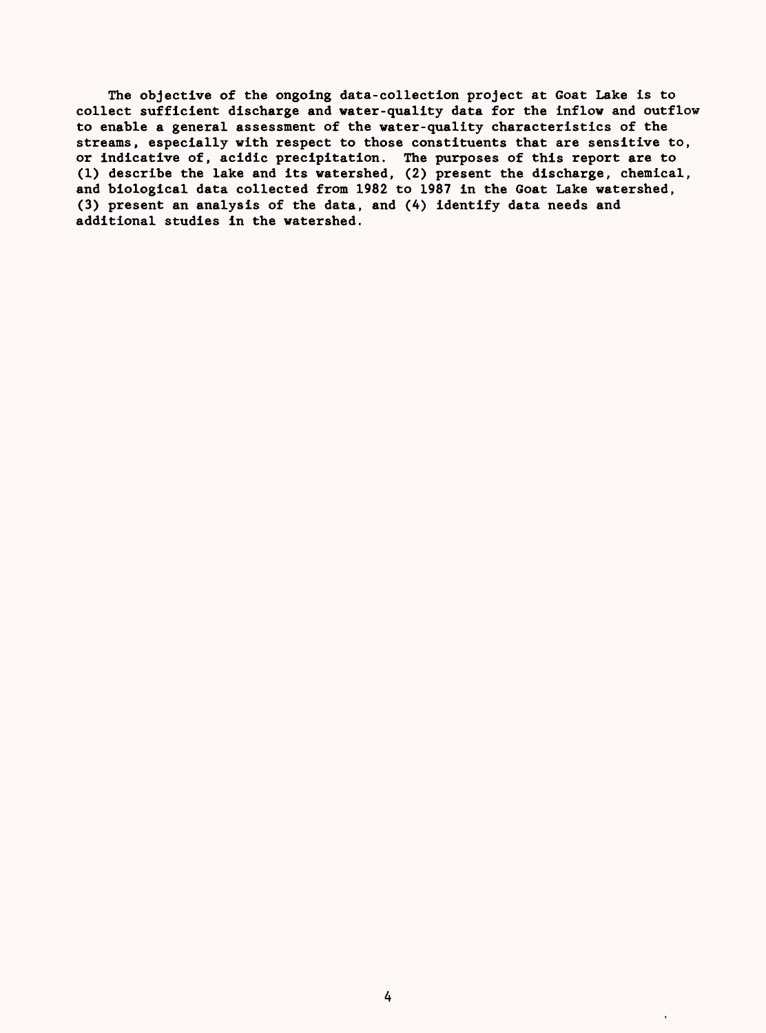The objective of the ongoing data-collection project at Goat Lake is to collect sufficient discharge and water-quality data for the inflow and outflow to enable a general assessment of the water-quality characteristics of the streams, especially with respect to those constituents that are sensitive to, or indicative of, acidic precipitation. The purposes of this report are to (1) describe the lake and its watershed, (2) present the discharge, chemical, and biological data collected from 1982 to 1987 in the Goat Lake watershed, (3) present an analysis of the data, and (4) identify data needs and additional studies in the watershed.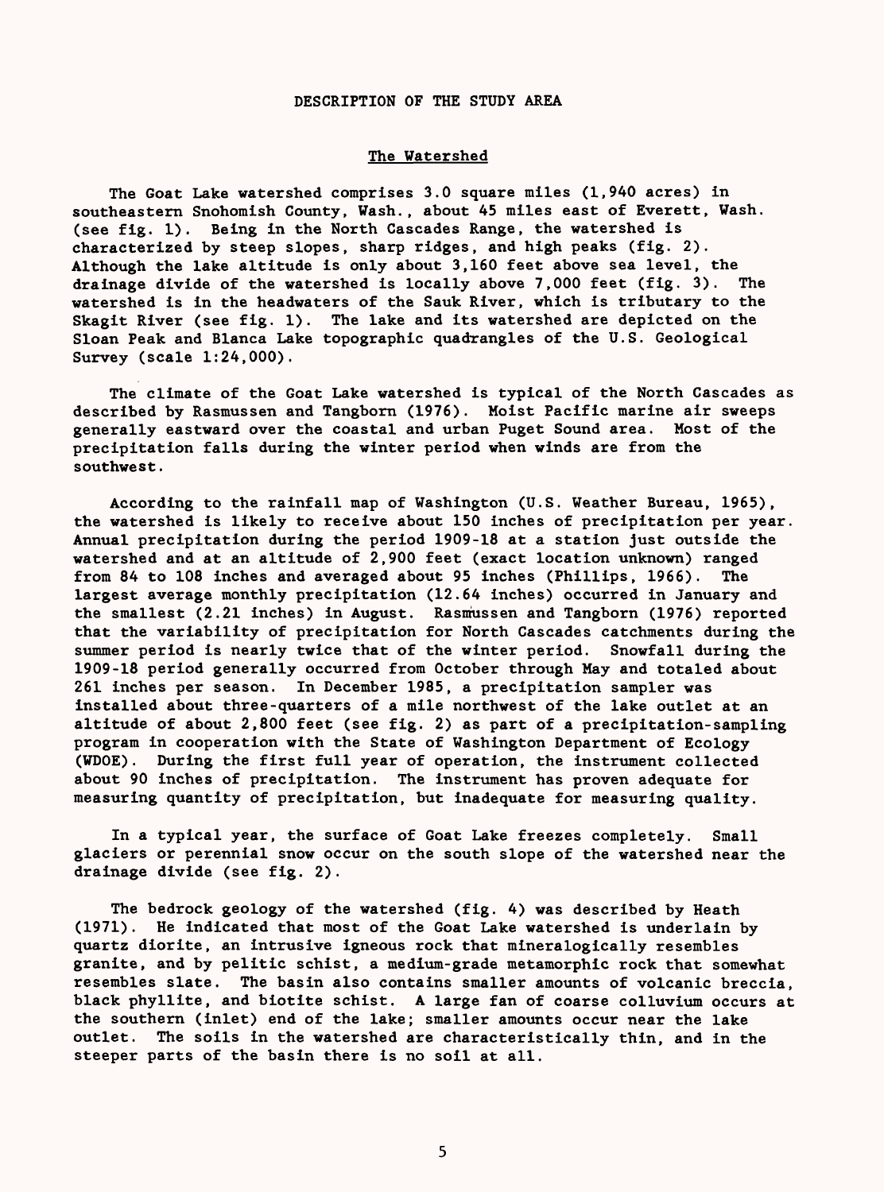# DESCRIPTION OF THE STUDY AREA

## The Watershed

The Goat Lake watershed comprises 3.0 square miles (1,940 acres) in southeastern Snohomish County, Wash., about 45 miles east of Everett, Wash. (see fig. 1). Being in the North Cascades Range, the watershed is characterized by steep slopes, sharp ridges, and high peaks (fig. 2). Although the lake altitude is only about 3,160 feet above sea level, the drainage divide of the watershed is locally above 7,000 feet (fig. 3). The watershed is in the headwaters of the Sauk River, which is tributary to the Skagit River (see fig. 1). The lake and its watershed are depicted on the Sloan Peak and Blanca Lake topographic quadrangles of the U.S. Geological Survey (scale 1:24,000).

The climate of the Goat Lake watershed is typical of the North Cascades as described by Rasmussen and Tangborn (1976). Moist Pacific marine air sweeps generally eastward over the coastal and urban Puget Sound area. Most of the precipitation falls during the winter period when winds are from the southwest.

According to the rainfall map of Washington (U.S. Weather Bureau, 1965), the watershed is likely to receive about 150 inches of precipitation per year. Annual precipitation during the period 1909-18 at a station just outside the watershed and at an altitude of 2,900 feet (exact location unknown) ranged from 84 to 108 inches and averaged about 95 inches (Phillips, 1966). The largest average monthly precipitation (12.64 inches) occurred in January and the smallest (2.21 inches) in August. Rasmussen and Tangborn (1976) reported that the variability of precipitation for North Cascades catchments during the summer period is nearly twice that of the winter period. Snowfall during the 1909-18 period generally occurred from October through May and totaled about 261 inches per season. In December 1985, a precipitation sampler was installed about three-quarters of a mile northwest of the lake outlet at an altitude of about 2,800 feet (see fig. 2) as part of a precipitation-sampling program in cooperation with the State of Washington Department of Ecology (WDOE). During the first full year of operation, the instrument collected about 90 inches of precipitation. The instrument has proven adequate for measuring quantity of precipitation, but inadequate for measuring quality.

In a typical year, the surface of Goat Lake freezes completely. Small glaciers or perennial snow occur on the south slope of the watershed near the drainage divide (see fig. 2).

The bedrock geology of the watershed (fig. 4) was described by Heath (1971). He indicated that most of the Goat Lake watershed is underlain by quartz diorite, an intrusive igneous rock that mineralogically resembles granite, and by pelitic schist, a medium-grade metamorphic rock that somewhat resembles slate. The basin also contains smaller amounts of volcanic breccia, black phyllite, and biotite schist. A large fan of coarse colluvium occurs at the southern (inlet) end of the lake; smaller amounts occur near the lake outlet. The soils in the watershed are characteristically thin, and in the steeper parts of the basin there is no soil at all.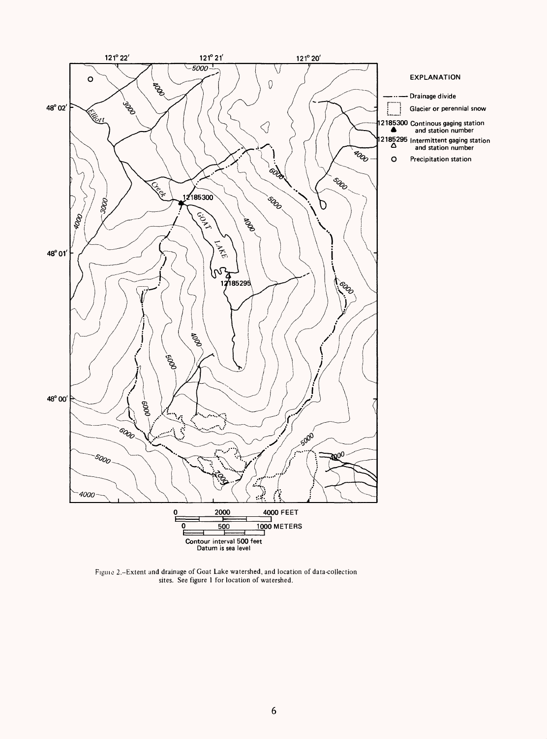Figure 2.--Extent and drainage of Goat Lake watershed, and location of data-collection sites. See figure 1 for location of watershed.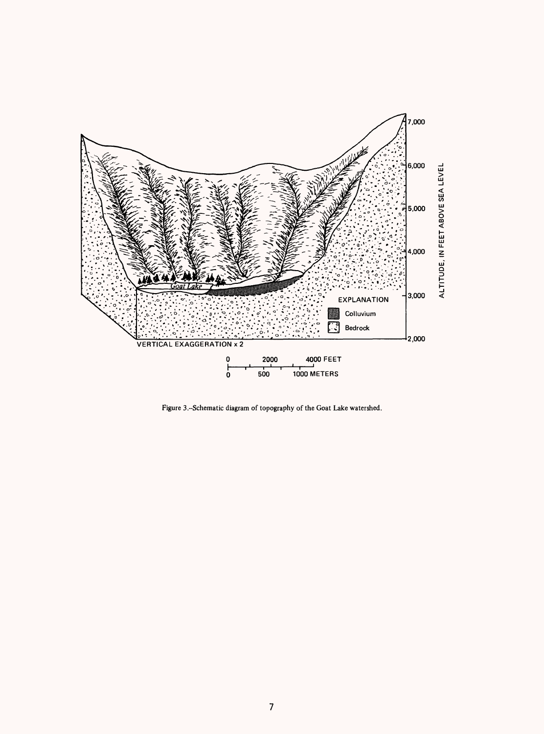Figure 3.--Schematic diagram of topography of the Goat Lake watershed.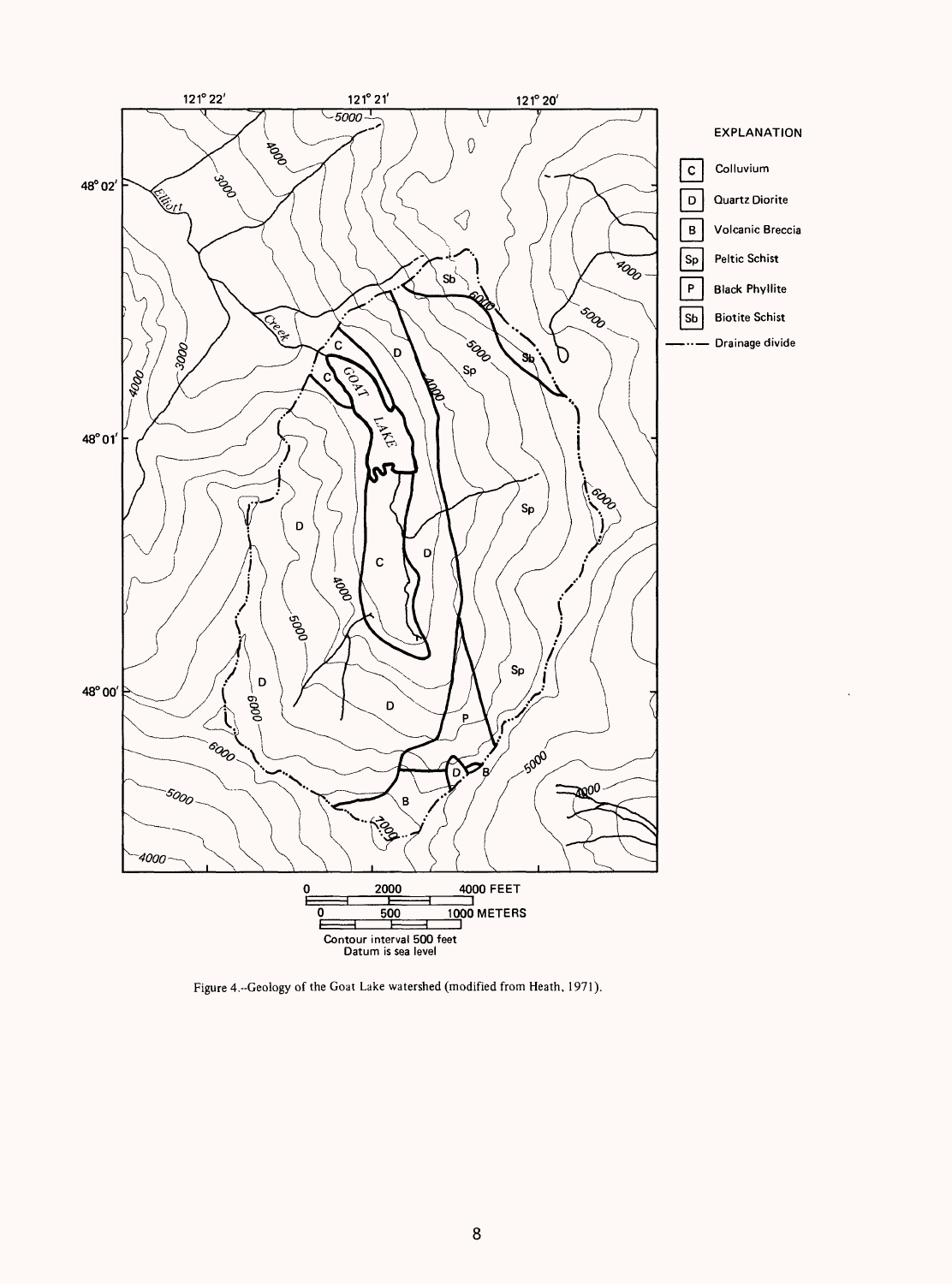Figure 4.--Geology of the Goat Lake watershed (modified from Heath, 1971).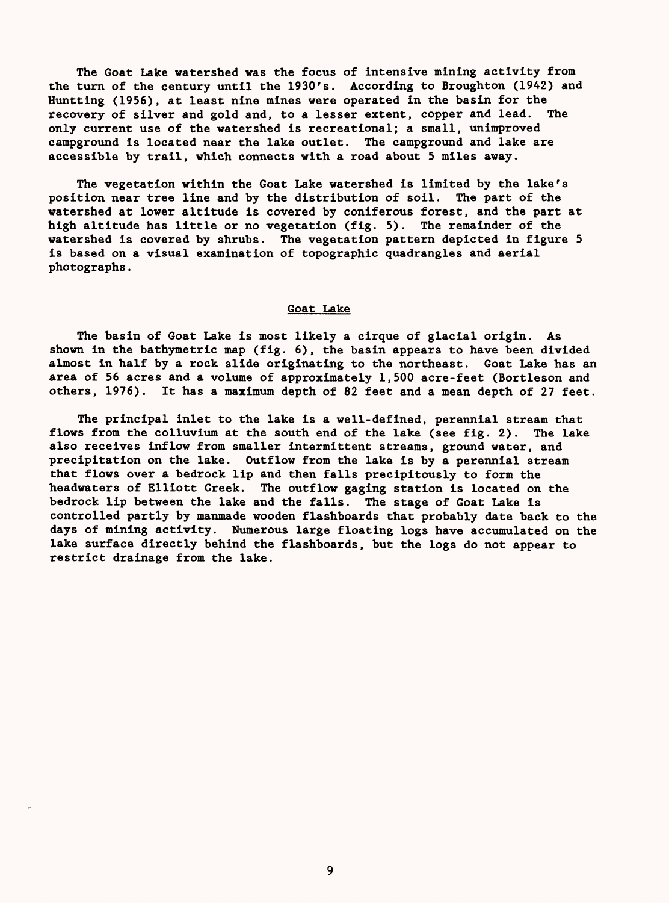The Goat Lake watershed was the focus of intensive mining activity from the turn of the century until the 1930's. According to Broughton (1942) and Huntting (1956), at least nine mines were operated in the basin for the recovery of silver and gold and, to a lesser extent, copper and lead. The only current use of the watershed is recreational; a small, unimproved campground is located near the lake outlet. The campground and lake are accessible by trail, which connects with a road about 5 miles away.

The vegetation within the Goat Lake watershed is limited by the lake's position near tree line and by the distribution of soil. The part of the watershed at lower altitude is covered by coniferous forest, and the part at high altitude has little or no vegetation (fig. 5). The remainder of the watershed is covered by shrubs. The vegetation pattern depicted in figure 5 is based on a visual examination of topographic quadrangles and aerial photographs.

## Goat Lake

The basin of Goat Lake is most likely a cirque of glacial origin. As shown in the bathymetric map (fig. 6), the basin appears to have been divided almost in half by a rock slide originating to the northeast. Goat Lake has an area of 56 acres and a volume of approximately 1,500 acre-feet (Bortleson and others, 1976). It has a maximum depth of 82 feet and a mean depth of 27 feet.

The principal inlet to the lake is a well-defined, perennial stream that flows from the colluvium at the south end of the lake (see fig. 2). The lake also receives inflow from smaller intermittent streams, ground water, and precipitation on the lake. Outflow from the lake is by a perennial stream that flows over a bedrock lip and then falls precipitously to form the headwaters of Elliott Creek. The outflow gaging station is located on the bedrock lip between the lake and the falls. The stage of Goat Lake is controlled partly by manmade wooden flashboards that probably date back to the days of mining activity. Numerous large floating logs have accumulated on the lake surface directly behind the flashboards, but the logs do not appear to restrict drainage from the lake.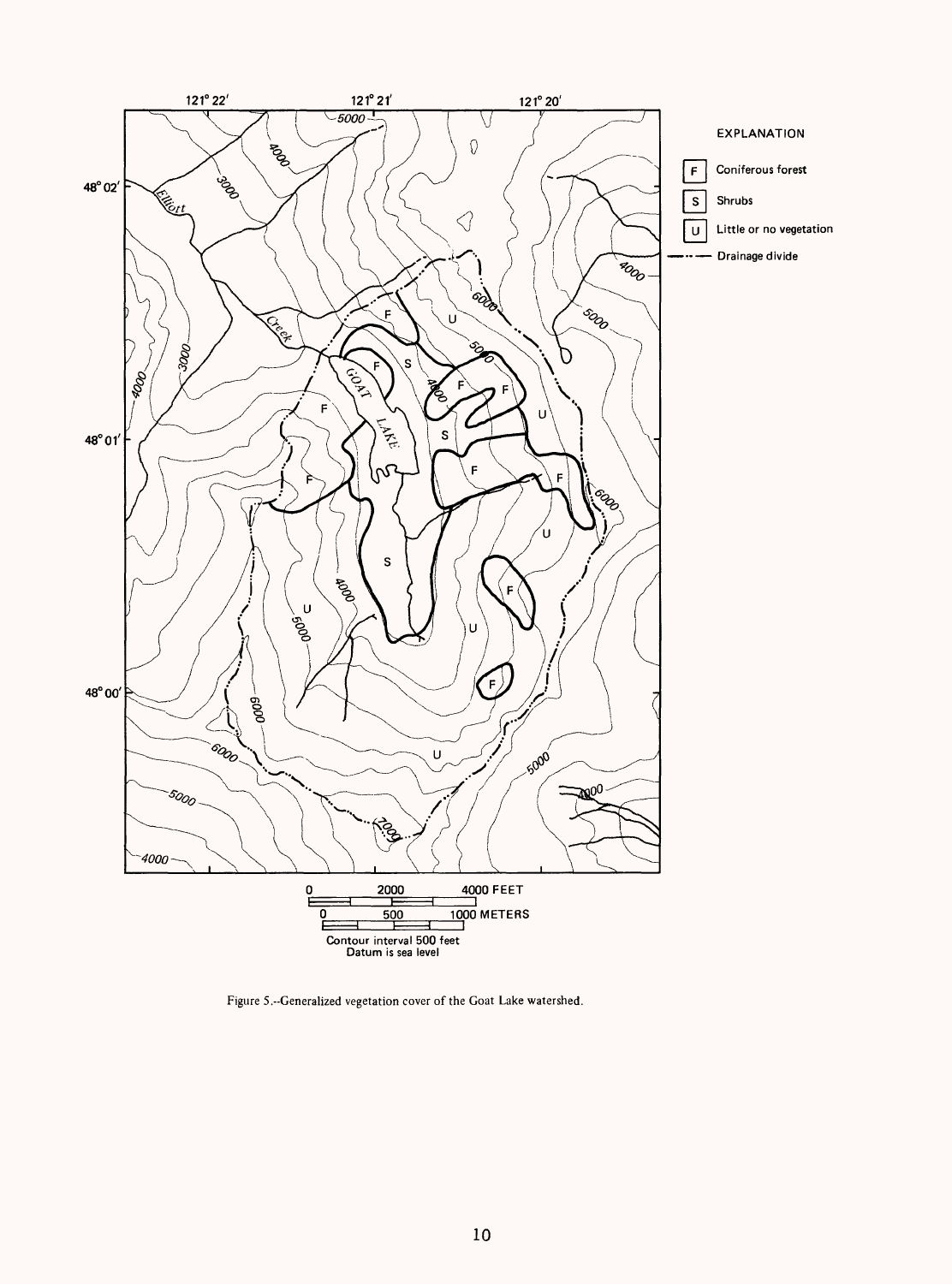Figure 5.--Generalized vegetation cover of the Goat Lake watershed.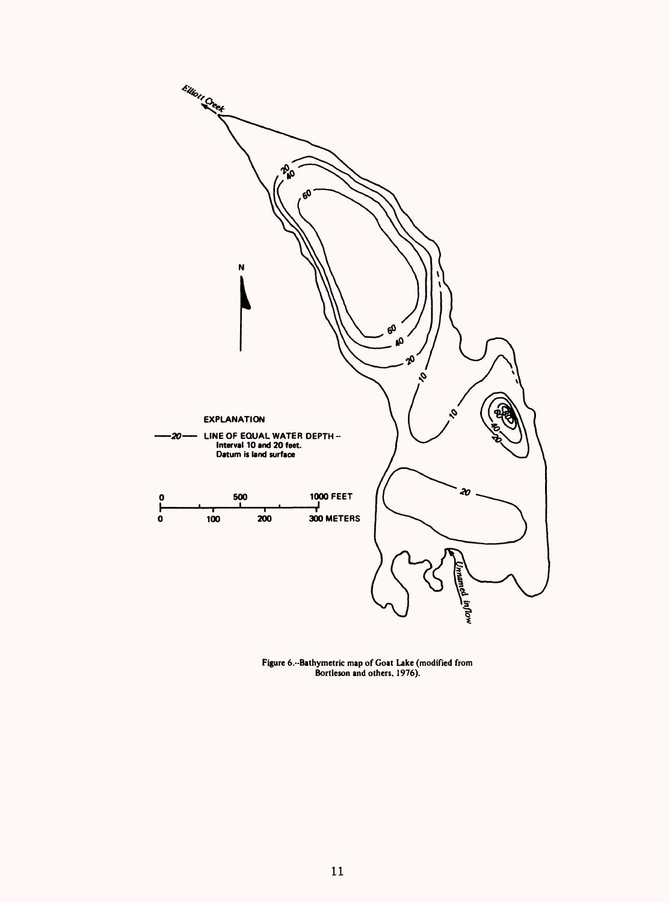Figure 6.--Bathymetric map of Goat Lake (modified from Bortleson and others, 1976).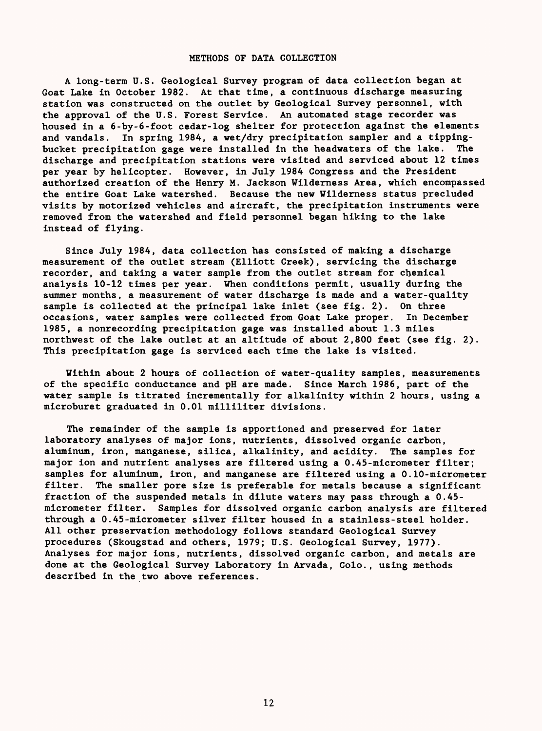## METHODS OF DATA COLLECTION

A long-term U.S. Geological Survey program of data collection began at Goat Lake in October 1982. At that time, a continuous discharge measuring station was constructed on the outlet by Geological Survey personnel, with the approval of the U.S. Forest Service. An automated stage recorder was housed in a 6-by-6-foot cedar-log shelter for protection against the elements and vandals. In spring 1984, a wet/dry precipitation sampler and a tipping-bucket precipitation gage were installed in the headwaters of the lake. The discharge and precipitation stations were visited and serviced about 12 times per year by helicopter. However, in July 1984 Congress and the President authorized creation of the Henry M. Jackson Wilderness Area, which encompassed the entire Goat Lake watershed. Because the new Wilderness status precluded visits by motorized vehicles and aircraft, the precipitation instruments were removed from the watershed and field personnel began hiking to the lake instead of flying.

Since July 1984, data collection has consisted of making a discharge measurement of the outlet stream (Elliott Creek), servicing the discharge recorder, and taking a water sample from the outlet stream for chemical analysis 10-12 times per year. When conditions permit, usually during the summer months, a measurement of water discharge is made and a water-quality sample is collected at the principal lake inlet (see fig. 2). On three occasions, water samples were collected from Goat Lake proper. In December 1985, a nonrecording precipitation gage was installed about 1.3 miles northwest of the lake outlet at an altitude of about 2,800 feet (see fig. 2). This precipitation gage is serviced each time the lake is visited.

Within about 2 hours of collection of water-quality samples, measurements of the specific conductance and pH are made. Since March 1986, part of the water sample is titrated incrementally for alkalinity within 2 hours, using a microburet graduated in 0.01 milliliter divisions.

The remainder of the sample is apportioned and preserved for later laboratory analyses of major ions, nutrients, dissolved organic carbon, aluminum, iron, manganese, silica, alkalinity, and acidity. The samples for major ion and nutrient analyses are filtered using a 0.45-micrometer filter; samples for aluminum, iron, and manganese are filtered using a 0.10-micrometer filter. The smaller pore size is preferable for metals because a significant fraction of the suspended metals in dilute waters may pass through a 0.45-micrometer filter. Samples for dissolved organic carbon analysis are filtered through a 0.45-micrometer silver filter housed in a stainless-steel holder. All other preservation methodology follows standard Geological Survey procedures (Skougstad and others, 1979; U.S. Geological Survey, 1977). Analyses for major ions, nutrients, dissolved organic carbon, and metals are done at the Geological Survey Laboratory in Arvada, Colo., using methods described in the two above references.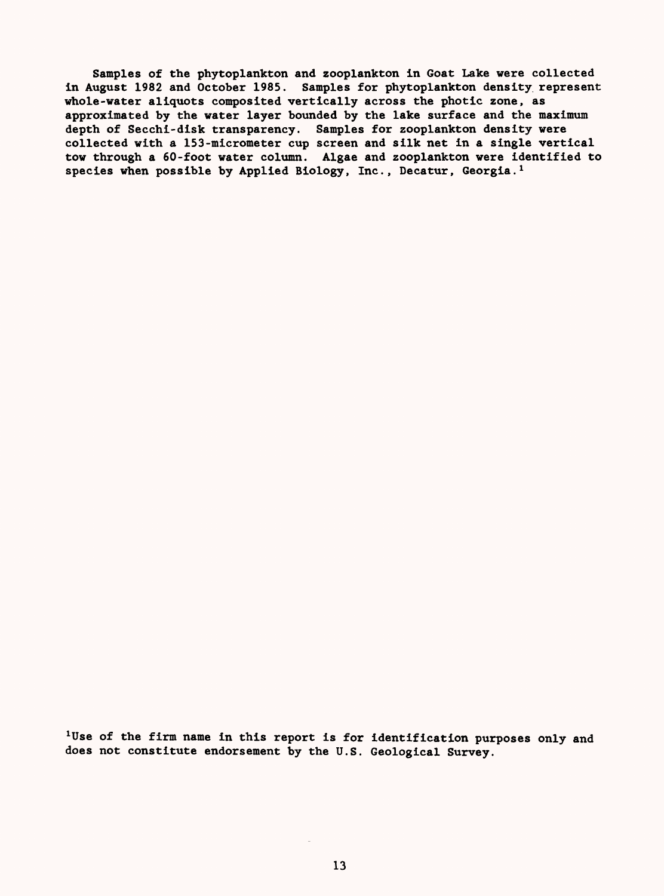Samples of the phytoplankton and zooplankton in Goat Lake were collected in August 1982 and October 1985. Samples for phytoplankton density represent whole-water aliquots composited vertically across the photic zone, as approximated by the water layer bounded by the lake surface and the maximum depth of Secchi-disk transparency. Samples for zooplankton density were collected with a 153-micrometer cup screen and silk net in a single vertical tow through a 60-foot water column. Algae and zooplankton were identified to species when possible by Applied Biology, Inc., Decatur, Georgia.[1]

[1]Use of the firm name in this report is for identification purposes only and does not constitute endorsement by the U.S. Geological Survey.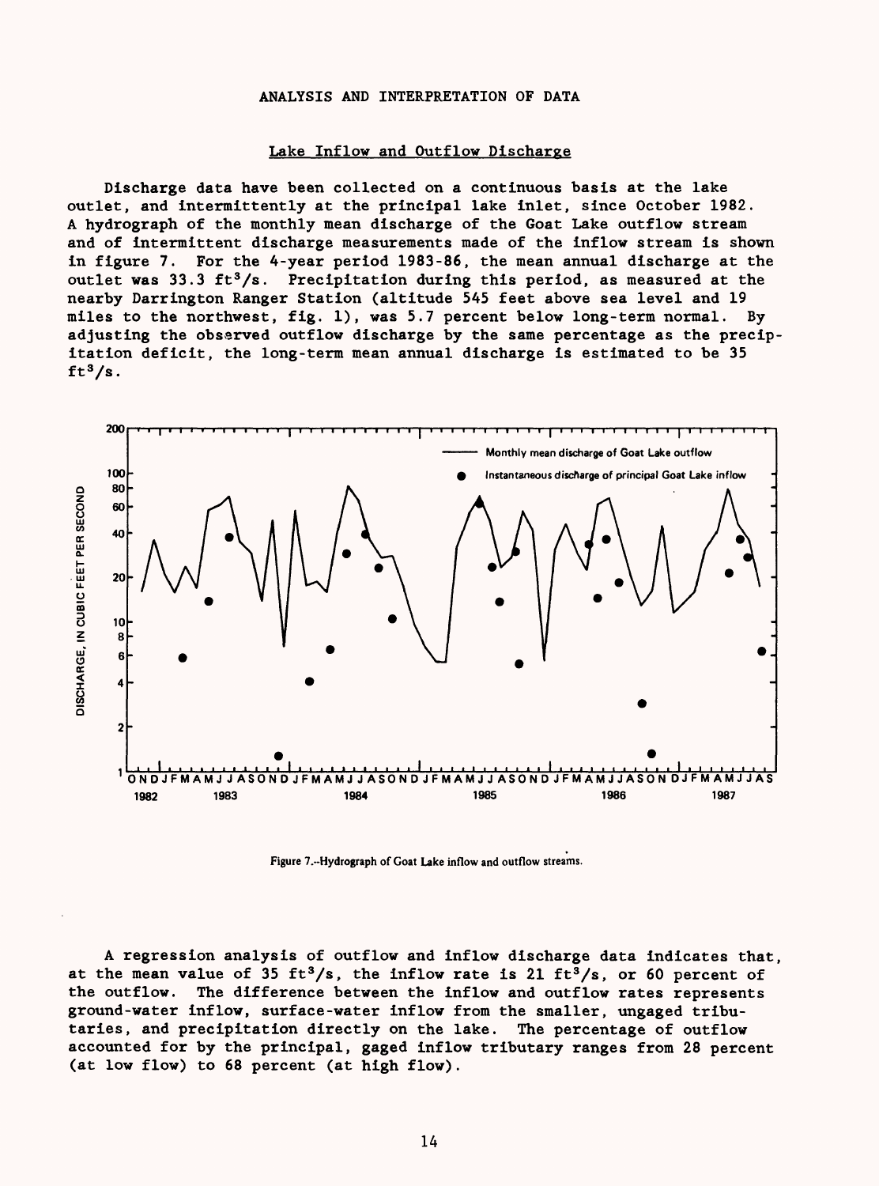## ANALYSIS AND INTERPRETATION OF DATA

### Lake Inflow and Outflow Discharge

Discharge data have been collected on a continuous basis at the lake outlet, and intermittently at the principal lake inlet, since October 1982. A hydrograph of the monthly mean discharge of the Goat Lake outflow stream and of intermittent discharge measurements made of the inflow stream is shown in figure 7. For the 4-year period 1983-86, the mean annual discharge at the outlet was 33.3 $ft^3/s$. Precipitation during this period, as measured at the nearby Darrington Ranger Station (altitude 545 feet above sea level and 19 miles to the northwest, fig. 1), was 5.7 percent below long-term normal. By adjusting the observed outflow discharge by the same percentage as the precipitation deficit, the long-term mean annual discharge is estimated to be 35 $ft^3/s$.

Figure 7.--Hydrograph of Goat Lake inflow and outflow streams.

A regression analysis of outflow and inflow discharge data indicates that, at the mean value of 35 $ft^3/s$, the inflow rate is 21 $ft^3/s$, or 60 percent of the outflow. The difference between the inflow and outflow rates represents ground-water inflow, surface-water inflow from the smaller, ungaged tributaries, and precipitation directly on the lake. The percentage of outflow accounted for by the principal, gaged inflow tributary ranges from 28 percent (at low flow) to 68 percent (at high flow).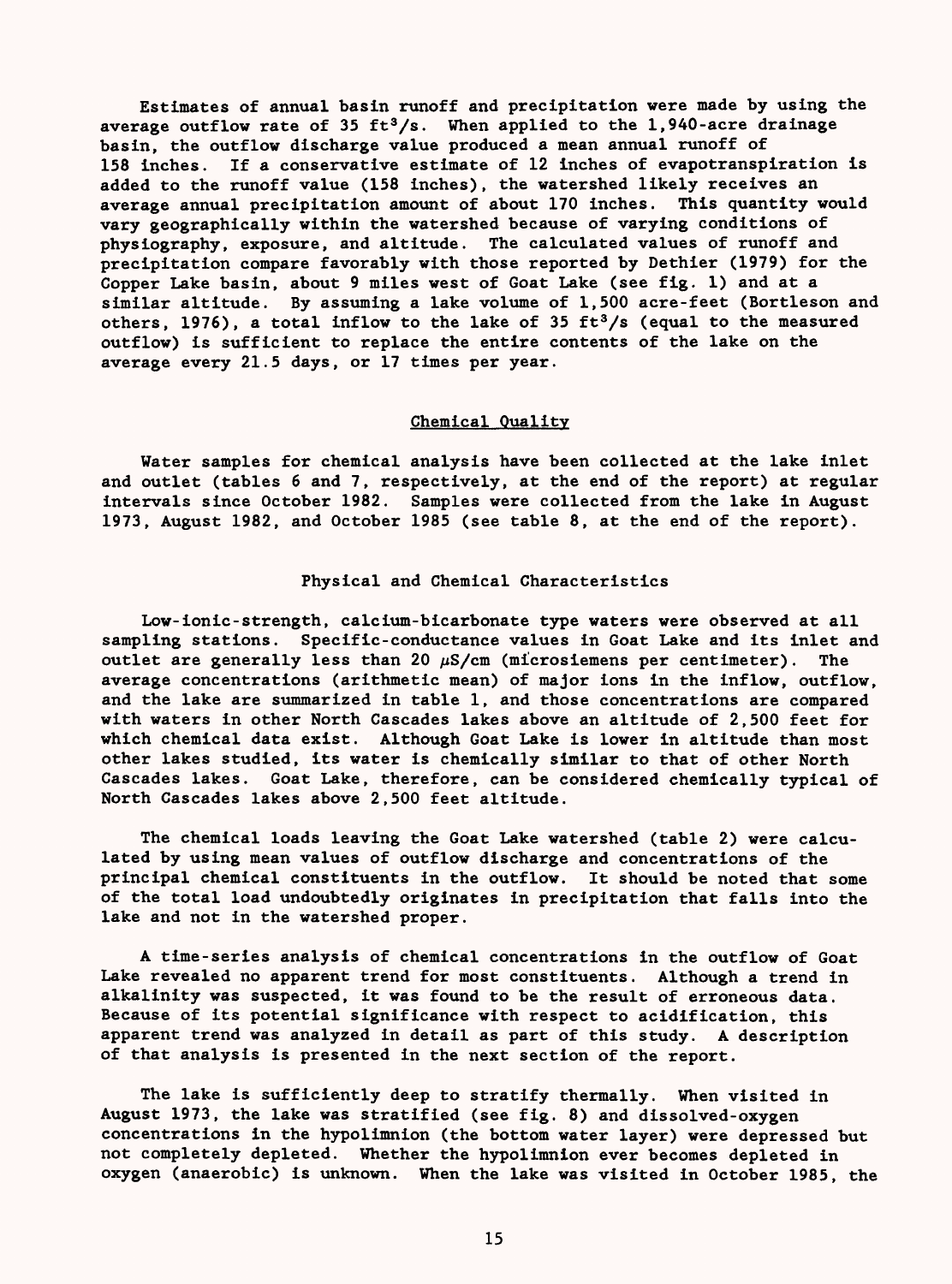Estimates of annual basin runoff and precipitation were made by using the average outflow rate of 35 $ft^3/s$. When applied to the 1,940-acre drainage basin, the outflow discharge value produced a mean annual runoff of 158 inches. If a conservative estimate of 12 inches of evapotranspiration is added to the runoff value (158 inches), the watershed likely receives an average annual precipitation amount of about 170 inches. This quantity would vary geographically within the watershed because of varying conditions of physiography, exposure, and altitude. The calculated values of runoff and precipitation compare favorably with those reported by Dethier (1979) for the Copper Lake basin, about 9 miles west of Goat Lake (see fig. 1) and at a similar altitude. By assuming a lake volume of 1,500 acre-feet (Bortleson and others, 1976), a total inflow to the lake of 35 $ft^3/s$ (equal to the measured outflow) is sufficient to replace the entire contents of the lake on the average every 21.5 days, or 17 times per year.

## Chemical Quality

Water samples for chemical analysis have been collected at the lake inlet and outlet (tables 6 and 7, respectively, at the end of the report) at regular intervals since October 1982. Samples were collected from the lake in August 1973, August 1982, and October 1985 (see table 8, at the end of the report).

### Physical and Chemical Characteristics

Low-ionic-strength, calcium-bicarbonate type waters were observed at all sampling stations. Specific-conductance values in Goat Lake and its inlet and outlet are generally less than 20 $\mu$S/cm (microsiemens per centimeter). The average concentrations (arithmetic mean) of major ions in the inflow, outflow, and the lake are summarized in table 1, and those concentrations are compared with waters in other North Cascades lakes above an altitude of 2,500 feet for which chemical data exist. Although Goat Lake is lower in altitude than most other lakes studied, its water is chemically similar to that of other North Cascades lakes. Goat Lake, therefore, can be considered chemically typical of North Cascades lakes above 2,500 feet altitude.

The chemical loads leaving the Goat Lake watershed (table 2) were calculated by using mean values of outflow discharge and concentrations of the principal chemical constituents in the outflow. It should be noted that some of the total load undoubtedly originates in precipitation that falls into the lake and not in the watershed proper.

A time-series analysis of chemical concentrations in the outflow of Goat Lake revealed no apparent trend for most constituents. Although a trend in alkalinity was suspected, it was found to be the result of erroneous data. Because of its potential significance with respect to acidification, this apparent trend was analyzed in detail as part of this study. A description of that analysis is presented in the next section of the report.

The lake is sufficiently deep to stratify thermally. When visited in August 1973, the lake was stratified (see fig. 8) and dissolved-oxygen concentrations in the hypolimnion (the bottom water layer) were depressed but not completely depleted. Whether the hypolimnion ever becomes depleted in oxygen (anaerobic) is unknown. When the lake was visited in October 1985, the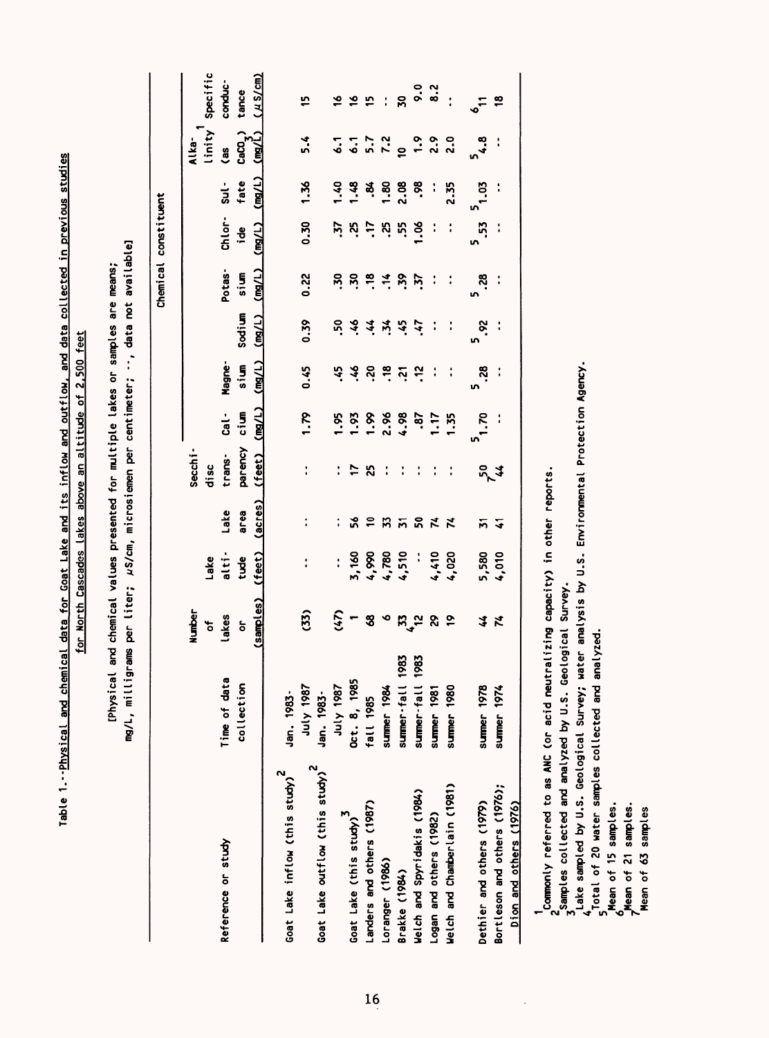Table 1.--Physical and chemical data for Goat Lake and its inflow and outflow, and data collected in previous studies for North Cascades lakes above an altitude of 2,500 feet

[Physical and chemical values presented for multiple lakes or samples are means; mg/L, milligrams per liter; μS/cm, microsiemen per centimeter; --, data not available]

| Reference or study | Time of data collection | Number of lakes or (samples) | Lake altitude (feet) | Lake area (acres) | Secchi-disc transparency (feet) | Calcium (mg/L) | Magnesium (mg/L) | Sodium (mg/L) | Potassium (mg/L) | Chloride (mg/L) | Sulfate (mg/L) | Alkalinity[1] (as $CaCO_3$) (mg/L) | Specific conductance (μS/cm) |
|---|---|---|---|---|---|---|---|---|---|---|---|---|---|
| Goat Lake inflow (this study)[2] | Jan. 1983-July 1987 | (33) | -- | -- | -- | 1.79 | 0.45 | 0.39 | 0.22 | 0.30 | 1.36 | 5.4 | 15 |
| Goat Lake outflow (this study)[2] | Jan. 1983-July 1987 | (47) | -- | -- | -- | 1.95 | .45 | .50 | .30 | .37 | 1.40 | 6.1 | 16 |
| Goat Lake (this study)[3] | Oct. 8, 1985 | 1 | 3,160 | 56 | 17 | 1.93 | .46 | .46 | .30 | .25 | 1.48 | 6.1 | 16 |
| Landers and others (1987) | fall 1985 | 68 | 4,990 | 10 | 25 | 1.99 | .20 | .44 | .18 | .17 | .84 | 5.7 | 15 |
| Loranger (1986) | summer 1984 | 6 | 4,780 | 33 | -- | 2.96 | .18 | .34 | .14 | .25 | 1.80 | 7.2 | -- |
| Brakke (1984) | summer-fall 1983 | 33 | 4,510 | 31 | -- | 4.98 | .21 | .45 | .39 | .55 | 2.08 | 10 | 30 |
| Welch and Spyridakis (1984) | summer-fall 1983 | [4]12 | -- | 50 | -- | .87 | .12 | .47 | .37 | 1.06 | .98 | 1.9 | 9.0 |
| Logan and others (1982) | summer 1981 | 29 | 4,410 | 74 | -- | 1.17 | -- | -- | -- | -- | -- | 2.9 | 8.2 |
| Welch and Chamberlain (1981) | summer 1980 | 19 | 4,020 | 74 | -- | 1.35 | -- | -- | -- | -- | 2.35 | 2.0 | -- |
| Dethier and others (1979) | summer 1978 | 44 | 5,580 | 31 | [5]50 | [5]1.70 | [5].28 | [5].92 | [5].28 | [5].53 | [5]1.03 | [5]4.8 | [6]11 |
| Bortleson and others (1976); Dion and others (1976) | summer 1974 | 74 | 4,010 | 41 | [7]44 | -- | -- | -- | -- | -- | -- | -- | 18 |

[1] Commonly referred to as ANC (or acid neutralizing capacity) in other reports.
[2] Samples collected and analyzed by U.S. Geological Survey.
[3] Lake sampled by U.S. Geological Survey; water analysis by U.S. Environmental Protection Agency.
[4] Total of 20 water samples collected and analyzed.
[5] Mean of 15 samples.
[6] Mean of 21 samples.
[7] Mean of 63 samples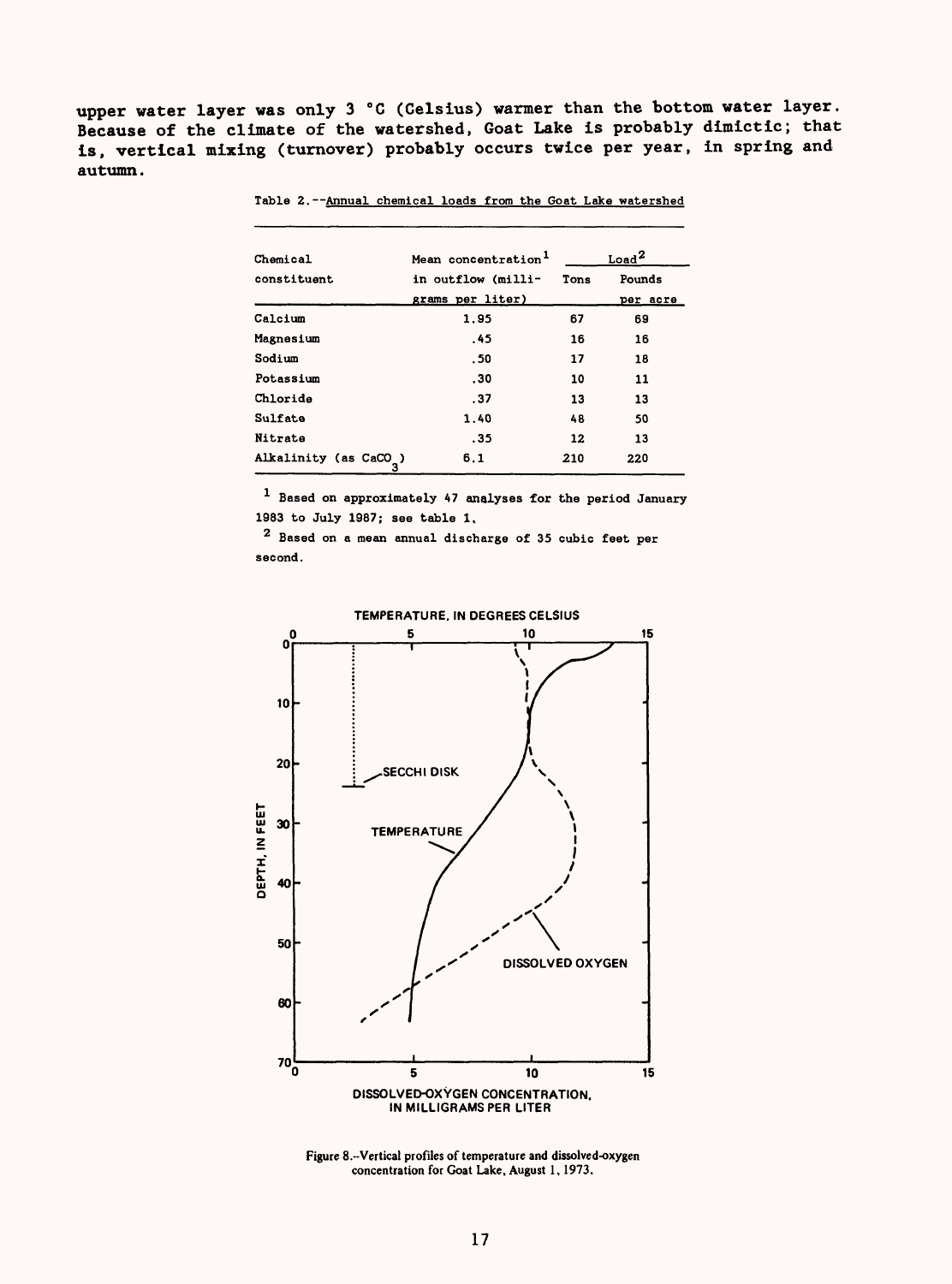upper water layer was only 3 °C (Celsius) warmer than the bottom water layer. Because of the climate of the watershed, Goat Lake is probably dimictic; that is, vertical mixing (turnover) probably occurs twice per year, in spring and autumn.

Table 2.--Annual chemical loads from the Goat Lake watershed

| Chemical constituent | Mean concentration[1] in outflow (milligrams per liter) | Load[2] | |
|---|---|---|---|
| | | Tons | Pounds per acre |
| Calcium | 1.95 | 67 | 69 |
| Magnesium | .45 | 16 | 16 |
| Sodium | .50 | 17 | 18 |
| Potassium | .30 | 10 | 11 |
| Chloride | .37 | 13 | 13 |
| Sulfate | 1.40 | 48 | 50 |
| Nitrate | .35 | 12 | 13 |
| Alkalinity (as $CaCO_3$) | 6.1 | 210 | 220 |

[1] Based on approximately 47 analyses for the period January 1983 to July 1987; see table 1.

[2] Based on a mean annual discharge of 35 cubic feet per second.

Figure 8.--Vertical profiles of temperature and dissolved-oxygen concentration for Goat Lake, August 1, 1973.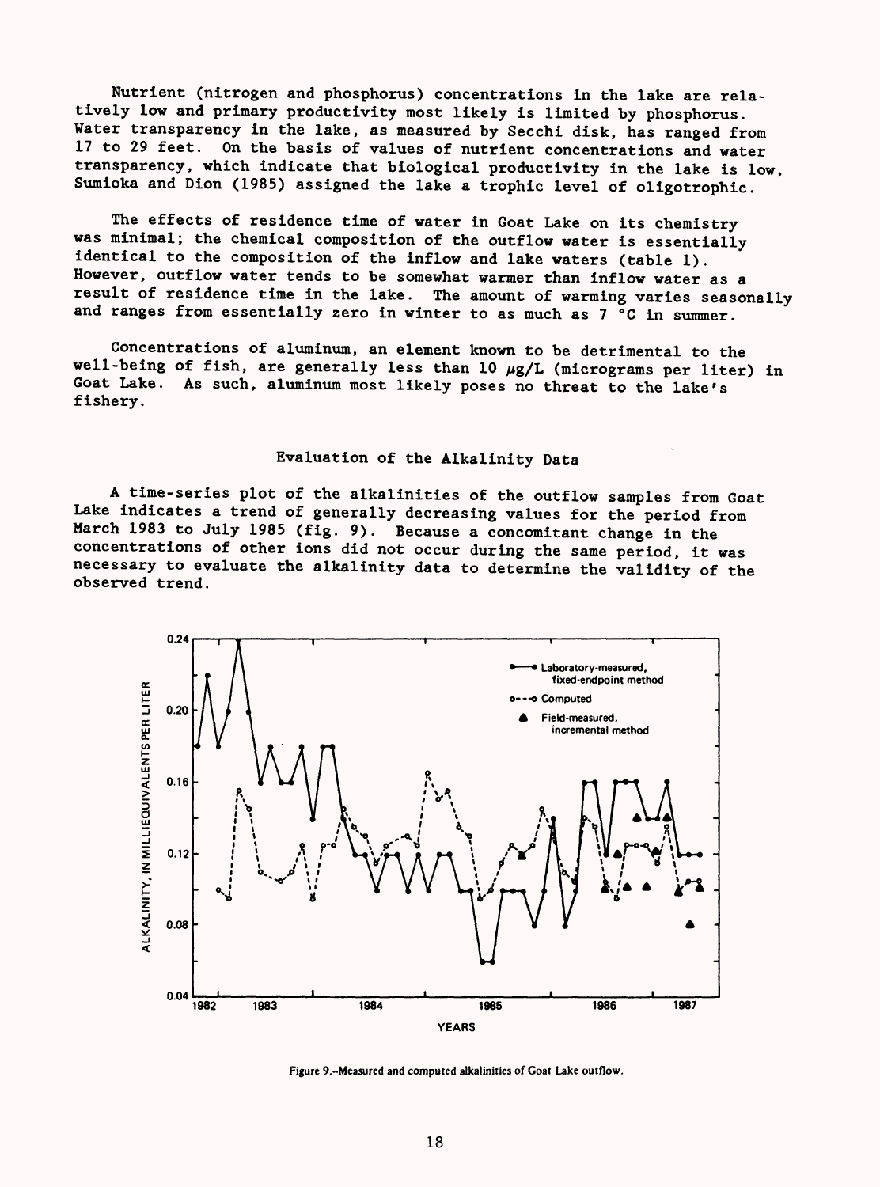Nutrient (nitrogen and phosphorus) concentrations in the lake are relatively low and primary productivity most likely is limited by phosphorus. Water transparency in the lake, as measured by Secchi disk, has ranged from 17 to 29 feet. On the basis of values of nutrient concentrations and water transparency, which indicate that biological productivity in the lake is low, Sumioka and Dion (1985) assigned the lake a trophic level of oligotrophic.

The effects of residence time of water in Goat Lake on its chemistry was minimal; the chemical composition of the outflow water is essentially identical to the composition of the inflow and lake waters (table 1). However, outflow water tends to be somewhat warmer than inflow water as a result of residence time in the lake. The amount of warming varies seasonally and ranges from essentially zero in winter to as much as 7 °C in summer.

Concentrations of aluminum, an element known to be detrimental to the well-being of fish, are generally less than 10 $\mu$g/L (micrograms per liter) in Goat Lake. As such, aluminum most likely poses no threat to the lake's fishery.

## Evaluation of the Alkalinity Data

A time-series plot of the alkalinities of the outflow samples from Goat Lake indicates a trend of generally decreasing values for the period from March 1983 to July 1985 (fig. 9). Because a concomitant change in the concentrations of other ions did not occur during the same period, it was necessary to evaluate the alkalinity data to determine the validity of the observed trend.

Figure 9.--Measured and computed alkalinities of Goat Lake outflow.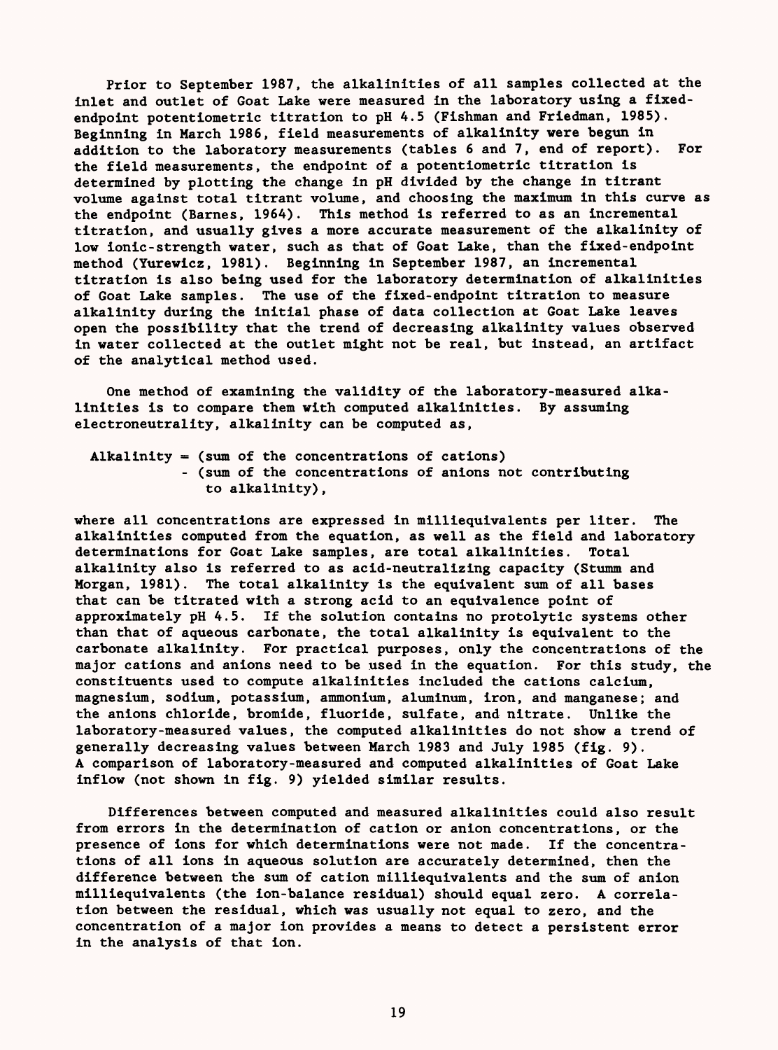Prior to September 1987, the alkalinities of all samples collected at the inlet and outlet of Goat Lake were measured in the laboratory using a fixed-endpoint potentiometric titration to pH 4.5 (Fishman and Friedman, 1985). Beginning in March 1986, field measurements of alkalinity were begun in addition to the laboratory measurements (tables 6 and 7, end of report). For the field measurements, the endpoint of a potentiometric titration is determined by plotting the change in pH divided by the change in titrant volume against total titrant volume, and choosing the maximum in this curve as the endpoint (Barnes, 1964). This method is referred to as an incremental titration, and usually gives a more accurate measurement of the alkalinity of low ionic-strength water, such as that of Goat Lake, than the fixed-endpoint method (Yurewicz, 1981). Beginning in September 1987, an incremental titration is also being used for the laboratory determination of alkalinities of Goat Lake samples. The use of the fixed-endpoint titration to measure alkalinity during the initial phase of data collection at Goat Lake leaves open the possibility that the trend of decreasing alkalinity values observed in water collected at the outlet might not be real, but instead, an artifact of the analytical method used.

One method of examining the validity of the laboratory-measured alkalinities is to compare them with computed alkalinities. By assuming electroneutrality, alkalinity can be computed as,

Alkalinity = (sum of the concentrations of cations) - (sum of the concentrations of anions not contributing to alkalinity),

where all concentrations are expressed in milliequivalents per liter. The alkalinities computed from the equation, as well as the field and laboratory determinations for Goat Lake samples, are total alkalinities. Total alkalinity also is referred to as acid-neutralizing capacity (Stumm and Morgan, 1981). The total alkalinity is the equivalent sum of all bases that can be titrated with a strong acid to an equivalence point of approximately pH 4.5. If the solution contains no protolytic systems other than that of aqueous carbonate, the total alkalinity is equivalent to the carbonate alkalinity. For practical purposes, only the concentrations of the major cations and anions need to be used in the equation. For this study, the constituents used to compute alkalinities included the cations calcium, magnesium, sodium, potassium, ammonium, aluminum, iron, and manganese; and the anions chloride, bromide, fluoride, sulfate, and nitrate. Unlike the laboratory-measured values, the computed alkalinities do not show a trend of generally decreasing values between March 1983 and July 1985 (fig. 9). A comparison of laboratory-measured and computed alkalinities of Goat Lake inflow (not shown in fig. 9) yielded similar results.

Differences between computed and measured alkalinities could also result from errors in the determination of cation or anion concentrations, or the presence of ions for which determinations were not made. If the concentrations of all ions in aqueous solution are accurately determined, then the difference between the sum of cation milliequivalents and the sum of anion milliequivalents (the ion-balance residual) should equal zero. A correlation between the residual, which was usually not equal to zero, and the concentration of a major ion provides a means to detect a persistent error in the analysis of that ion.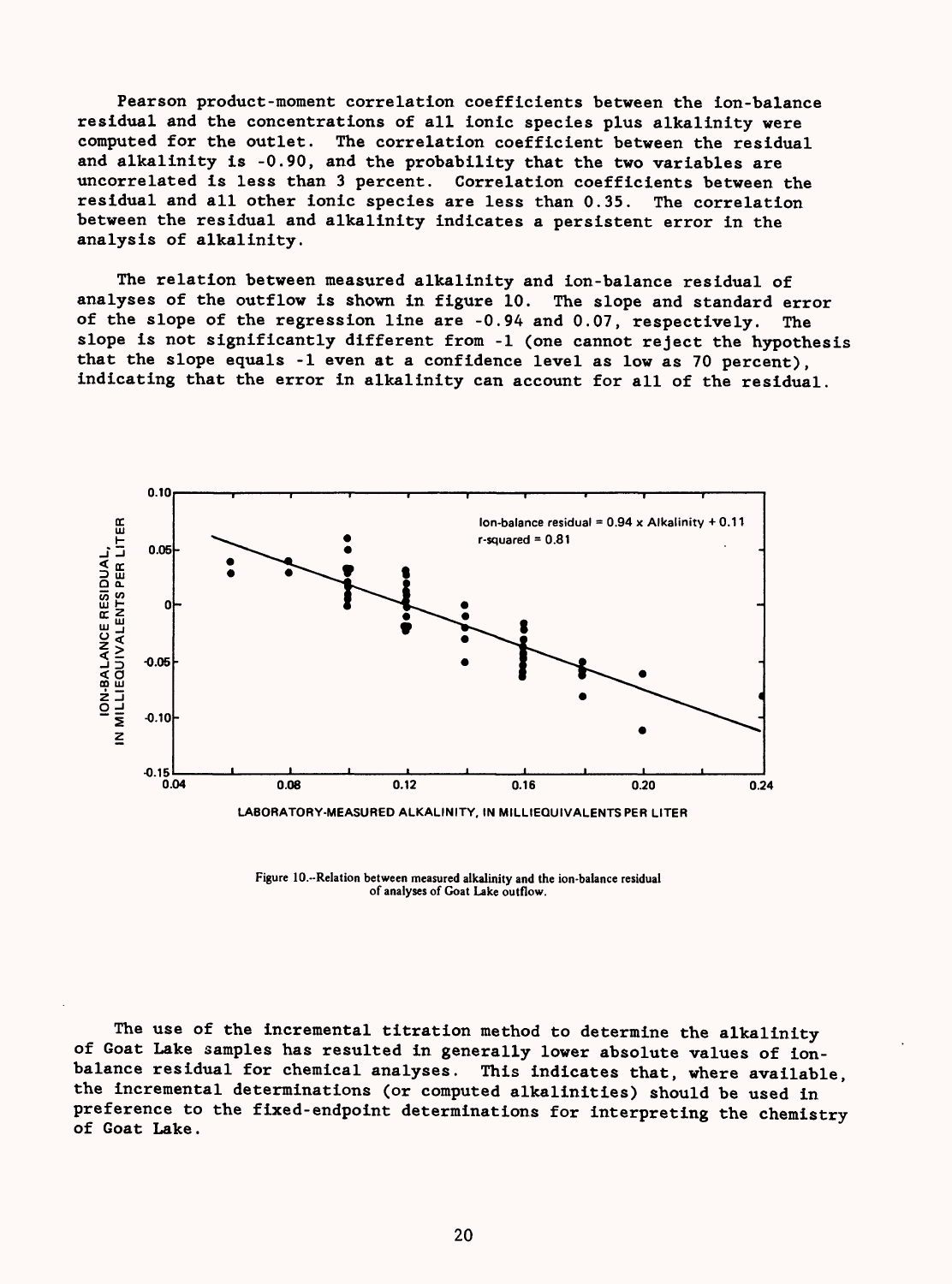Pearson product-moment correlation coefficients between the ion-balance residual and the concentrations of all ionic species plus alkalinity were computed for the outlet. The correlation coefficient between the residual and alkalinity is -0.90, and the probability that the two variables are uncorrelated is less than 3 percent. Correlation coefficients between the residual and all other ionic species are less than 0.35. The correlation between the residual and alkalinity indicates a persistent error in the analysis of alkalinity.

The relation between measured alkalinity and ion-balance residual of analyses of the outflow is shown in figure 10. The slope and standard error of the slope of the regression line are -0.94 and 0.07, respectively. The slope is not significantly different from -1 (one cannot reject the hypothesis that the slope equals -1 even at a confidence level as low as 70 percent), indicating that the error in alkalinity can account for all of the residual.

Figure 10.--Relation between measured alkalinity and the ion-balance residual of analyses of Goat Lake outflow.

The use of the incremental titration method to determine the alkalinity of Goat Lake samples has resulted in generally lower absolute values of ion-balance residual for chemical analyses. This indicates that, where available, the incremental determinations (or computed alkalinities) should be used in preference to the fixed-endpoint determinations for interpreting the chemistry of Goat Lake.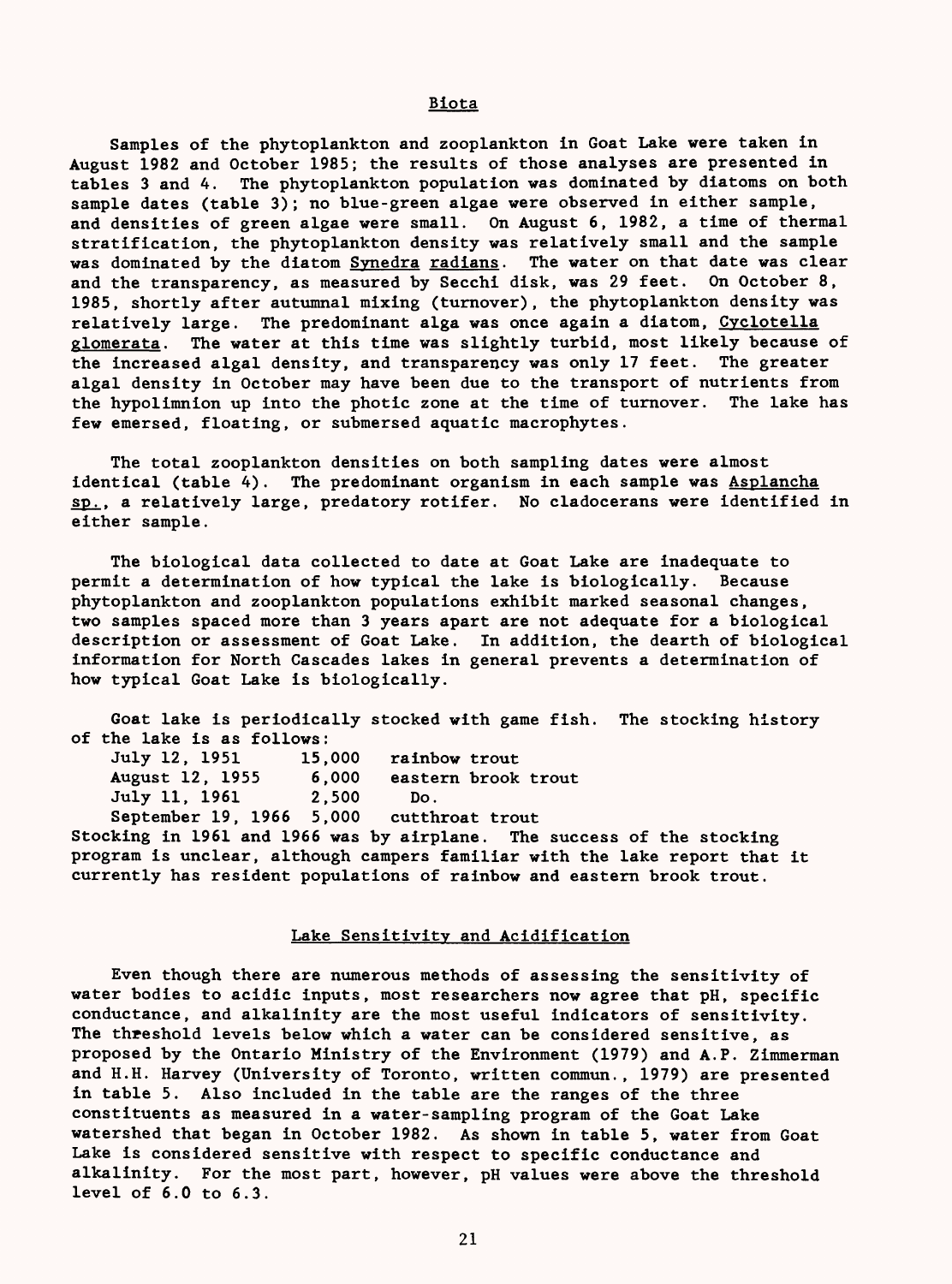## Biota

Samples of the phytoplankton and zooplankton in Goat Lake were taken in August 1982 and October 1985; the results of those analyses are presented in tables 3 and 4. The phytoplankton population was dominated by diatoms on both sample dates (table 3); no blue-green algae were observed in either sample, and densities of green algae were small. On August 6, 1982, a time of thermal stratification, the phytoplankton density was relatively small and the sample was dominated by the diatom *Synedra radians*. The water on that date was clear and the transparency, as measured by Secchi disk, was 29 feet. On October 8, 1985, shortly after autumnal mixing (turnover), the phytoplankton density was relatively large. The predominant alga was once again a diatom, *Cyclotella glomerata*. The water at this time was slightly turbid, most likely because of the increased algal density, and transparency was only 17 feet. The greater algal density in October may have been due to the transport of nutrients from the hypolimnion up into the photic zone at the time of turnover. The lake has few emersed, floating, or submersed aquatic macrophytes.

The total zooplankton densities on both sampling dates were almost identical (table 4). The predominant organism in each sample was *Asplancha sp.*, a relatively large, predatory rotifer. No cladocerans were identified in either sample.

The biological data collected to date at Goat Lake are inadequate to permit a determination of how typical the lake is biologically. Because phytoplankton and zooplankton populations exhibit marked seasonal changes, two samples spaced more than 3 years apart are not adequate for a biological description or assessment of Goat Lake. In addition, the dearth of biological information for North Cascades lakes in general prevents a determination of how typical Goat Lake is biologically.

Goat lake is periodically stocked with game fish. The stocking history of the lake is as follows:

| | | |
|---|---|---|
| July 12, 1951 | 15,000 | rainbow trout |
| August 12, 1955 | 6,000 | eastern brook trout |
| July 11, 1961 | 2,500 | Do. |
| September 19, 1966 | 5,000 | cutthroat trout |

Stocking in 1961 and 1966 was by airplane. The success of the stocking program is unclear, although campers familiar with the lake report that it currently has resident populations of rainbow and eastern brook trout.

## Lake Sensitivity and Acidification

Even though there are numerous methods of assessing the sensitivity of water bodies to acidic inputs, most researchers now agree that pH, specific conductance, and alkalinity are the most useful indicators of sensitivity. The threshold levels below which a water can be considered sensitive, as proposed by the Ontario Ministry of the Environment (1979) and A.P. Zimmerman and H.H. Harvey (University of Toronto, written commun., 1979) are presented in table 5. Also included in the table are the ranges of the three constituents as measured in a water-sampling program of the Goat Lake watershed that began in October 1982. As shown in table 5, water from Goat Lake is considered sensitive with respect to specific conductance and alkalinity. For the most part, however, pH values were above the threshold level of 6.0 to 6.3.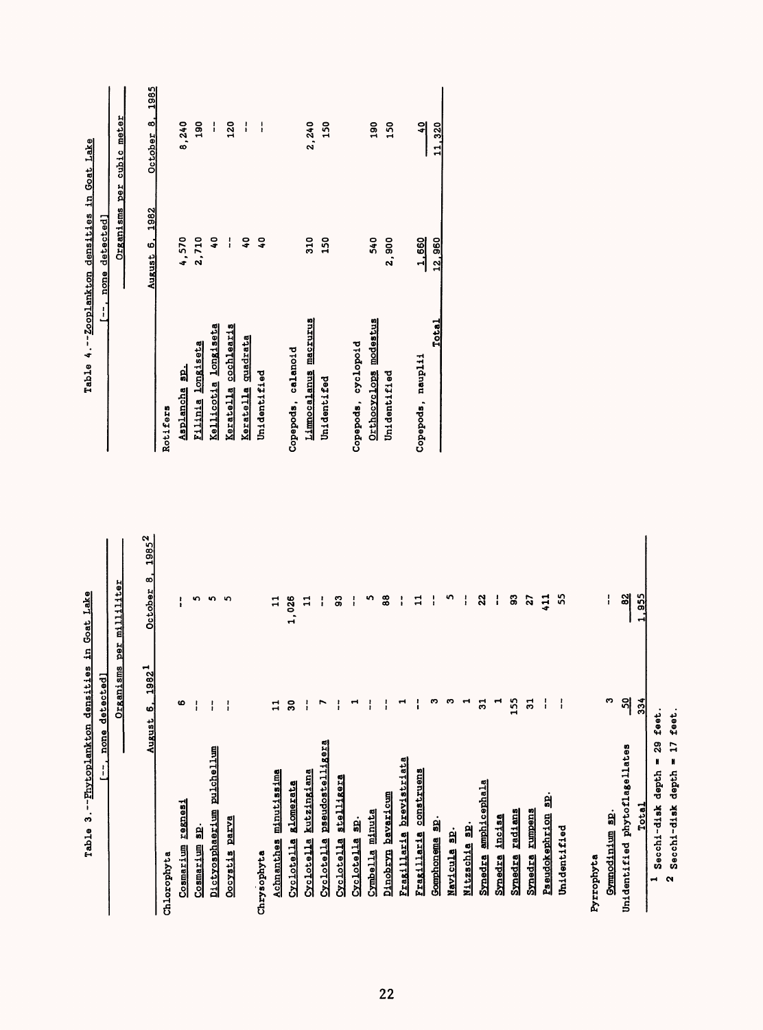Table 3.--Phytoplankton densities in Goat Lake

[--, none detected]

| | Organisms per milliliter | |
|---|---|---|
| | August 6, 1982[1] | October 8, 1985[2] |
| **Chlorophyta** | | |
| Cosmarium regnesi | 6 | -- |
| Cosmarium sp. | -- | 5 |
| Dictyosphaerium pulchellum | -- | 5 |
| Oocystis parva | -- | 5 |
| **Chrysophyta** | | |
| Achnanthes minutissima | 11 | 11 |
| Cyclotella glomerata | 30 | 1,026 |
| Cyclotella kutzingiana | -- | 11 |
| Cyclotella pseudostelligera | 7 | -- |
| Cyclotella stelligera | -- | 93 |
| Cyclotella sp. | 1 | -- |
| Cymbella minuta | -- | 5 |
| Dinobryon bavaricum | -- | 88 |
| Fragillaria brevistriata | 1 | -- |
| Fragillaria construens | -- | 11 |
| Gomphonema sp. | 3 | -- |
| Navicula sp. | 3 | 5 |
| Nitzschia sp. | 1 | -- |
| Synedra amphicephala | 31 | 22 |
| Synedra incisa | 1 | -- |
| Synedra radians | 155 | 93 |
| Synedra rumpens | 31 | 27 |
| Pseudokephrion sp. | -- | 411 |
| Unidentified | -- | 55 |
| **Pyrrophyta** | | |
| Gymnodinium sp. | 3 | -- |
| Unidentified phytoflagellates | 50 | 82 |
| Total | 334 | 1,955 |

[1] Secchi-disk depth = 29 feet.
[2] Secchi-disk depth = 17 feet.

Table 4.--Zooplankton densities in Goat Lake

[--, none detected]

| | Organisms per cubic meter | |
|---|---|---|
| | August 6, 1982 | October 8, 1985 |
| **Rotifers** | | |
| Asplancha sp. | 4,570 | 8,240 |
| Filinia longiseta | 2,710 | 190 |
| Kellicotia longiseta | 40 | -- |
| Keratella cochlearis | -- | 120 |
| Keratella quadrata | 40 | -- |
| Unidentified | 40 | -- |
| **Copepods, calanoid** | | |
| Limnocalanus macrurus | 310 | 2,240 |
| Unidentifed | 150 | 150 |
| **Copepods, cyclopoid** | | |
| Orthocyclops modestus | 540 | 190 |
| Unidentified | 2,900 | 150 |
| Copepods, nauplii | 1,660 | 40 |
| Total | 12,960 | 11,320 |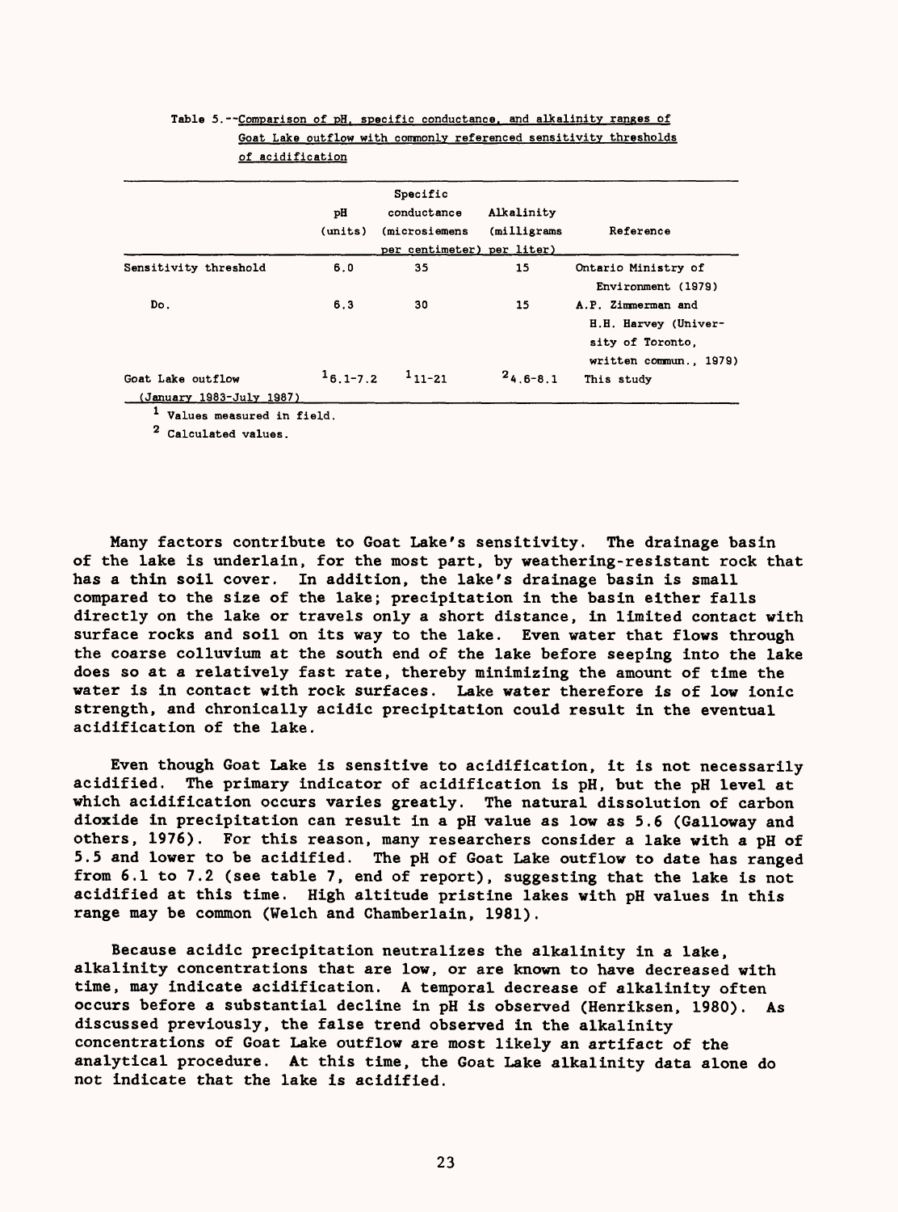Table 5.--Comparison of pH, specific conductance, and alkalinity ranges of Goat Lake outflow with commonly referenced sensitivity thresholds of acidification

| | pH (units) | Specific conductance (microsiemens per centimeter) | Alkalinity (milligrams per liter) | Reference |
|---|---|---|---|---|
| Sensitivity threshold | 6.0 | 35 | 15 | Ontario Ministry of Environment (1979) |
| Do. | 6.3 | 30 | 15 | A.P. Zimmerman and H.H. Harvey (University of Toronto, written commun., 1979) |
| Goat Lake outflow (January 1983-July 1987) | [1]6.1-7.2 | [1]11-21 | [2]4.6-8.1 | This study |

[1] Values measured in field.

[2] Calculated values.

Many factors contribute to Goat Lake's sensitivity. The drainage basin of the lake is underlain, for the most part, by weathering-resistant rock that has a thin soil cover. In addition, the lake's drainage basin is small compared to the size of the lake; precipitation in the basin either falls directly on the lake or travels only a short distance, in limited contact with surface rocks and soil on its way to the lake. Even water that flows through the coarse colluvium at the south end of the lake before seeping into the lake does so at a relatively fast rate, thereby minimizing the amount of time the water is in contact with rock surfaces. Lake water therefore is of low ionic strength, and chronically acidic precipitation could result in the eventual acidification of the lake.

Even though Goat Lake is sensitive to acidification, it is not necessarily acidified. The primary indicator of acidification is pH, but the pH level at which acidification occurs varies greatly. The natural dissolution of carbon dioxide in precipitation can result in a pH value as low as 5.6 (Galloway and others, 1976). For this reason, many researchers consider a lake with a pH of 5.5 and lower to be acidified. The pH of Goat Lake outflow to date has ranged from 6.1 to 7.2 (see table 7, end of report), suggesting that the lake is not acidified at this time. High altitude pristine lakes with pH values in this range may be common (Welch and Chamberlain, 1981).

Because acidic precipitation neutralizes the alkalinity in a lake, alkalinity concentrations that are low, or are known to have decreased with time, may indicate acidification. A temporal decrease of alkalinity often occurs before a substantial decline in pH is observed (Henriksen, 1980). As discussed previously, the false trend observed in the alkalinity concentrations of Goat Lake outflow are most likely an artifact of the analytical procedure. At this time, the Goat Lake alkalinity data alone do not indicate that the lake is acidified.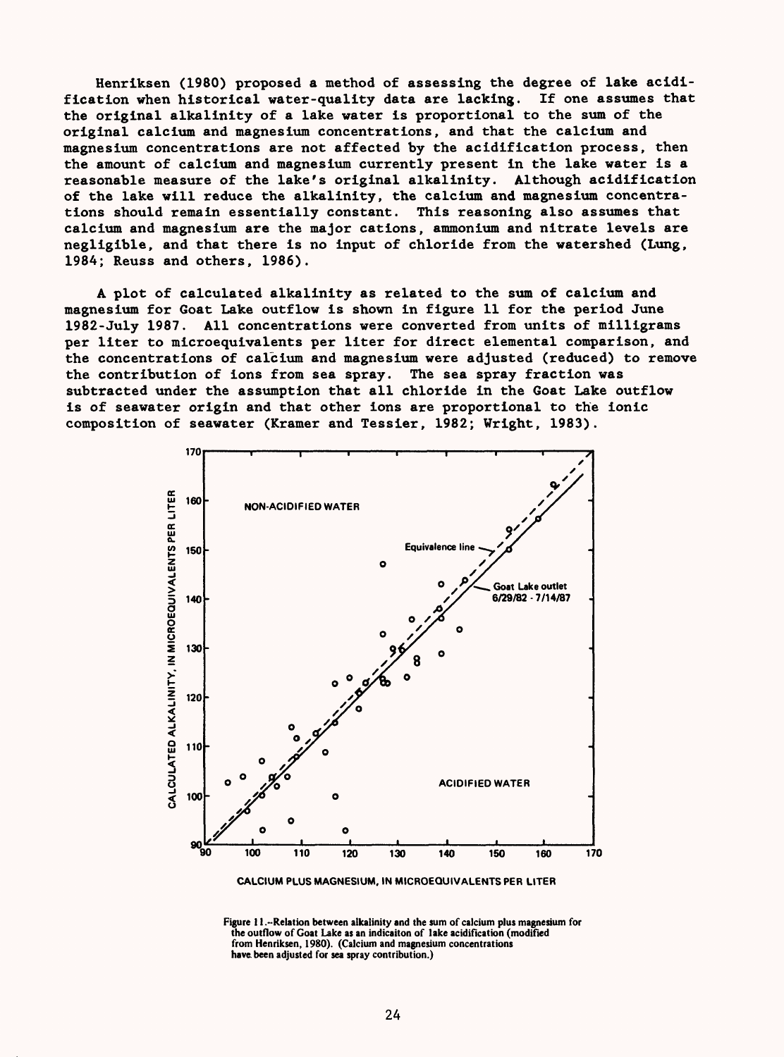Henriksen (1980) proposed a method of assessing the degree of lake acidification when historical water-quality data are lacking. If one assumes that the original alkalinity of a lake water is proportional to the sum of the original calcium and magnesium concentrations, and that the calcium and magnesium concentrations are not affected by the acidification process, then the amount of calcium and magnesium currently present in the lake water is a reasonable measure of the lake's original alkalinity. Although acidification of the lake will reduce the alkalinity, the calcium and magnesium concentrations should remain essentially constant. This reasoning also assumes that calcium and magnesium are the major cations, ammonium and nitrate levels are negligible, and that there is no input of chloride from the watershed (Lung, 1984; Reuss and others, 1986).

A plot of calculated alkalinity as related to the sum of calcium and magnesium for Goat Lake outflow is shown in figure 11 for the period June 1982-July 1987. All concentrations were converted from units of milligrams per liter to microequivalents per liter for direct elemental comparison, and the concentrations of calcium and magnesium were adjusted (reduced) to remove the contribution of ions from sea spray. The sea spray fraction was subtracted under the assumption that all chloride in the Goat Lake outflow is of seawater origin and that other ions are proportional to the ionic composition of seawater (Kramer and Tessier, 1982; Wright, 1983).

Figure 11.--Relation between alkalinity and the sum of calcium plus magnesium for the outflow of Goat Lake as an indicaiton of lake acidification (modified from Henriksen, 1980). (Calcium and magnesium concentrations have been adjusted for sea spray contribution.)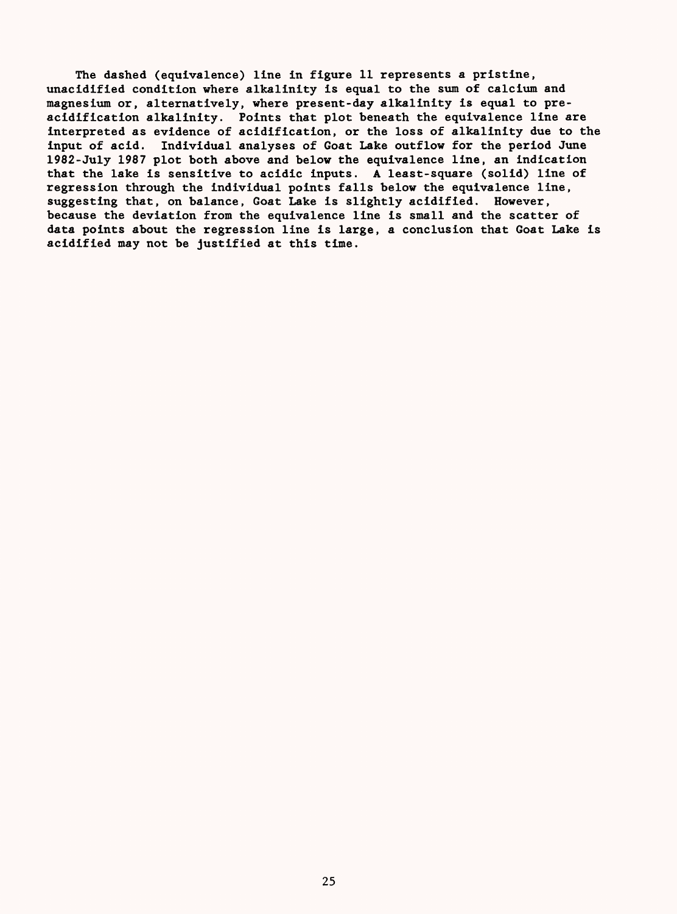The dashed (equivalence) line in figure 11 represents a pristine, unacidified condition where alkalinity is equal to the sum of calcium and magnesium or, alternatively, where present-day alkalinity is equal to pre-acidification alkalinity. Points that plot beneath the equivalence line are interpreted as evidence of acidification, or the loss of alkalinity due to the input of acid. Individual analyses of Goat Lake outflow for the period June 1982-July 1987 plot both above and below the equivalence line, an indication that the lake is sensitive to acidic inputs. A least-square (solid) line of regression through the individual points falls below the equivalence line, suggesting that, on balance, Goat Lake is slightly acidified. However, because the deviation from the equivalence line is small and the scatter of data points about the regression line is large, a conclusion that Goat Lake is acidified may not be justified at this time.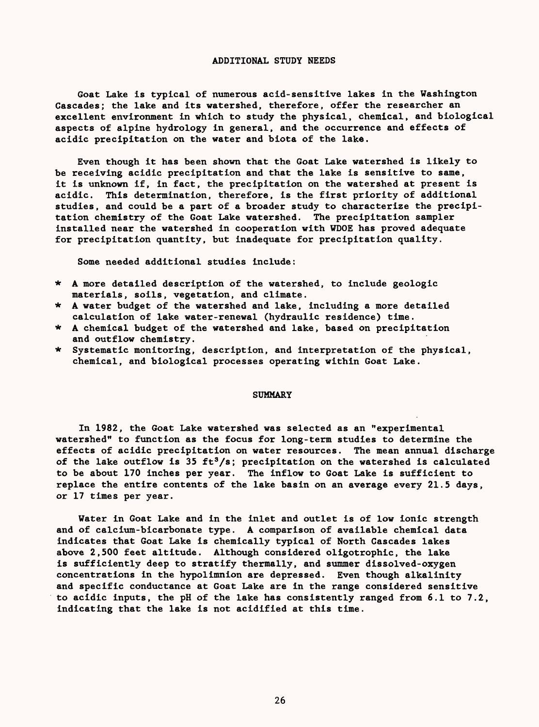## ADDITIONAL STUDY NEEDS

Goat Lake is typical of numerous acid-sensitive lakes in the Washington Cascades; the lake and its watershed, therefore, offer the researcher an excellent environment in which to study the physical, chemical, and biological aspects of alpine hydrology in general, and the occurrence and effects of acidic precipitation on the water and biota of the lake.

Even though it has been shown that the Goat Lake watershed is likely to be receiving acidic precipitation and that the lake is sensitive to same, it is unknown if, in fact, the precipitation on the watershed at present is acidic. This determination, therefore, is the first priority of additional studies, and could be a part of a broader study to characterize the precipitation chemistry of the Goat Lake watershed. The precipitation sampler installed near the watershed in cooperation with WDOE has proved adequate for precipitation quantity, but inadequate for precipitation quality.

Some needed additional studies include:

* A more detailed description of the watershed, to include geologic materials, soils, vegetation, and climate.
* A water budget of the watershed and lake, including a more detailed calculation of lake water-renewal (hydraulic residence) time.
* A chemical budget of the watershed and lake, based on precipitation and outflow chemistry.
* Systematic monitoring, description, and interpretation of the physical, chemical, and biological processes operating within Goat Lake.

## SUMMARY

In 1982, the Goat Lake watershed was selected as an "experimental watershed" to function as the focus for long-term studies to determine the effects of acidic precipitation on water resources. The mean annual discharge of the lake outflow is 35 $ft^3/s$; precipitation on the watershed is calculated to be about 170 inches per year. The inflow to Goat Lake is sufficient to replace the entire contents of the lake basin on an average every 21.5 days, or 17 times per year.

Water in Goat Lake and in the inlet and outlet is of low ionic strength and of calcium-bicarbonate type. A comparison of available chemical data indicates that Goat Lake is chemically typical of North Cascades lakes above 2,500 feet altitude. Although considered oligotrophic, the lake is sufficiently deep to stratify thermally, and summer dissolved-oxygen concentrations in the hypolimnion are depressed. Even though alkalinity and specific conductance at Goat Lake are in the range considered sensitive to acidic inputs, the pH of the lake has consistently ranged from 6.1 to 7.2, indicating that the lake is not acidified at this time.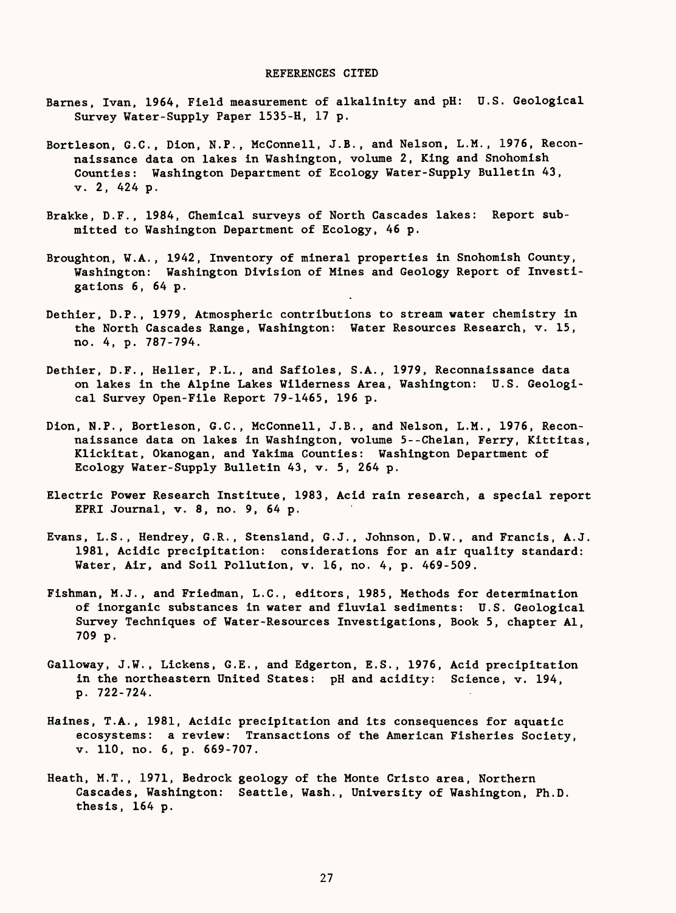## REFERENCES CITED

Barnes, Ivan, 1964, Field measurement of alkalinity and pH: U.S. Geological Survey Water-Supply Paper 1535-H, 17 p.

Bortleson, G.C., Dion, N.P., McConnell, J.B., and Nelson, L.M., 1976, Reconnaissance data on lakes in Washington, volume 2, King and Snohomish Counties: Washington Department of Ecology Water-Supply Bulletin 43, v. 2, 424 p.

Brakke, D.F., 1984, Chemical surveys of North Cascades lakes: Report submitted to Washington Department of Ecology, 46 p.

Broughton, W.A., 1942, Inventory of mineral properties in Snohomish County, Washington: Washington Division of Mines and Geology Report of Investigations 6, 64 p.

Dethier, D.P., 1979, Atmospheric contributions to stream water chemistry in the North Cascades Range, Washington: Water Resources Research, v. 15, no. 4, p. 787-794.

Dethier, D.P., Heller, P.L., and Safioles, S.A., 1979, Reconnaissance data on lakes in the Alpine Lakes Wilderness Area, Washington: U.S. Geological Survey Open-File Report 79-1465, 196 p.

Dion, N.P., Bortleson, G.C., McConnell, J.B., and Nelson, L.M., 1976, Reconnaissance data on lakes in Washington, volume 5--Chelan, Ferry, Kittitas, Klickitat, Okanogan, and Yakima Counties: Washington Department of Ecology Water-Supply Bulletin 43, v. 5, 264 p.

Electric Power Research Institute, 1983, Acid rain research, a special report EPRI Journal, v. 8, no. 9, 64 p.

Evans, L.S., Hendrey, G.R., Stensland, G.J., Johnson, D.W., and Francis, A.J. 1981, Acidic precipitation: considerations for an air quality standard: Water, Air, and Soil Pollution, v. 16, no. 4, p. 469-509.

Fishman, M.J., and Friedman, L.C., editors, 1985, Methods for determination of inorganic substances in water and fluvial sediments: U.S. Geological Survey Techniques of Water-Resources Investigations, Book 5, chapter A1, 709 p.

Galloway, J.W., Lickens, G.E., and Edgerton, E.S., 1976, Acid precipitation in the northeastern United States: pH and acidity: Science, v. 194, p. 722-724.

Haines, T.A., 1981, Acidic precipitation and its consequences for aquatic ecosystems: a review: Transactions of the American Fisheries Society, v. 110, no. 6, p. 669-707.

Heath, M.T., 1971, Bedrock geology of the Monte Cristo area, Northern Cascades, Washington: Seattle, Wash., University of Washington, Ph.D. thesis, 164 p.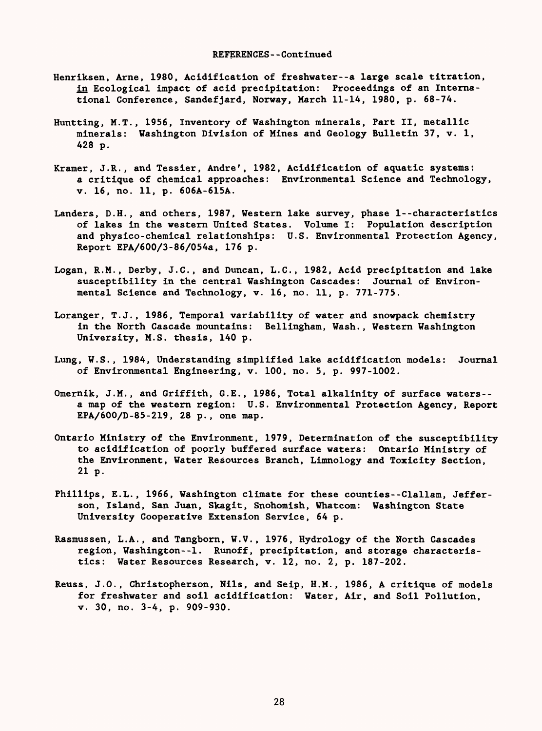## REFERENCES--Continued

Henriksen, Arne, 1980, Acidification of freshwater--a large scale titration, in Ecological impact of acid precipitation: Proceedings of an International Conference, Sandefjard, Norway, March 11-14, 1980, p. 68-74.

Huntting, M.T., 1956, Inventory of Washington minerals, Part II, metallic minerals: Washington Division of Mines and Geology Bulletin 37, v. 1, 428 p.

Kramer, J.R., and Tessier, Andre', 1982, Acidification of aquatic systems: a critique of chemical approaches: Environmental Science and Technology, v. 16, no. 11, p. 606A-615A.

Landers, D.H., and others, 1987, Western lake survey, phase 1--characteristics of lakes in the western United States. Volume I: Population description and physico-chemical relationships: U.S. Environmental Protection Agency, Report EPA/600/3-86/054a, 176 p.

Logan, R.M., Derby, J.C., and Duncan, L.C., 1982, Acid precipitation and lake susceptibility in the central Washington Cascades: Journal of Environmental Science and Technology, v. 16, no. 11, p. 771-775.

Loranger, T.J., 1986, Temporal variability of water and snowpack chemistry in the North Cascade mountains: Bellingham, Wash., Western Washington University, M.S. thesis, 140 p.

Lung, W.S., 1984, Understanding simplified lake acidification models: Journal of Environmental Engineering, v. 100, no. 5, p. 997-1002.

Omernik, J.M., and Griffith, G.E., 1986, Total alkalinity of surface waters--a map of the western region: U.S. Environmental Protection Agency, Report EPA/600/D-85-219, 28 p., one map.

Ontario Ministry of the Environment, 1979, Determination of the susceptibility to acidification of poorly buffered surface waters: Ontario Ministry of the Environment, Water Resources Branch, Limnology and Toxicity Section, 21 p.

Phillips, E.L., 1966, Washington climate for these counties--Clallam, Jefferson, Island, San Juan, Skagit, Snohomish, Whatcom: Washington State University Cooperative Extension Service, 64 p.

Rasmussen, L.A., and Tangborn, W.V., 1976, Hydrology of the North Cascades region, Washington--1. Runoff, precipitation, and storage characteristics: Water Resources Research, v. 12, no. 2, p. 187-202.

Reuss, J.O., Christopherson, Nils, and Seip, H.M., 1986, A critique of models for freshwater and soil acidification: Water, Air, and Soil Pollution, v. 30, no. 3-4, p. 909-930.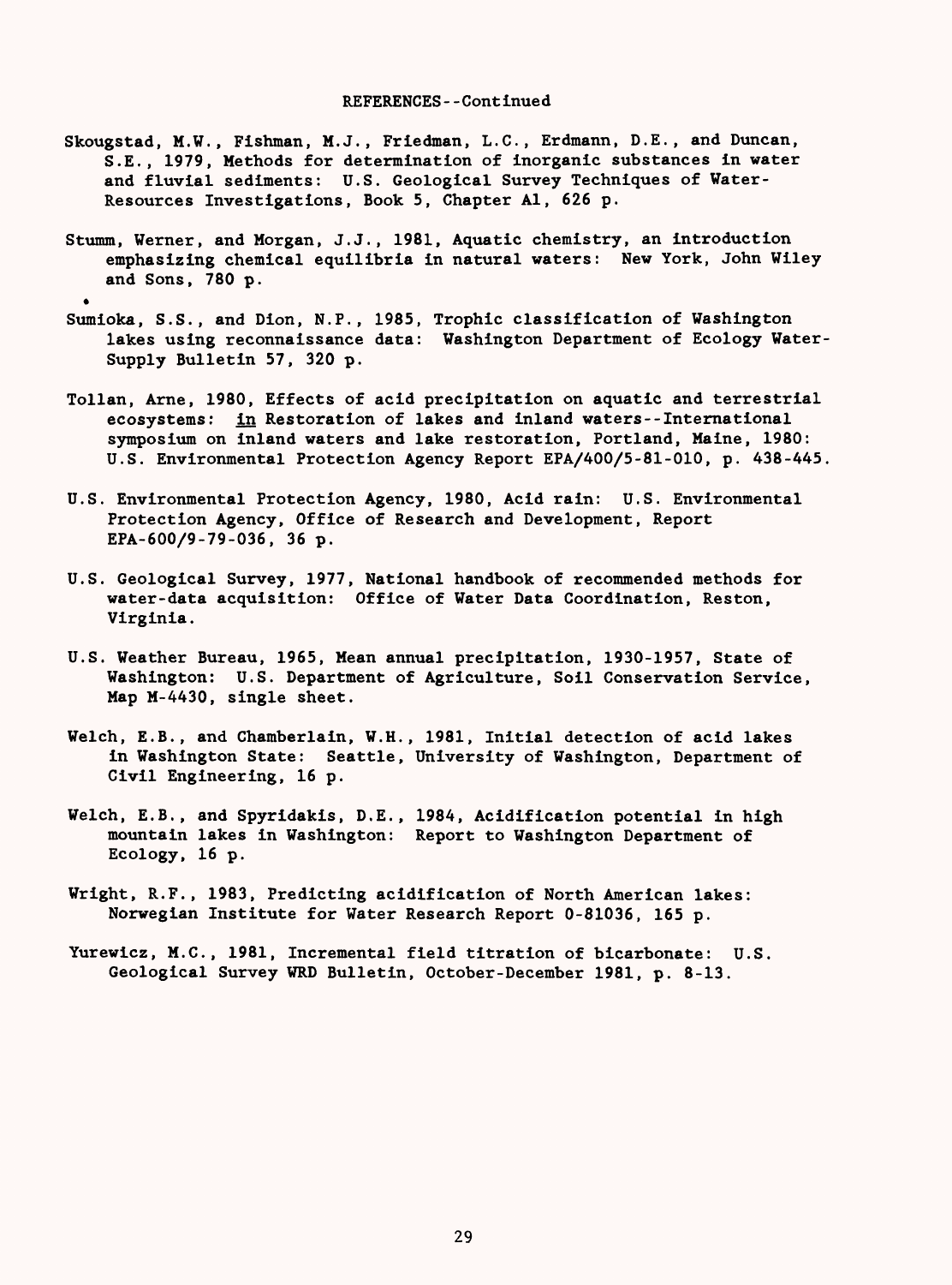## REFERENCES--Continued

Skougstad, M.W., Fishman, M.J., Friedman, L.C., Erdmann, D.E., and Duncan, S.E., 1979, Methods for determination of inorganic substances in water and fluvial sediments: U.S. Geological Survey Techniques of Water-Resources Investigations, Book 5, Chapter A1, 626 p.

Stumm, Werner, and Morgan, J.J., 1981, Aquatic chemistry, an introduction emphasizing chemical equilibria in natural waters: New York, John Wiley and Sons, 780 p.

Sumioka, S.S., and Dion, N.P., 1985, Trophic classification of Washington lakes using reconnaissance data: Washington Department of Ecology Water-Supply Bulletin 57, 320 p.

Tollan, Arne, 1980, Effects of acid precipitation on aquatic and terrestrial ecosystems: in Restoration of lakes and inland waters--International symposium on inland waters and lake restoration, Portland, Maine, 1980: U.S. Environmental Protection Agency Report EPA/400/5-81-010, p. 438-445.

U.S. Environmental Protection Agency, 1980, Acid rain: U.S. Environmental Protection Agency, Office of Research and Development, Report EPA-600/9-79-036, 36 p.

U.S. Geological Survey, 1977, National handbook of recommended methods for water-data acquisition: Office of Water Data Coordination, Reston, Virginia.

U.S. Weather Bureau, 1965, Mean annual precipitation, 1930-1957, State of Washington: U.S. Department of Agriculture, Soil Conservation Service, Map M-4430, single sheet.

Welch, E.B., and Chamberlain, W.H., 1981, Initial detection of acid lakes in Washington State: Seattle, University of Washington, Department of Civil Engineering, 16 p.

Welch, E.B., and Spyridakis, D.E., 1984, Acidification potential in high mountain lakes in Washington: Report to Washington Department of Ecology, 16 p.

Wright, R.F., 1983, Predicting acidification of North American lakes: Norwegian Institute for Water Research Report 0-81036, 165 p.

Yurewicz, M.C., 1981, Incremental field titration of bicarbonate: U.S. Geological Survey WRD Bulletin, October-December 1981, p. 8-13.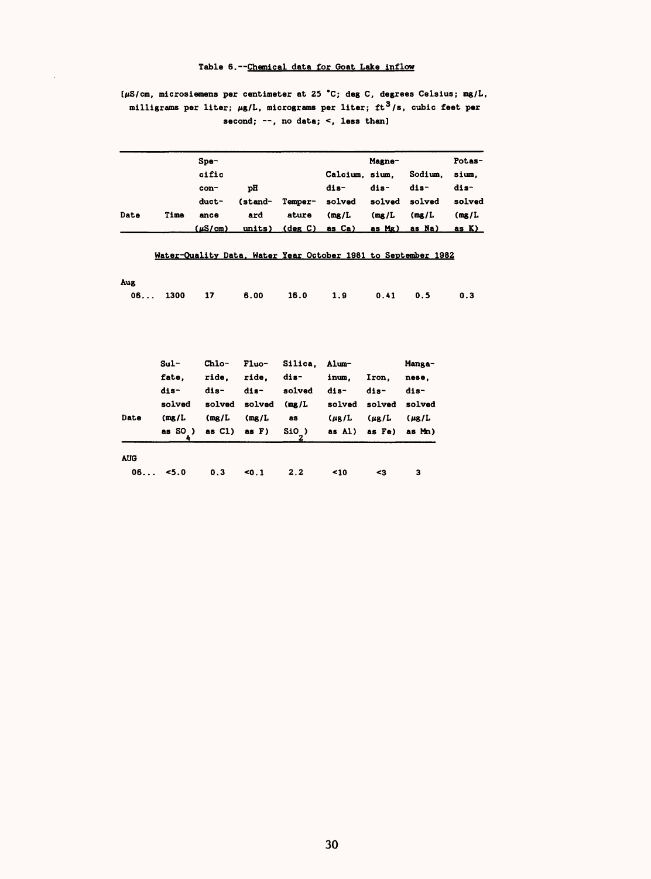Table 6.--Chemical data for Goat Lake inflow

[µS/cm, microsiemens per centimeter at 25 °C; deg C, degrees Celsius; mg/L, milligrams per liter; µg/L, micrograms per liter; $ft^3/s$, cubic feet per second; --, no data; <, less than]

| Date | Time | Specific conductance (µS/cm) | pH (standard units) | Temperature (deg C) | Calcium, dissolved (mg/L as Ca) | Magnesium, dissolved (mg/L as Mg) | Sodium, dissolved (mg/L as Na) | Potassium, dissolved (mg/L as K) |
|---|---|---|---|---|---|---|---|---|
| Water-Quality Data, Water Year October 1981 to September 1982 | | | | | | | | |
| Aug | | | | | | | | |
| 06... | 1300 | 17 | 6.00 | 16.0 | 1.9 | 0.41 | 0.5 | 0.3 |

| Date | Sulfate, dissolved (mg/L as $SO_4$) | Chloride, dissolved (mg/L as Cl) | Fluoride, dissolved (mg/L as F) | Silica, dissolved (mg/L as $SiO_2$) | Aluminum, dissolved (µg/L as Al) | Iron, dissolved (µg/L as Fe) | Manganese, dissolved (µg/L as Mn) |
|---|---|---|---|---|---|---|---|
| AUG | | | | | | | |
| 06... | <5.0 | 0.3 | <0.1 | 2.2 | <10 | <3 | 3 |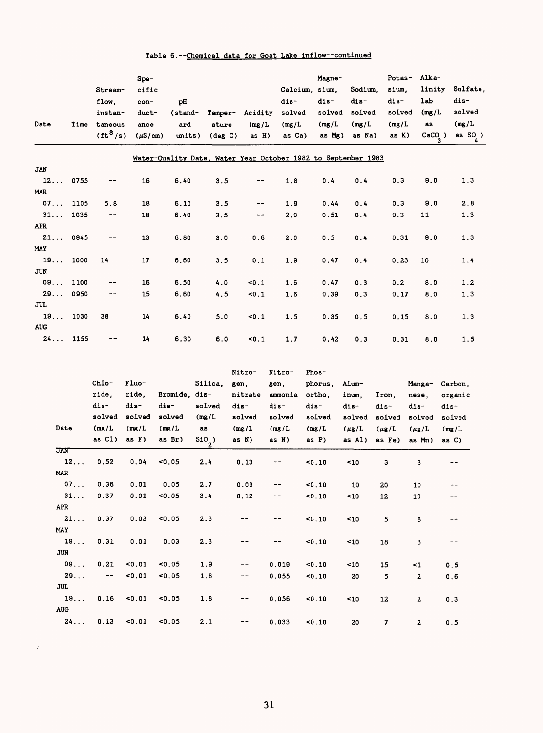Table 6.--Chemical data for Goat Lake inflow--continued

| Date | Time | Streamflow, instantaneous ($ft^3/s$) | Specific conductance ($\mu S/cm$) | pH (standard units) | Temperature (deg C) | Acidity (mg/L as H) | Calcium, dissolved (mg/L as Ca) | Magnesium, dissolved (mg/L as Mg) | Sodium, dissolved (mg/L as Na) | Potassium, dissolved (mg/L as K) | Alkalinity lab (mg/L as $CaCO_3$) | Sulfate, dissolved (mg/L as $SO_4$) |
|---|---|---|---|---|---|---|---|---|---|---|---|---|
| | | | | Water-Quality Data, Water Year October 1982 to September 1983 | | | | | | | | |
| JAN | | | | | | | | | | | | |
| 12... | 0755 | -- | 16 | 6.40 | 3.5 | -- | 1.8 | 0.4 | 0.4 | 0.3 | 9.0 | 1.3 |
| MAR | | | | | | | | | | | | |
| 07... | 1105 | 5.8 | 18 | 6.10 | 3.5 | -- | 1.9 | 0.44 | 0.4 | 0.3 | 9.0 | 2.8 |
| 31... | 1035 | -- | 18 | 6.40 | 3.5 | -- | 2.0 | 0.51 | 0.4 | 0.3 | 11 | 1.3 |
| APR | | | | | | | | | | | | |
| 21... | 0945 | -- | 13 | 6.80 | 3.0 | 0.6 | 2.0 | 0.5 | 0.4 | 0.31 | 9.0 | 1.3 |
| MAY | | | | | | | | | | | | |
| 19... | 1000 | 14 | 17 | 6.60 | 3.5 | 0.1 | 1.9 | 0.47 | 0.4 | 0.23 | 10 | 1.4 |
| JUN | | | | | | | | | | | | |
| 09... | 1100 | -- | 16 | 6.50 | 4.0 | <0.1 | 1.6 | 0.47 | 0.3 | 0.2 | 8.0 | 1.2 |
| 29... | 0950 | -- | 15 | 6.60 | 4.5 | <0.1 | 1.6 | 0.39 | 0.3 | 0.17 | 8.0 | 1.3 |
| JUL | | | | | | | | | | | | |
| 19... | 1030 | 38 | 14 | 6.40 | 5.0 | <0.1 | 1.5 | 0.35 | 0.5 | 0.15 | 8.0 | 1.3 |
| AUG | | | | | | | | | | | | |
| 24... | 1155 | -- | 14 | 6.30 | 6.0 | <0.1 | 1.7 | 0.42 | 0.3 | 0.31 | 8.0 | 1.5 |

| Date | Chloride, dissolved (mg/L as Cl) | Fluoride, dissolved (mg/L as F) | Bromide, dissolved (mg/L as Br) | Silica, dissolved (mg/L as $SiO_2$) | Nitrogen, nitrate dissolved (mg/L as N) | Nitrogen, ammonia dissolved (mg/L as N) | Phosphorus, ortho, dissolved (mg/L as P) | Aluminum, dissolved ($\mu g/L$ as Al) | Iron, dissolved ($\mu g/L$ as Fe) | Manganese, dissolved ($\mu g/L$ as Mn) | Carbon, organic dissolved (mg/L as C) |
|---|---|---|---|---|---|---|---|---|---|---|---|
| JAN | | | | | | | | | | | |
| 12... | 0.52 | 0.04 | <0.05 | 2.4 | 0.13 | -- | <0.10 | <10 | 3 | 3 | -- |
| MAR | | | | | | | | | | | |
| 07... | 0.36 | 0.01 | 0.05 | 2.7 | 0.03 | -- | <0.10 | 10 | 20 | 10 | -- |
| 31... | 0.37 | 0.01 | <0.05 | 3.4 | 0.12 | -- | <0.10 | <10 | 12 | 10 | -- |
| APR | | | | | | | | | | | |
| 21... | 0.37 | 0.03 | <0.05 | 2.3 | -- | -- | <0.10 | <10 | 5 | 6 | -- |
| MAY | | | | | | | | | | | |
| 19... | 0.31 | 0.01 | 0.03 | 2.3 | -- | -- | <0.10 | <10 | 18 | 3 | -- |
| JUN | | | | | | | | | | | |
| 09... | 0.21 | <0.01 | <0.05 | 1.9 | -- | 0.019 | <0.10 | <10 | 15 | <1 | 0.5 |
| 29... | -- | <0.01 | <0.05 | 1.8 | -- | 0.055 | <0.10 | 20 | 5 | 2 | 0.6 |
| JUL | | | | | | | | | | | |
| 19... | 0.16 | <0.01 | <0.05 | 1.8 | -- | 0.056 | <0.10 | <10 | 12 | 2 | 0.3 |
| AUG | | | | | | | | | | | |
| 24... | 0.13 | <0.01 | <0.05 | 2.1 | -- | 0.033 | <0.10 | 20 | 7 | 2 | 0.5 |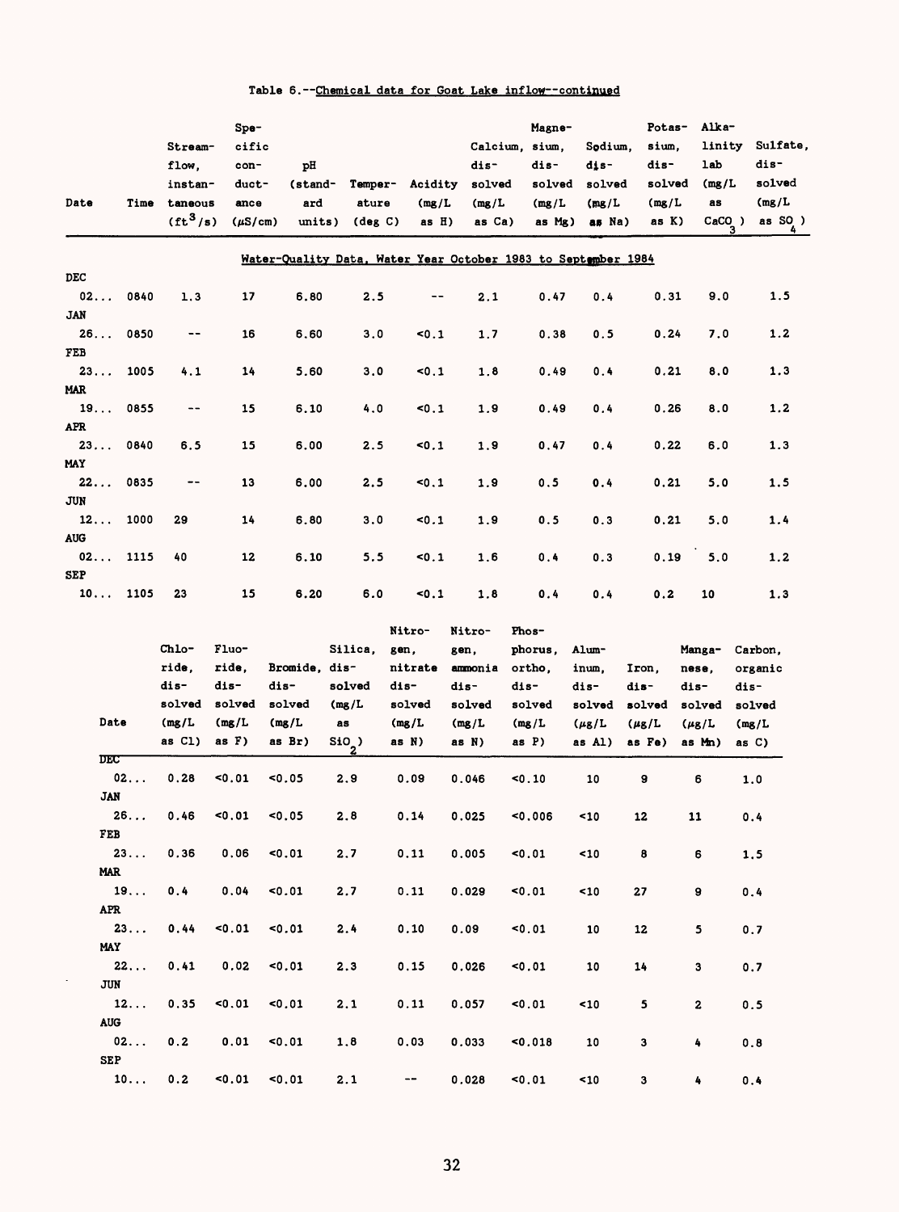Table 6.--Chemical data for Goat Lake inflow--continued

| Date | Time | Streamflow, instantaneous ($ft^3/s$) | Specific conductance ($\mu S/cm$) | pH (standard units) | Temperature (deg C) | Acidity (mg/L as H) | Calcium, dissolved (mg/L as Ca) | Magnesium, dissolved (mg/L as Mg) | Sodium, dissolved (mg/L as Na) | Potassium, dissolved (mg/L as K) | Alkalinity lab (mg/L as $CaCO_3$) | Sulfate, dissolved (mg/L as $SO_4$) |
|---|---|---|---|---|---|---|---|---|---|---|---|---|
| | | | | Water-Quality Data, Water Year October 1983 to September 1984 | | | | | | | | |
| DEC 02... | 0840 | 1.3 | 17 | 6.80 | 2.5 | -- | 2.1 | 0.47 | 0.4 | 0.31 | 9.0 | 1.5 |
| JAN 26... | 0850 | -- | 16 | 6.60 | 3.0 | <0.1 | 1.7 | 0.38 | 0.5 | 0.24 | 7.0 | 1.2 |
| FEB 23... | 1005 | 4.1 | 14 | 5.60 | 3.0 | <0.1 | 1.8 | 0.49 | 0.4 | 0.21 | 8.0 | 1.3 |
| MAR 19... | 0855 | -- | 15 | 6.10 | 4.0 | <0.1 | 1.9 | 0.49 | 0.4 | 0.26 | 8.0 | 1.2 |
| APR 23... | 0840 | 6.5 | 15 | 6.00 | 2.5 | <0.1 | 1.9 | 0.47 | 0.4 | 0.22 | 6.0 | 1.3 |
| MAY 22... | 0835 | -- | 13 | 6.00 | 2.5 | <0.1 | 1.9 | 0.5 | 0.4 | 0.21 | 5.0 | 1.5 |
| JUN 12... | 1000 | 29 | 14 | 6.80 | 3.0 | <0.1 | 1.9 | 0.5 | 0.3 | 0.21 | 5.0 | 1.4 |
| AUG 02... | 1115 | 40 | 12 | 6.10 | 5.5 | <0.1 | 1.6 | 0.4 | 0.3 | 0.19 | 5.0 | 1.2 |
| SEP 10... | 1105 | 23 | 15 | 6.20 | 6.0 | <0.1 | 1.8 | 0.4 | 0.4 | 0.2 | 10 | 1.3 |

| Date | Chloride, dissolved (mg/L as Cl) | Fluoride, dissolved (mg/L as F) | Bromide, dissolved (mg/L as Br) | Silica, dissolved (mg/L as $SiO_2$) | Nitrogen, nitrate dissolved (mg/L as N) | Nitrogen, ammonia dissolved (mg/L as N) | Phosphorus, ortho, dissolved (mg/L as P) | Aluminum, dissolved ($\mu g/L$ as Al) | Iron, dissolved ($\mu g/L$ as Fe) | Manganese, dissolved ($\mu g/L$ as Mn) | Carbon, organic dissolved (mg/L as C) |
|---|---|---|---|---|---|---|---|---|---|---|---|
| DEC 02... | 0.28 | <0.01 | <0.05 | 2.9 | 0.09 | 0.046 | <0.10 | 10 | 9 | 6 | 1.0 |
| JAN 26... | 0.46 | <0.01 | <0.05 | 2.8 | 0.14 | 0.025 | <0.006 | <10 | 12 | 11 | 0.4 |
| FEB 23... | 0.36 | 0.06 | <0.01 | 2.7 | 0.11 | 0.005 | <0.01 | <10 | 8 | 6 | 1.5 |
| MAR 19... | 0.4 | 0.04 | <0.01 | 2.7 | 0.11 | 0.029 | <0.01 | <10 | 27 | 9 | 0.4 |
| APR 23... | 0.44 | <0.01 | <0.01 | 2.4 | 0.10 | 0.09 | <0.01 | 10 | 12 | 5 | 0.7 |
| MAY 22... | 0.41 | 0.02 | <0.01 | 2.3 | 0.15 | 0.026 | <0.01 | 10 | 14 | 3 | 0.7 |
| JUN 12... | 0.35 | <0.01 | <0.01 | 2.1 | 0.11 | 0.057 | <0.01 | <10 | 5 | 2 | 0.5 |
| AUG 02... | 0.2 | 0.01 | <0.01 | 1.8 | 0.03 | 0.033 | <0.018 | 10 | 3 | 4 | 0.8 |
| SEP 10... | 0.2 | <0.01 | <0.01 | 2.1 | -- | 0.028 | <0.01 | <10 | 3 | 4 | 0.4 |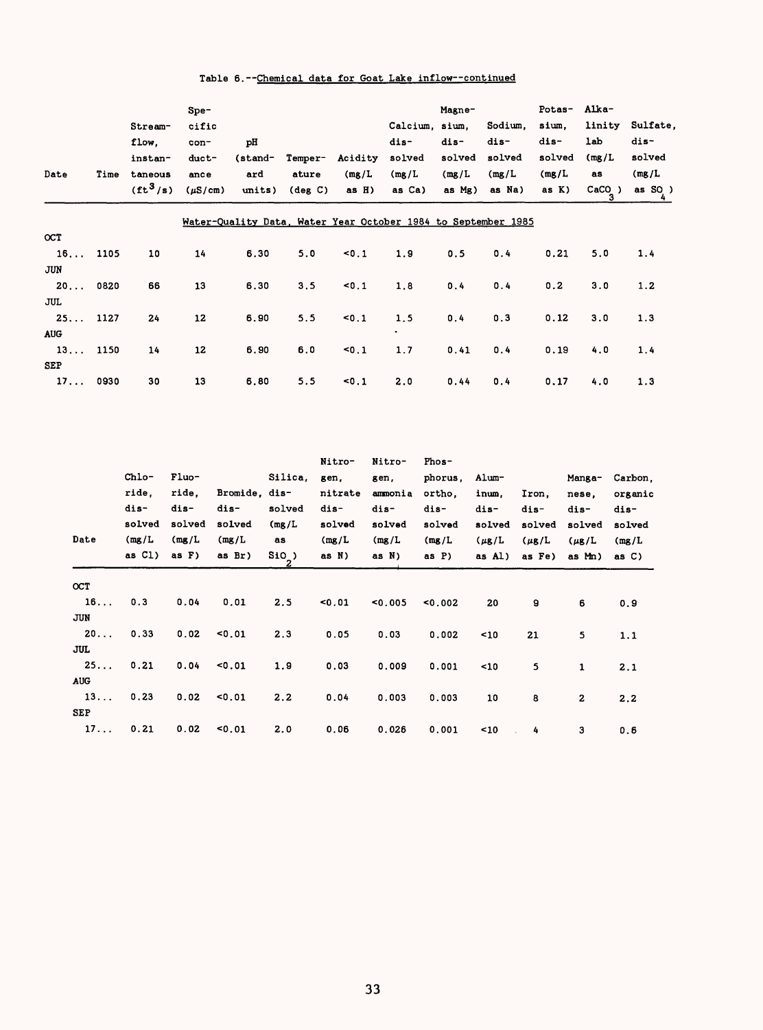Table 6.--Chemical data for Goat Lake inflow--continued

| Date | Time | Stream-flow, instan-taneous ($ft^3/s$) | Spe-cific con-duct-ance ($\mu S/cm$) | pH (stand-ard units) | Temper-ature (deg C) | Acidity (mg/L as H) | Calcium, dis-solved (mg/L as Ca) | Magne-sium, dis-solved (mg/L as Mg) | Sodium, dis-solved (mg/L as Na) | Potas-sium, dis-solved (mg/L as K) | Alka-linity lab (mg/L as $CaCO_3$) | Sulfate, dis-solved (mg/L as $SO_4$) |
|---|---|---|---|---|---|---|---|---|---|---|---|---|
| | | | | Water-Quality Data, Water Year October 1984 to September 1985 | | | | | | | | |
| OCT | | | | | | | | | | | | |
| 16... | 1105 | 10 | 14 | 6.30 | 5.0 | <0.1 | 1.9 | 0.5 | 0.4 | 0.21 | 5.0 | 1.4 |
| JUN | | | | | | | | | | | | |
| 20... | 0820 | 66 | 13 | 6.30 | 3.5 | <0.1 | 1.8 | 0.4 | 0.4 | 0.2 | 3.0 | 1.2 |
| JUL | | | | | | | | | | | | |
| 25... | 1127 | 24 | 12 | 6.90 | 5.5 | <0.1 | 1.5 | 0.4 | 0.3 | 0.12 | 3.0 | 1.3 |
| AUG | | | | | | | | | | | | |
| 13... | 1150 | 14 | 12 | 6.90 | 6.0 | <0.1 | 1.7 | 0.41 | 0.4 | 0.19 | 4.0 | 1.4 |
| SEP | | | | | | | | | | | | |
| 17... | 0930 | 30 | 13 | 6.80 | 5.5 | <0.1 | 2.0 | 0.44 | 0.4 | 0.17 | 4.0 | 1.3 |

| Date | Chlo-ride, dis-solved (mg/L as Cl) | Fluo-ride, dis-solved (mg/L as F) | Bromide, dis-solved (mg/L as Br) | Silica, dis-solved (mg/L as $SiO_2$) | Nitro-gen, nitrate dis-solved (mg/L as N) | Nitro-gen, ammonia dis-solved (mg/L as N) | Phos-phorus, ortho, dis-solved (mg/L as P) | Alum-inum, dis-solved ($\mu g/L$ as Al) | Iron, dis-solved ($\mu g/L$ as Fe) | Manga-nese, dis-solved ($\mu g/L$ as Mn) | Carbon, organic dis-solved (mg/L as C) |
|---|---|---|---|---|---|---|---|---|---|---|---|
| OCT | | | | | | | | | | | |
| 16... | 0.3 | 0.04 | 0.01 | 2.5 | <0.01 | <0.005 | <0.002 | 20 | 9 | 6 | 0.9 |
| JUN | | | | | | | | | | | |
| 20... | 0.33 | 0.02 | <0.01 | 2.3 | 0.05 | 0.03 | 0.002 | <10 | 21 | 5 | 1.1 |
| JUL | | | | | | | | | | | |
| 25... | 0.21 | 0.04 | <0.01 | 1.9 | 0.03 | 0.009 | 0.001 | <10 | 5 | 1 | 2.1 |
| AUG | | | | | | | | | | | |
| 13... | 0.23 | 0.02 | <0.01 | 2.2 | 0.04 | 0.003 | 0.003 | 10 | 8 | 2 | 2.2 |
| SEP | | | | | | | | | | | |
| 17... | 0.21 | 0.02 | <0.01 | 2.0 | 0.06 | 0.026 | 0.001 | <10 | 4 | 3 | 0.6 |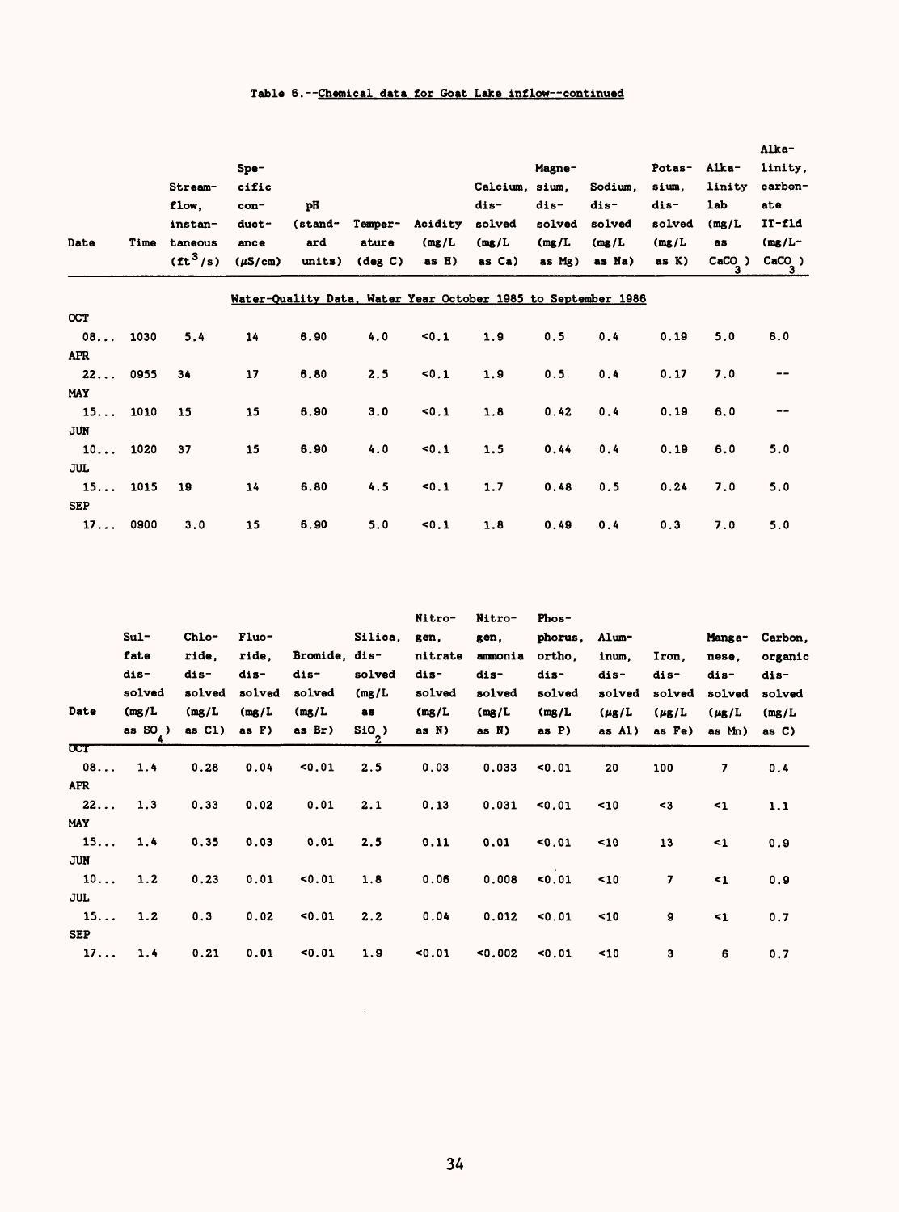Table 6.--Chemical data for Goat Lake inflow--continued

| Date | Time | Stream-flow, instan-taneous ($ft^3/s$) | Spe-cific con-duct-ance ($\mu S/cm$) | pH (stand-ard units) | Temper-ature (deg C) | Acidity (mg/L as H) | Calcium, dis-solved (mg/L as Ca) | Magne-sium, dis-solved (mg/L as Mg) | Sodium, dis-solved (mg/L as Na) | Potas-sium, dis-solved (mg/L as K) | Alka-linity lab (mg/L as $CaCO_3$) | Alka-linity, carbon-ate IT-fld (mg/L-$CaCO_3$) |
|---|---|---|---|---|---|---|---|---|---|---|---|---|
| | | | | | | Water-Quality Data, Water Year October 1985 to September 1986 | | | | | | |
| OCT | | | | | | | | | | | | |
| 08... | 1030 | 5.4 | 14 | 6.90 | 4.0 | <0.1 | 1.9 | 0.5 | 0.4 | 0.19 | 5.0 | 6.0 |
| APR | | | | | | | | | | | | |
| 22... | 0955 | 34 | 17 | 6.80 | 2.5 | <0.1 | 1.9 | 0.5 | 0.4 | 0.17 | 7.0 | -- |
| MAY | | | | | | | | | | | | |
| 15... | 1010 | 15 | 15 | 6.90 | 3.0 | <0.1 | 1.8 | 0.42 | 0.4 | 0.19 | 6.0 | -- |
| JUN | | | | | | | | | | | | |
| 10... | 1020 | 37 | 15 | 6.90 | 4.0 | <0.1 | 1.5 | 0.44 | 0.4 | 0.19 | 6.0 | 5.0 |
| JUL | | | | | | | | | | | | |
| 15... | 1015 | 19 | 14 | 6.80 | 4.5 | <0.1 | 1.7 | 0.48 | 0.5 | 0.24 | 7.0 | 5.0 |
| SEP | | | | | | | | | | | | |
| 17... | 0900 | 3.0 | 15 | 6.90 | 5.0 | <0.1 | 1.8 | 0.49 | 0.4 | 0.3 | 7.0 | 5.0 |

| Date | Sul-fate dis-solved (mg/L as $SO_4$) | Chlo-ride, dis-solved (mg/L as Cl) | Fluo-ride, dis-solved (mg/L as F) | Bromide, dis-solved (mg/L as Br) | Silica, dis-solved (mg/L as $SiO_2$) | Nitro-gen, nitrate dis-solved (mg/L as N) | Nitro-gen, ammonia dis-solved (mg/L as N) | Phos-phorus, ortho, dis-solved (mg/L as P) | Alum-inum, dis-solved ($\mu g/L$ as Al) | Iron, dis-solved ($\mu g/L$ as Fe) | Manga-nese, dis-solved ($\mu g/L$ as Mn) | Carbon, organic dis-solved (mg/L as C) |
|---|---|---|---|---|---|---|---|---|---|---|---|---|
| OCT | | | | | | | | | | | | |
| 08... | 1.4 | 0.28 | 0.04 | <0.01 | 2.5 | 0.03 | 0.033 | <0.01 | 20 | 100 | 7 | 0.4 |
| APR | | | | | | | | | | | | |
| 22... | 1.3 | 0.33 | 0.02 | 0.01 | 2.1 | 0.13 | 0.031 | <0.01 | <10 | <3 | <1 | 1.1 |
| MAY | | | | | | | | | | | | |
| 15... | 1.4 | 0.35 | 0.03 | 0.01 | 2.5 | 0.11 | 0.01 | <0.01 | <10 | 13 | <1 | 0.9 |
| JUN | | | | | | | | | | | | |
| 10... | 1.2 | 0.23 | 0.01 | <0.01 | 1.8 | 0.06 | 0.008 | <0.01 | <10 | 7 | <1 | 0.9 |
| JUL | | | | | | | | | | | | |
| 15... | 1.2 | 0.3 | 0.02 | <0.01 | 2.2 | 0.04 | 0.012 | <0.01 | <10 | 9 | <1 | 0.7 |
| SEP | | | | | | | | | | | | |
| 17... | 1.4 | 0.21 | 0.01 | <0.01 | 1.9 | <0.01 | <0.002 | <0.01 | <10 | 3 | 6 | 0.7 |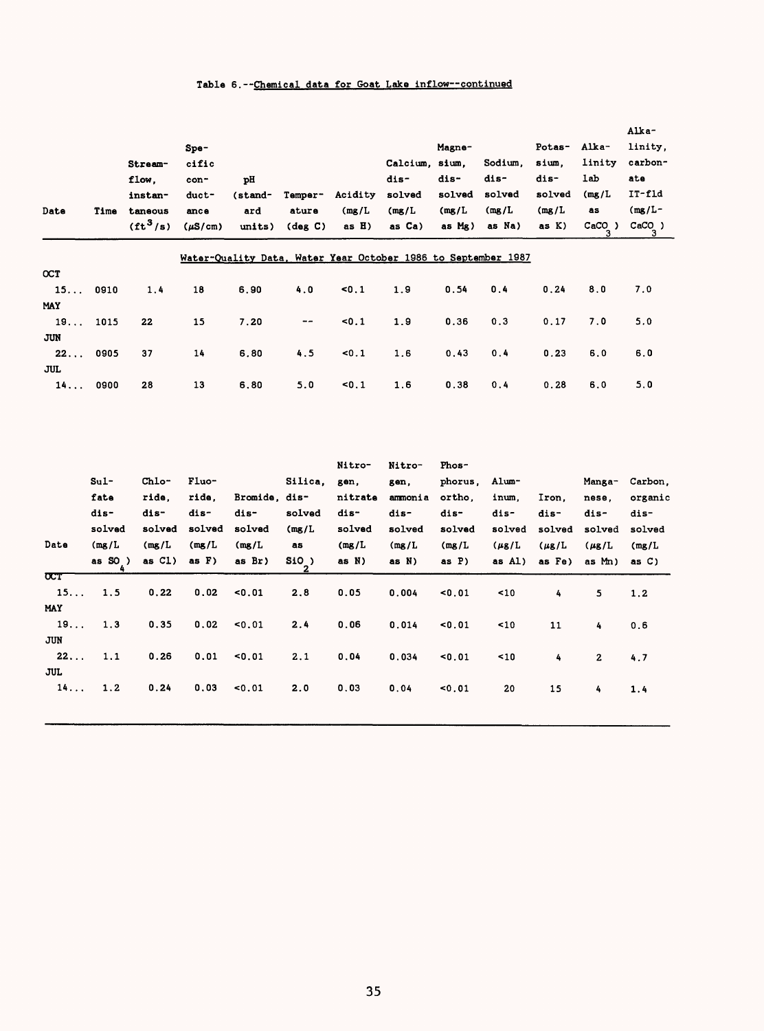Table 6.--Chemical data for Goat Lake inflow--continued

| Date | Time | Stream-flow, instan-taneous ($ft^3/s$) | Spe-cific con-duct-ance ($\mu S/cm$) | pH (stand-ard units) | Temper-ature (deg C) | Acidity (mg/L as H) | Calcium, dis-solved (mg/L as Ca) | Magne-sium, dis-solved (mg/L as Mg) | Sodium, dis-solved (mg/L as Na) | Potas-sium, dis-solved (mg/L as K) | Alka-linity lab (mg/L as $CaCO_3$) | Alka-linity, carbon-ate IT-fld (mg/L-$CaCO_3$) |
|---|---|---|---|---|---|---|---|---|---|---|---|---|
| | | | | Water-Quality Data, Water Year October 1986 to September 1987 | | | | | | | | |
| OCT | | | | | | | | | | | | |
| 15... | 0910 | 1.4 | 18 | 6.90 | 4.0 | <0.1 | 1.9 | 0.54 | 0.4 | 0.24 | 8.0 | 7.0 |
| MAY | | | | | | | | | | | | |
| 19... | 1015 | 22 | 15 | 7.20 | -- | <0.1 | 1.9 | 0.36 | 0.3 | 0.17 | 7.0 | 5.0 |
| JUN | | | | | | | | | | | | |
| 22... | 0905 | 37 | 14 | 6.80 | 4.5 | <0.1 | 1.6 | 0.43 | 0.4 | 0.23 | 6.0 | 6.0 |
| JUL | | | | | | | | | | | | |
| 14... | 0900 | 28 | 13 | 6.80 | 5.0 | <0.1 | 1.6 | 0.38 | 0.4 | 0.28 | 6.0 | 5.0 |

| Date | Sul-fate dis-solved (mg/L as $SO_4$) | Chlo-ride, dis-solved (mg/L as Cl) | Fluo-ride, dis-solved (mg/L as F) | Bromide, dis-solved (mg/L as Br) | Silica, dis-solved (mg/L as $SiO_2$) | Nitro-gen, nitrate dis-solved (mg/L as N) | Nitro-gen, ammonia dis-solved (mg/L as N) | Phos-phorus, ortho, dis-solved (mg/L as P) | Alum-inum, dis-solved ($\mu g/L$ as Al) | Iron, dis-solved ($\mu g/L$ as Fe) | Manga-nese, dis-solved ($\mu g/L$ as Mn) | Carbon, organic dis-solved (mg/L as C) |
|---|---|---|---|---|---|---|---|---|---|---|---|---|
| OCT | | | | | | | | | | | | |
| 15... | 1.5 | 0.22 | 0.02 | <0.01 | 2.8 | 0.05 | 0.004 | <0.01 | <10 | 4 | 5 | 1.2 |
| MAY | | | | | | | | | | | | |
| 19... | 1.3 | 0.35 | 0.02 | <0.01 | 2.4 | 0.06 | 0.014 | <0.01 | <10 | 11 | 4 | 0.6 |
| JUN | | | | | | | | | | | | |
| 22... | 1.1 | 0.26 | 0.01 | <0.01 | 2.1 | 0.04 | 0.034 | <0.01 | <10 | 4 | 2 | 4.7 |
| JUL | | | | | | | | | | | | |
| 14... | 1.2 | 0.24 | 0.03 | <0.01 | 2.0 | 0.03 | 0.04 | <0.01 | 20 | 15 | 4 | 1.4 |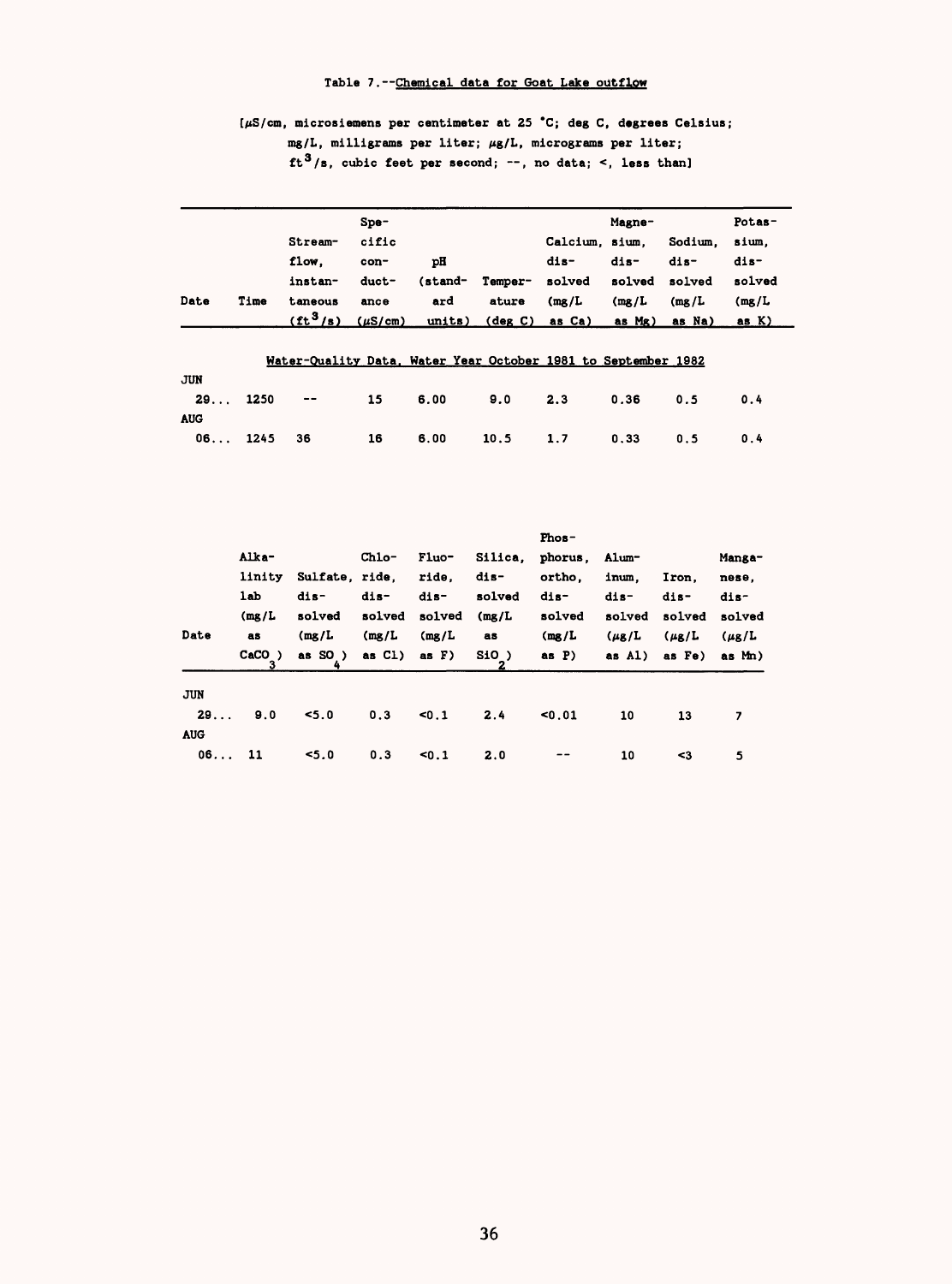Table 7.--Chemical data for Goat Lake outflow

[μS/cm, microsiemens per centimeter at 25 °C; deg C, degrees Celsius; mg/L, milligrams per liter; μg/L, micrograms per liter; $ft^3/s$, cubic feet per second; --, no data; <, less than]

| Date | Time | Streamflow, instantaneous ($ft^3/s$) | Specific conductance (μS/cm) | pH (standard units) | Temperature (deg C) | Calcium, dissolved (mg/L as Ca) | Magnesium, dissolved (mg/L as Mg) | Sodium, dissolved (mg/L as Na) | Potassium, dissolved (mg/L as K) |
|---|---|---|---|---|---|---|---|---|---|
| | | Water-Quality Data, Water Year October 1981 to September 1982 | | | | | | | |
| JUN | | | | | | | | | |
| 29... | 1250 | -- | 15 | 6.00 | 9.0 | 2.3 | 0.36 | 0.5 | 0.4 |
| AUG | | | | | | | | | |
| 06... | 1245 | 36 | 16 | 6.00 | 10.5 | 1.7 | 0.33 | 0.5 | 0.4 |

| Date | Alkalinity lab (mg/L as $CaCO_3$) | Sulfate, dissolved (mg/L as $SO_4$) | Chloride, dissolved (mg/L as Cl) | Fluoride, dissolved (mg/L as F) | Silica, dissolved (mg/L as $SiO_2$) | Phosphorus, ortho, dissolved (mg/L as P) | Aluminum, dissolved (μg/L as Al) | Iron, dissolved (μg/L as Fe) | Manganese, dissolved (μg/L as Mn) |
|---|---|---|---|---|---|---|---|---|---|
| JUN | | | | | | | | | |
| 29... | 9.0 | <5.0 | 0.3 | <0.1 | 2.4 | <0.01 | 10 | 13 | 7 |
| AUG | | | | | | | | | |
| 06... | 11 | <5.0 | 0.3 | <0.1 | 2.0 | -- | 10 | <3 | 5 |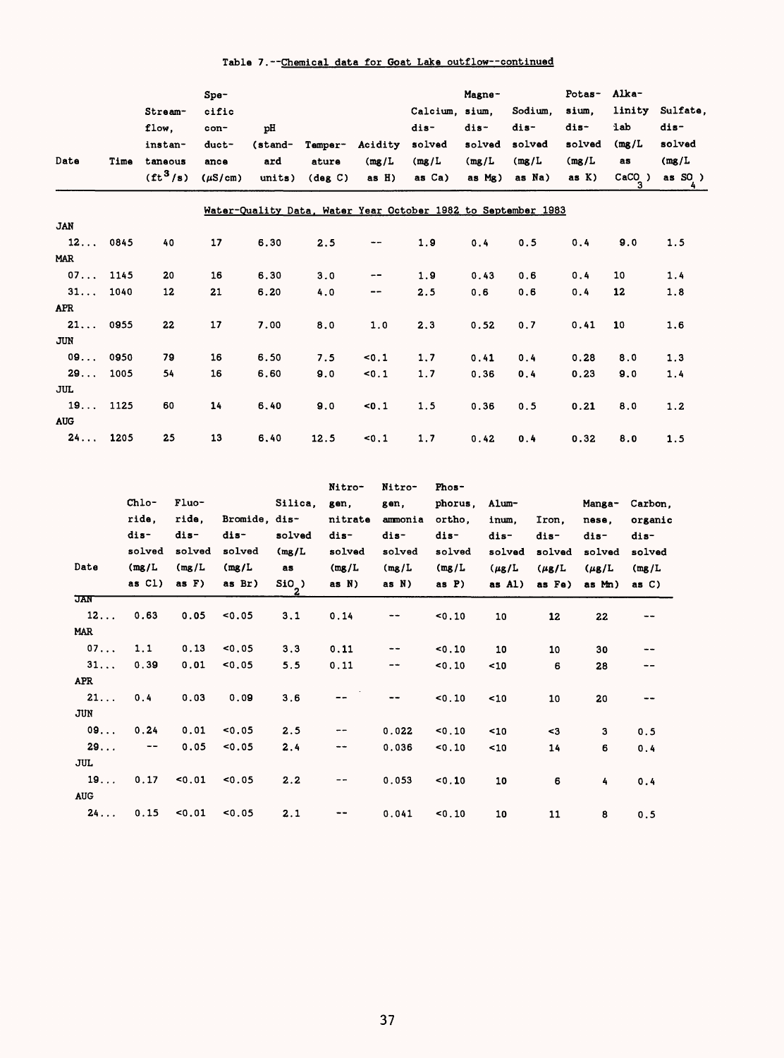Table 7.--Chemical data for Goat Lake outflow--continued

| Date | Time | Streamflow, instantaneous ($ft^3/s$) | Specific conductance (µS/cm) | pH (standard units) | Temperature (deg C) | Acidity (mg/L as H) | Calcium, dissolved (mg/L as Ca) | Magnesium, dissolved (mg/L as Mg) | Sodium, dissolved (mg/L as Na) | Potassium, dissolved (mg/L as K) | Alkalinity lab (mg/L as $CaCO_3$) | Sulfate, dissolved (mg/L as $SO_4$) |
|---|---|---|---|---|---|---|---|---|---|---|---|---|
| | | | | Water-Quality Data, Water Year October 1982 to September 1983 | | | | | | | | |
| JAN | | | | | | | | | | | | |
| 12... | 0845 | 40 | 17 | 6.30 | 2.5 | -- | 1.9 | 0.4 | 0.5 | 0.4 | 9.0 | 1.5 |
| MAR | | | | | | | | | | | | |
| 07... | 1145 | 20 | 16 | 6.30 | 3.0 | -- | 1.9 | 0.43 | 0.6 | 0.4 | 10 | 1.4 |
| 31... | 1040 | 12 | 21 | 6.20 | 4.0 | -- | 2.5 | 0.6 | 0.6 | 0.4 | 12 | 1.8 |
| APR | | | | | | | | | | | | |
| 21... | 0955 | 22 | 17 | 7.00 | 8.0 | 1.0 | 2.3 | 0.52 | 0.7 | 0.41 | 10 | 1.6 |
| JUN | | | | | | | | | | | | |
| 09... | 0950 | 79 | 16 | 6.50 | 7.5 | <0.1 | 1.7 | 0.41 | 0.4 | 0.28 | 8.0 | 1.3 |
| 29... | 1005 | 54 | 16 | 6.60 | 9.0 | <0.1 | 1.7 | 0.36 | 0.4 | 0.23 | 9.0 | 1.4 |
| JUL | | | | | | | | | | | | |
| 19... | 1125 | 60 | 14 | 6.40 | 9.0 | <0.1 | 1.5 | 0.36 | 0.5 | 0.21 | 8.0 | 1.2 |
| AUG | | | | | | | | | | | | |
| 24... | 1205 | 25 | 13 | 6.40 | 12.5 | <0.1 | 1.7 | 0.42 | 0.4 | 0.32 | 8.0 | 1.5 |

| Date | Chloride, dissolved (mg/L as Cl) | Fluoride, dissolved (mg/L as F) | Bromide, dissolved (mg/L as Br) | Silica, dissolved (mg/L as $SiO_2$) | Nitrogen, nitrate dissolved (mg/L as N) | Nitrogen, ammonia dissolved (mg/L as N) | Phosphorus, ortho, dissolved (mg/L as P) | Aluminum, dissolved (µg/L as Al) | Iron, dissolved (µg/L as Fe) | Manganese, dissolved (µg/L as Mn) | Carbon, organic dissolved (mg/L as C) |
|---|---|---|---|---|---|---|---|---|---|---|---|
| JAN | | | | | | | | | | | |
| 12... | 0.63 | 0.05 | <0.05 | 3.1 | 0.14 | -- | <0.10 | 10 | 12 | 22 | -- |
| MAR | | | | | | | | | | | |
| 07... | 1.1 | 0.13 | <0.05 | 3.3 | 0.11 | -- | <0.10 | 10 | 10 | 30 | -- |
| 31... | 0.39 | 0.01 | <0.05 | 5.5 | 0.11 | -- | <0.10 | <10 | 6 | 28 | -- |
| APR | | | | | | | | | | | |
| 21... | 0.4 | 0.03 | 0.09 | 3.6 | -- | -- | <0.10 | <10 | 10 | 20 | -- |
| JUN | | | | | | | | | | | |
| 09... | 0.24 | 0.01 | <0.05 | 2.5 | -- | 0.022 | <0.10 | <10 | <3 | 3 | 0.5 |
| 29... | -- | 0.05 | <0.05 | 2.4 | -- | 0.036 | <0.10 | <10 | 14 | 6 | 0.4 |
| JUL | | | | | | | | | | | |
| 19... | 0.17 | <0.01 | <0.05 | 2.2 | -- | 0.053 | <0.10 | 10 | 6 | 4 | 0.4 |
| AUG | | | | | | | | | | | |
| 24... | 0.15 | <0.01 | <0.05 | 2.1 | -- | 0.041 | <0.10 | 10 | 11 | 8 | 0.5 |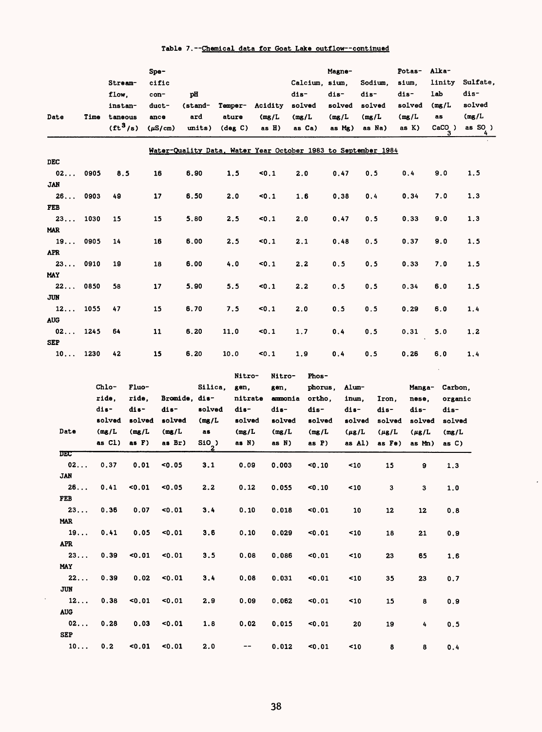Table 7.--Chemical data for Goat Lake outflow--continued

| Date | Time | Streamflow, instantaneous ($ft^3/s$) | Specific conductance ($\mu S/cm$) | pH (standard units) | Temperature (deg C) | Acidity (mg/L as H) | Calcium, dissolved (mg/L as Ca) | Magnesium, dissolved (mg/L as Mg) | Sodium, dissolved (mg/L as Na) | Potassium, dissolved (mg/L as K) | Alkalinity lab (mg/L as $CaCO_3$) | Sulfate, dissolved (mg/L as $SO_4$) |
|---|---|---|---|---|---|---|---|---|---|---|---|---|
| | | | | Water-Quality Data, Water Year October 1983 to September 1984 | | | | | | | | |
| DEC | | | | | | | | | | | | |
| 02... | 0905 | 8.5 | 16 | 6.90 | 1.5 | <0.1 | 2.0 | 0.47 | 0.5 | 0.4 | 9.0 | 1.5 |
| JAN | | | | | | | | | | | | |
| 26... | 0903 | 49 | 17 | 6.50 | 2.0 | <0.1 | 1.6 | 0.38 | 0.4 | 0.34 | 7.0 | 1.3 |
| FEB | | | | | | | | | | | | |
| 23... | 1030 | 15 | 15 | 5.80 | 2.5 | <0.1 | 2.0 | 0.47 | 0.5 | 0.33 | 9.0 | 1.3 |
| MAR | | | | | | | | | | | | |
| 19... | 0905 | 14 | 16 | 6.00 | 2.5 | <0.1 | 2.1 | 0.48 | 0.5 | 0.37 | 9.0 | 1.5 |
| APR | | | | | | | | | | | | |
| 23... | 0910 | 19 | 18 | 6.00 | 4.0 | <0.1 | 2.2 | 0.5 | 0.5 | 0.33 | 7.0 | 1.5 |
| MAY | | | | | | | | | | | | |
| 22... | 0850 | 58 | 17 | 5.90 | 5.5 | <0.1 | 2.2 | 0.5 | 0.5 | 0.34 | 6.0 | 1.5 |
| JUN | | | | | | | | | | | | |
| 12... | 1055 | 47 | 15 | 6.70 | 7.5 | <0.1 | 2.0 | 0.5 | 0.5 | 0.29 | 6.0 | 1.4 |
| AUG | | | | | | | | | | | | |
| 02... | 1245 | 64 | 11 | 6.20 | 11.0 | <0.1 | 1.7 | 0.4 | 0.5 | 0.31 | 5.0 | 1.2 |
| SEP | | | | | | | | | | | | |
| 10... | 1230 | 42 | 15 | 6.20 | 10.0 | <0.1 | 1.9 | 0.4 | 0.5 | 0.26 | 6.0 | 1.4 |

| Date | Chloride, dissolved (mg/L as Cl) | Fluoride, dissolved (mg/L as F) | Bromide, dissolved (mg/L as Br) | Silica, dissolved (mg/L as $SiO_2$) | Nitrogen, nitrate dissolved (mg/L as N) | Nitrogen, ammonia dissolved (mg/L as N) | Phosphorus, ortho, dissolved (mg/L as P) | Aluminum, dissolved ($\mu g/L$ as Al) | Iron, dissolved ($\mu g/L$ as Fe) | Manganese, dissolved ($\mu g/L$ as Mn) | Carbon, organic dissolved (mg/L as C) |
|---|---|---|---|---|---|---|---|---|---|---|---|
| DEC | | | | | | | | | | | |
| 02... | 0.37 | 0.01 | <0.05 | 3.1 | 0.09 | 0.003 | <0.10 | <10 | 15 | 9 | 1.3 |
| JAN | | | | | | | | | | | |
| 26... | 0.41 | <0.01 | <0.05 | 2.2 | 0.12 | 0.055 | <0.10 | <10 | 3 | 3 | 1.0 |
| FEB | | | | | | | | | | | |
| 23... | 0.36 | 0.07 | <0.01 | 3.4 | 0.10 | 0.018 | <0.01 | 10 | 12 | 12 | 0.8 |
| MAR | | | | | | | | | | | |
| 19... | 0.41 | 0.05 | <0.01 | 3.6 | 0.10 | 0.029 | <0.01 | <10 | 18 | 21 | 0.9 |
| APR | | | | | | | | | | | |
| 23... | 0.39 | <0.01 | <0.01 | 3.5 | 0.08 | 0.086 | <0.01 | <10 | 23 | 65 | 1.6 |
| MAY | | | | | | | | | | | |
| 22... | 0.39 | 0.02 | <0.01 | 3.4 | 0.08 | 0.031 | <0.01 | <10 | 35 | 23 | 0.7 |
| JUN | | | | | | | | | | | |
| 12... | 0.38 | <0.01 | <0.01 | 2.9 | 0.09 | 0.062 | <0.01 | <10 | 15 | 8 | 0.9 |
| AUG | | | | | | | | | | | |
| 02... | 0.28 | 0.03 | <0.01 | 1.8 | 0.02 | 0.015 | <0.01 | 20 | 19 | 4 | 0.5 |
| SEP | | | | | | | | | | | |
| 10... | 0.2 | <0.01 | <0.01 | 2.0 | -- | 0.012 | <0.01 | <10 | 8 | 8 | 0.4 |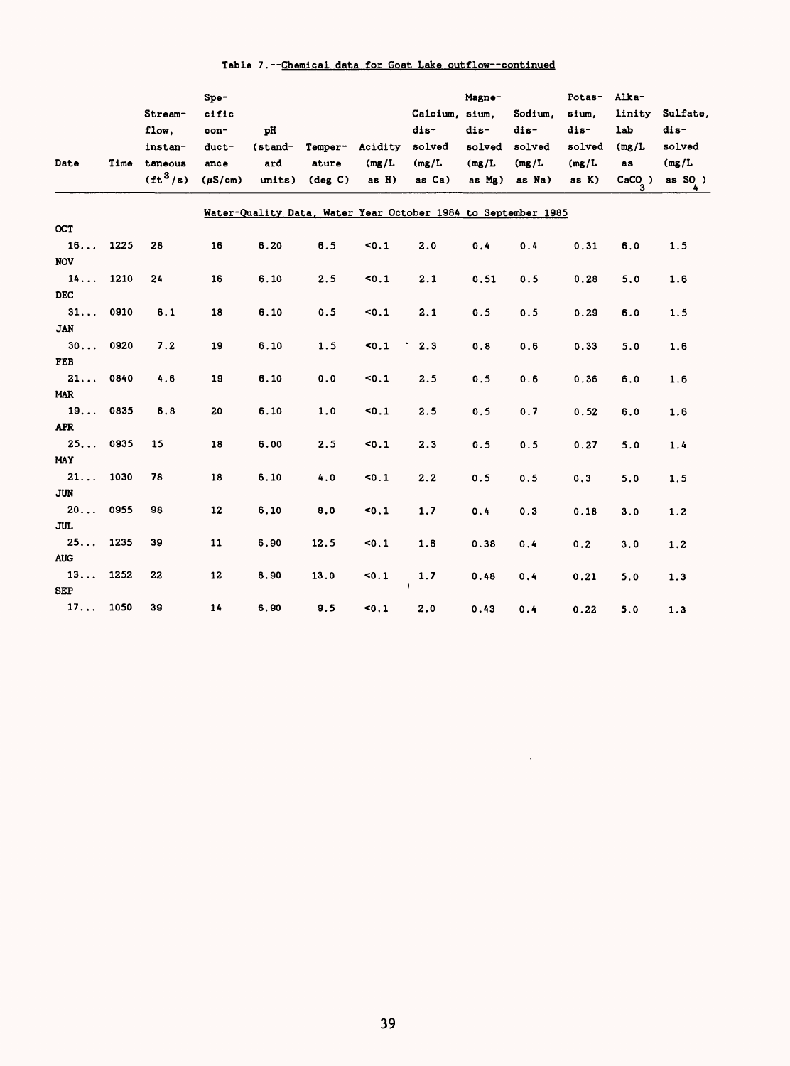Table 7.--Chemical data for Goat Lake outflow--continued

| Date | Time | Streamflow, instantaneous ($ft^3/s$) | Specific conductance ($\mu S/cm$) | pH (standard units) | Temperature (deg C) | Acidity (mg/L as H) | Calcium, dissolved (mg/L as Ca) | Magnesium, dissolved (mg/L as Mg) | Sodium, dissolved (mg/L as Na) | Potassium, dissolved (mg/L as K) | Alkalinity lab (mg/L as $CaCO_3$) | Sulfate, dissolved (mg/L as $SO_4$) |
|---|---|---|---|---|---|---|---|---|---|---|---|---|
| | | | | Water-Quality Data, Water Year October 1984 to September 1985 | | | | | | | | |
| OCT | | | | | | | | | | | | |
| 16... | 1225 | 28 | 16 | 6.20 | 6.5 | <0.1 | 2.0 | 0.4 | 0.4 | 0.31 | 6.0 | 1.5 |
| NOV | | | | | | | | | | | | |
| 14... | 1210 | 24 | 16 | 6.10 | 2.5 | <0.1 | 2.1 | 0.51 | 0.5 | 0.28 | 5.0 | 1.6 |
| DEC | | | | | | | | | | | | |
| 31... | 0910 | 6.1 | 18 | 6.10 | 0.5 | <0.1 | 2.1 | 0.5 | 0.5 | 0.29 | 6.0 | 1.5 |
| JAN | | | | | | | | | | | | |
| 30... | 0920 | 7.2 | 19 | 6.10 | 1.5 | <0.1 | 2.3 | 0.8 | 0.6 | 0.33 | 5.0 | 1.6 |
| FEB | | | | | | | | | | | | |
| 21... | 0840 | 4.6 | 19 | 6.10 | 0.0 | <0.1 | 2.5 | 0.5 | 0.6 | 0.36 | 6.0 | 1.6 |
| MAR | | | | | | | | | | | | |
| 19... | 0835 | 6.8 | 20 | 6.10 | 1.0 | <0.1 | 2.5 | 0.5 | 0.7 | 0.52 | 6.0 | 1.6 |
| APR | | | | | | | | | | | | |
| 25... | 0935 | 15 | 18 | 6.00 | 2.5 | <0.1 | 2.3 | 0.5 | 0.5 | 0.27 | 5.0 | 1.4 |
| MAY | | | | | | | | | | | | |
| 21... | 1030 | 78 | 18 | 6.10 | 4.0 | <0.1 | 2.2 | 0.5 | 0.5 | 0.3 | 5.0 | 1.5 |
| JUN | | | | | | | | | | | | |
| 20... | 0955 | 98 | 12 | 6.10 | 8.0 | <0.1 | 1.7 | 0.4 | 0.3 | 0.18 | 3.0 | 1.2 |
| JUL | | | | | | | | | | | | |
| 25... | 1235 | 39 | 11 | 6.90 | 12.5 | <0.1 | 1.6 | 0.38 | 0.4 | 0.2 | 3.0 | 1.2 |
| AUG | | | | | | | | | | | | |
| 13... | 1252 | 22 | 12 | 6.90 | 13.0 | <0.1 | 1.7 | 0.48 | 0.4 | 0.21 | 5.0 | 1.3 |
| SEP | | | | | | | | | | | | |
| 17... | 1050 | 39 | 14 | 6.90 | 9.5 | <0.1 | 2.0 | 0.43 | 0.4 | 0.22 | 5.0 | 1.3 |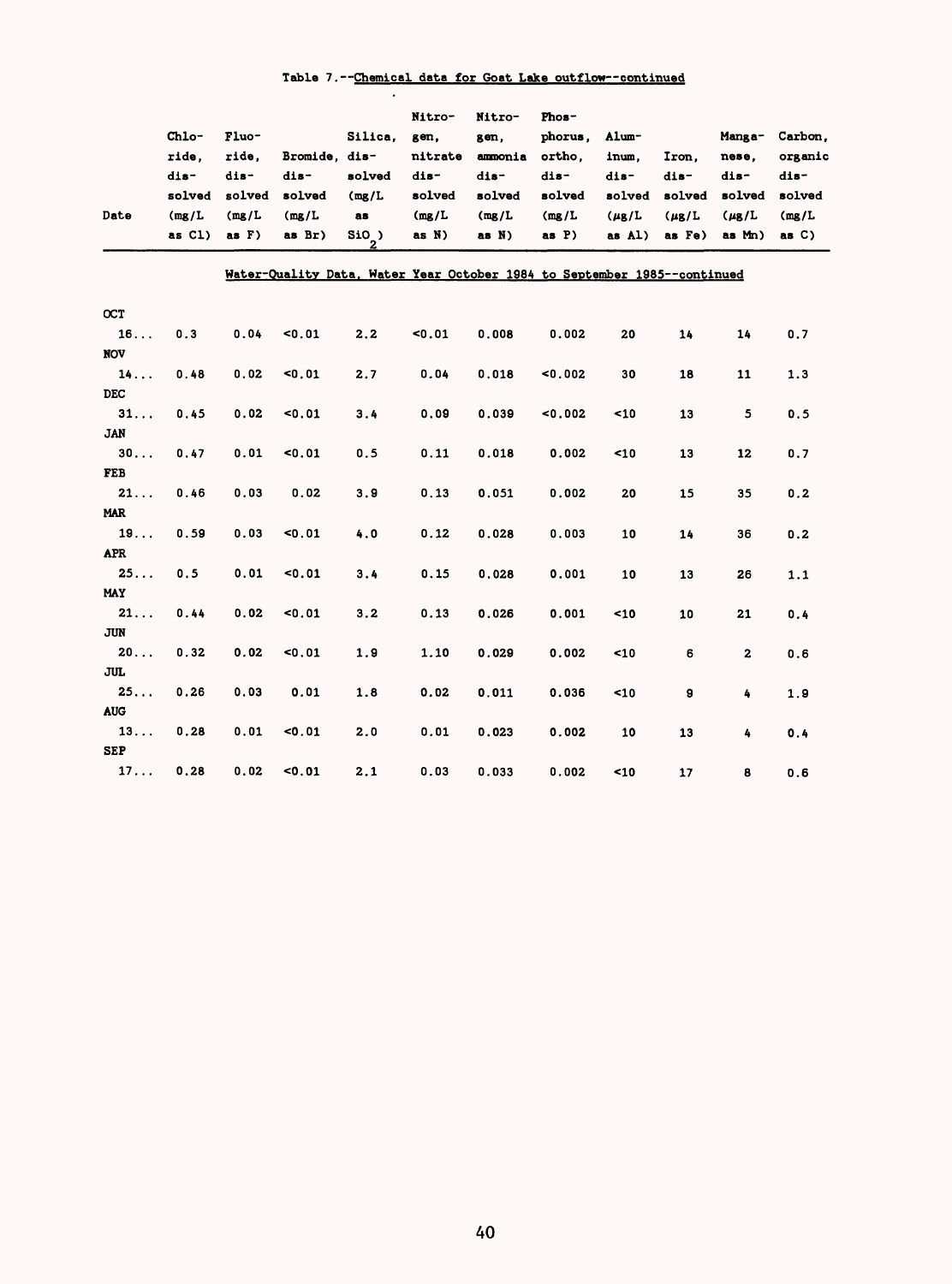Table 7.--Chemical data for Goat Lake outflow--continued

| Date | Chloride, dissolved (mg/L as Cl) | Fluoride, dissolved (mg/L as F) | Bromide, dissolved (mg/L as Br) | Silica, dissolved (mg/L as $SiO_2$) | Nitrogen, nitrate dissolved (mg/L as N) | Nitrogen, ammonia dissolved (mg/L as N) | Phosphorus, ortho, dissolved (mg/L as P) | Aluminum, dissolved (µg/L as Al) | Iron, dissolved (µg/L as Fe) | Manganese, dissolved (µg/L as Mn) | Carbon, organic dissolved (mg/L as C) |
|---|---|---|---|---|---|---|---|---|---|---|---|
| **Water-Quality Data, Water Year October 1984 to September 1985--continued** | | | | | | | | | | | |
| OCT | | | | | | | | | | | |
| 16... | 0.3 | 0.04 | <0.01 | 2.2 | <0.01 | 0.008 | 0.002 | 20 | 14 | 14 | 0.7 |
| NOV | | | | | | | | | | | |
| 14... | 0.48 | 0.02 | <0.01 | 2.7 | 0.04 | 0.018 | <0.002 | 30 | 18 | 11 | 1.3 |
| DEC | | | | | | | | | | | |
| 31... | 0.45 | 0.02 | <0.01 | 3.4 | 0.09 | 0.039 | <0.002 | <10 | 13 | 5 | 0.5 |
| JAN | | | | | | | | | | | |
| 30... | 0.47 | 0.01 | <0.01 | 0.5 | 0.11 | 0.018 | 0.002 | <10 | 13 | 12 | 0.7 |
| FEB | | | | | | | | | | | |
| 21... | 0.46 | 0.03 | 0.02 | 3.9 | 0.13 | 0.051 | 0.002 | 20 | 15 | 35 | 0.2 |
| MAR | | | | | | | | | | | |
| 19... | 0.59 | 0.03 | <0.01 | 4.0 | 0.12 | 0.028 | 0.003 | 10 | 14 | 36 | 0.2 |
| APR | | | | | | | | | | | |
| 25... | 0.5 | 0.01 | <0.01 | 3.4 | 0.15 | 0.028 | 0.001 | 10 | 13 | 26 | 1.1 |
| MAY | | | | | | | | | | | |
| 21... | 0.44 | 0.02 | <0.01 | 3.2 | 0.13 | 0.026 | 0.001 | <10 | 10 | 21 | 0.4 |
| JUN | | | | | | | | | | | |
| 20... | 0.32 | 0.02 | <0.01 | 1.9 | 1.10 | 0.029 | 0.002 | <10 | 6 | 2 | 0.6 |
| JUL | | | | | | | | | | | |
| 25... | 0.26 | 0.03 | 0.01 | 1.8 | 0.02 | 0.011 | 0.036 | <10 | 9 | 4 | 1.9 |
| AUG | | | | | | | | | | | |
| 13... | 0.28 | 0.01 | <0.01 | 2.0 | 0.01 | 0.023 | 0.002 | 10 | 13 | 4 | 0.4 |
| SEP | | | | | | | | | | | |
| 17... | 0.28 | 0.02 | <0.01 | 2.1 | 0.03 | 0.033 | 0.002 | <10 | 17 | 8 | 0.6 |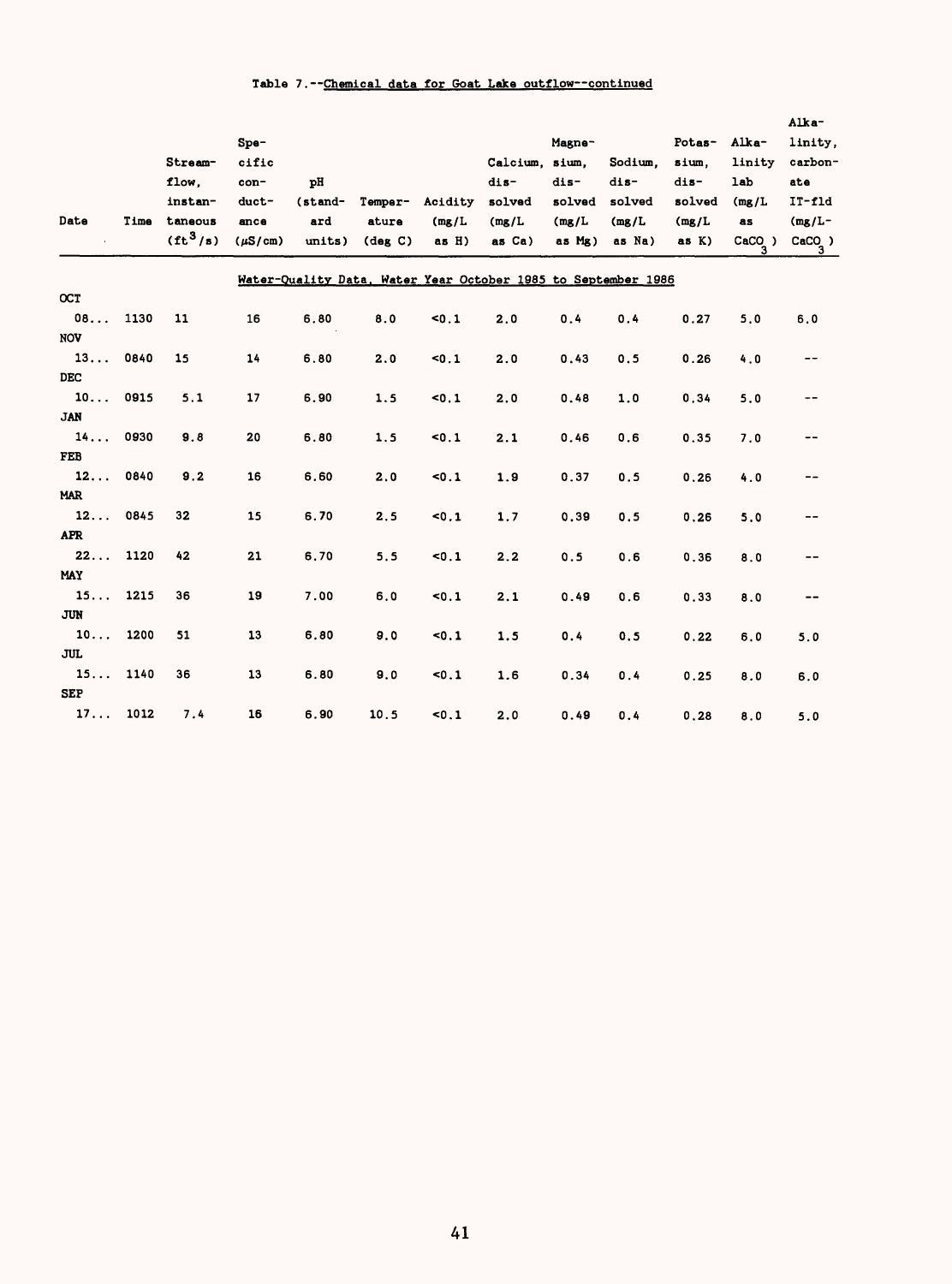Table 7.--Chemical data for Goat Lake outflow--continued

| Date | Time | Streamflow, instantaneous ($ft^3/s$) | Specific conductance ($\mu S/cm$) | pH (standard units) | Temperature (deg C) | Acidity (mg/L as H) | Calcium, dissolved (mg/L as Ca) | Magnesium, dissolved (mg/L as Mg) | Sodium, dissolved (mg/L as Na) | Potassium, dissolved (mg/L as K) | Alkalinity lab (mg/L as $CaCO_3$) | Alkalinity, carbonate IT-fld (mg/L-$CaCO_3$) |
|---|---|---|---|---|---|---|---|---|---|---|---|---|
| | | | | | Water-Quality Data, Water Year October 1985 to September 1986 | | | | | | | |
| OCT | | | | | | | | | | | | |
| 08... | 1130 | 11 | 16 | 6.80 | 8.0 | <0.1 | 2.0 | 0.4 | 0.4 | 0.27 | 5.0 | 6.0 |
| NOV | | | | | | | | | | | | |
| 13... | 0840 | 15 | 14 | 6.80 | 2.0 | <0.1 | 2.0 | 0.43 | 0.5 | 0.26 | 4.0 | -- |
| DEC | | | | | | | | | | | | |
| 10... | 0915 | 5.1 | 17 | 6.90 | 1.5 | <0.1 | 2.0 | 0.48 | 1.0 | 0.34 | 5.0 | -- |
| JAN | | | | | | | | | | | | |
| 14... | 0930 | 9.8 | 20 | 6.80 | 1.5 | <0.1 | 2.1 | 0.46 | 0.6 | 0.35 | 7.0 | -- |
| FEB | | | | | | | | | | | | |
| 12... | 0840 | 9.2 | 16 | 6.60 | 2.0 | <0.1 | 1.9 | 0.37 | 0.5 | 0.26 | 4.0 | -- |
| MAR | | | | | | | | | | | | |
| 12... | 0845 | 32 | 15 | 6.70 | 2.5 | <0.1 | 1.7 | 0.39 | 0.5 | 0.26 | 5.0 | -- |
| APR | | | | | | | | | | | | |
| 22... | 1120 | 42 | 21 | 6.70 | 5.5 | <0.1 | 2.2 | 0.5 | 0.6 | 0.36 | 8.0 | -- |
| MAY | | | | | | | | | | | | |
| 15... | 1215 | 36 | 19 | 7.00 | 6.0 | <0.1 | 2.1 | 0.49 | 0.6 | 0.33 | 8.0 | -- |
| JUN | | | | | | | | | | | | |
| 10... | 1200 | 51 | 13 | 6.80 | 9.0 | <0.1 | 1.5 | 0.4 | 0.5 | 0.22 | 6.0 | 5.0 |
| JUL | | | | | | | | | | | | |
| 15... | 1140 | 36 | 13 | 6.80 | 9.0 | <0.1 | 1.6 | 0.34 | 0.4 | 0.25 | 8.0 | 6.0 |
| SEP | | | | | | | | | | | | |
| 17... | 1012 | 7.4 | 16 | 6.90 | 10.5 | <0.1 | 2.0 | 0.49 | 0.4 | 0.28 | 8.0 | 5.0 |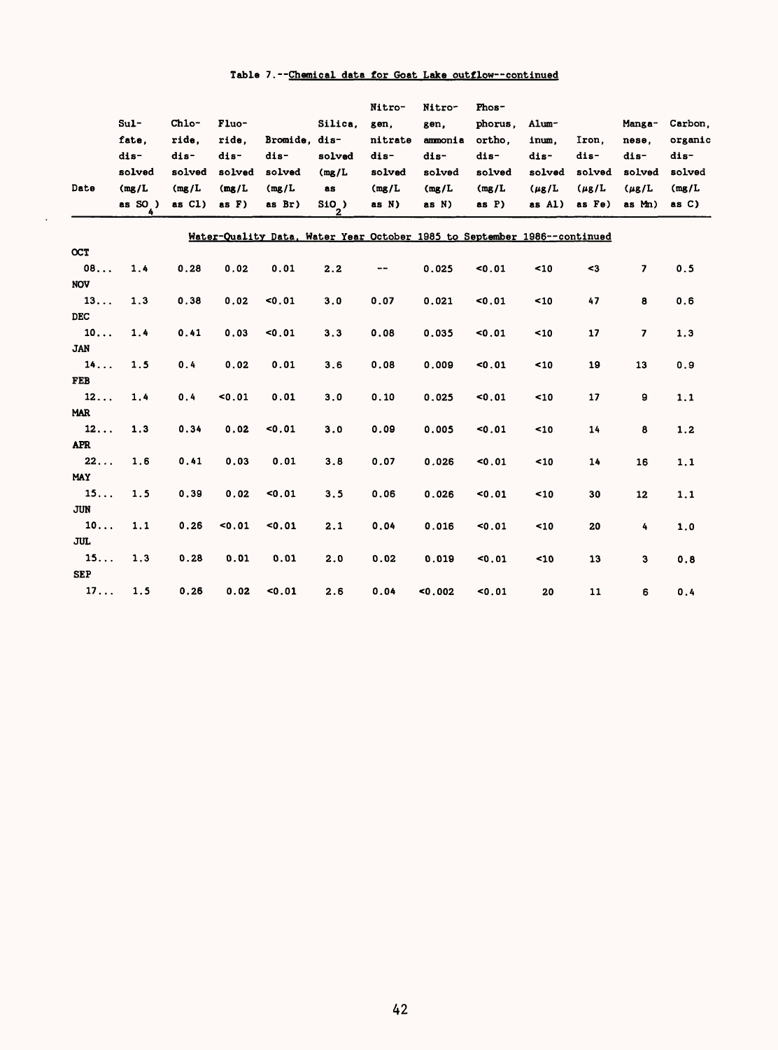Table 7.--Chemical data for Goat Lake outflow--continued

| Date | Sulfate, dissolved (mg/L as $SO_4$) | Chloride, dissolved (mg/L as Cl) | Fluoride, dissolved (mg/L as F) | Bromide, dissolved (mg/L as Br) | Silica, dissolved (mg/L as $SiO_2$) | Nitrogen, nitrate dissolved (mg/L as N) | Nitrogen, ammonia dissolved (mg/L as N) | Phosphorus, ortho, dissolved (mg/L as P) | Aluminum, dissolved (μg/L as Al) | Iron, dissolved (μg/L as Fe) | Manganese, dissolved (μg/L as Mn) | Carbon, organic dissolved (mg/L as C) |
|---|---|---|---|---|---|---|---|---|---|---|---|---|
| **Water-Quality Data, Water Year October 1985 to September 1986--continued** | | | | | | | | | | | | |
| OCT | | | | | | | | | | | | |
| 08... | 1.4 | 0.28 | 0.02 | 0.01 | 2.2 | -- | 0.025 | <0.01 | <10 | <3 | 7 | 0.5 |
| NOV | | | | | | | | | | | | |
| 13... | 1.3 | 0.38 | 0.02 | <0.01 | 3.0 | 0.07 | 0.021 | <0.01 | <10 | 47 | 8 | 0.6 |
| DEC | | | | | | | | | | | | |
| 10... | 1.4 | 0.41 | 0.03 | <0.01 | 3.3 | 0.08 | 0.035 | <0.01 | <10 | 17 | 7 | 1.3 |
| JAN | | | | | | | | | | | | |
| 14... | 1.5 | 0.4 | 0.02 | 0.01 | 3.6 | 0.08 | 0.009 | <0.01 | <10 | 19 | 13 | 0.9 |
| FEB | | | | | | | | | | | | |
| 12... | 1.4 | 0.4 | <0.01 | 0.01 | 3.0 | 0.10 | 0.025 | <0.01 | <10 | 17 | 9 | 1.1 |
| MAR | | | | | | | | | | | | |
| 12... | 1.3 | 0.34 | 0.02 | <0.01 | 3.0 | 0.09 | 0.005 | <0.01 | <10 | 14 | 8 | 1.2 |
| APR | | | | | | | | | | | | |
| 22... | 1.6 | 0.41 | 0.03 | 0.01 | 3.8 | 0.07 | 0.026 | <0.01 | <10 | 14 | 16 | 1.1 |
| MAY | | | | | | | | | | | | |
| 15... | 1.5 | 0.39 | 0.02 | <0.01 | 3.5 | 0.06 | 0.026 | <0.01 | <10 | 30 | 12 | 1.1 |
| JUN | | | | | | | | | | | | |
| 10... | 1.1 | 0.26 | <0.01 | <0.01 | 2.1 | 0.04 | 0.016 | <0.01 | <10 | 20 | 4 | 1.0 |
| JUL | | | | | | | | | | | | |
| 15... | 1.3 | 0.28 | 0.01 | 0.01 | 2.0 | 0.02 | 0.019 | <0.01 | <10 | 13 | 3 | 0.8 |
| SEP | | | | | | | | | | | | |
| 17... | 1.5 | 0.26 | 0.02 | <0.01 | 2.6 | 0.04 | <0.002 | <0.01 | 20 | 11 | 6 | 0.4 |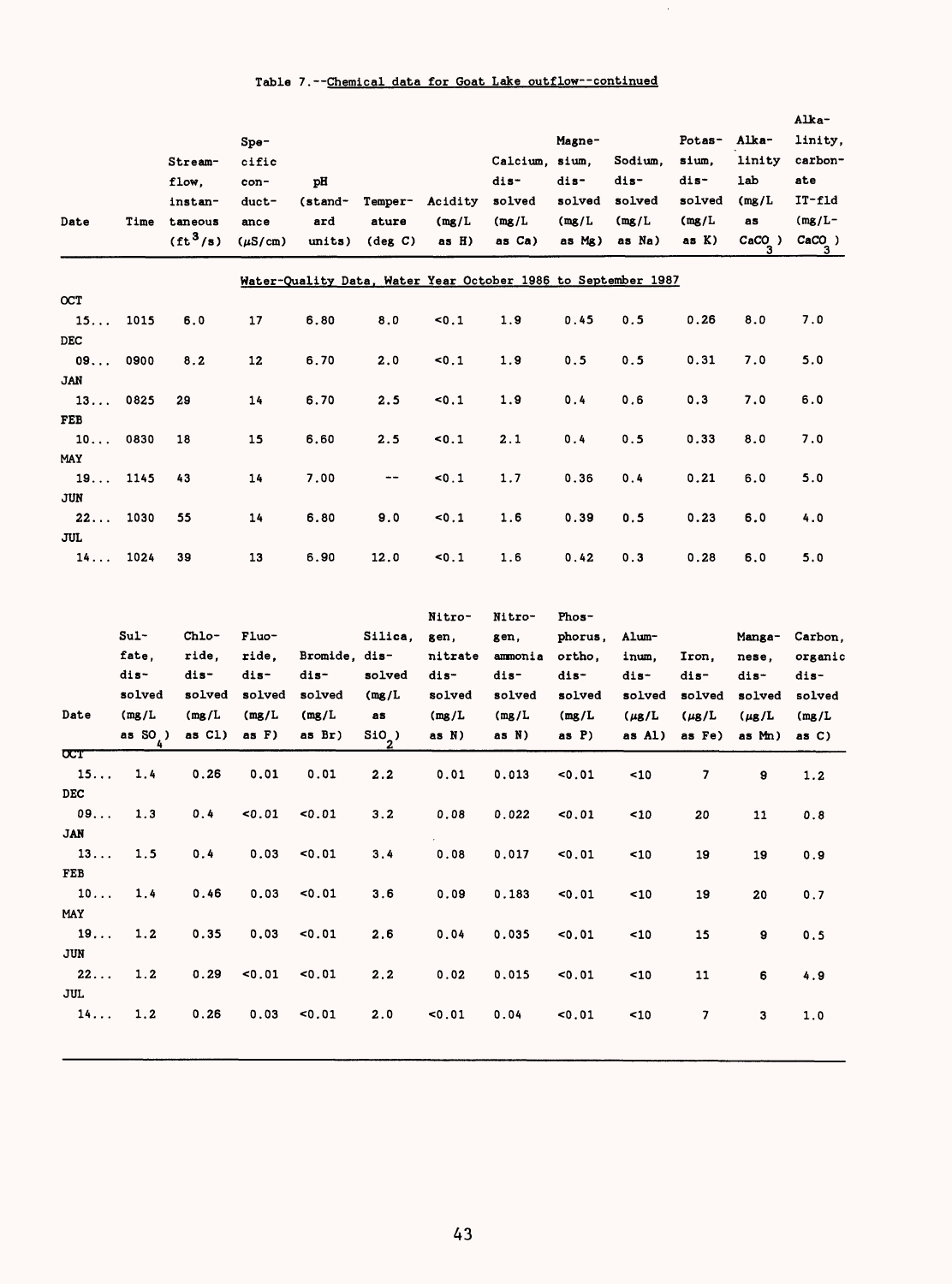Table 7.--Chemical data for Goat Lake outflow--continued

| Date | Time | Stream-flow, instantaneous ($ft^3/s$) | Specific conductance ($\mu S/cm$) | pH (standard units) | Temperature (deg C) | Acidity (mg/L as H) | Calcium, dissolved (mg/L as Ca) | Magnesium, dissolved (mg/L as Mg) | Sodium, dissolved (mg/L as Na) | Potassium, dissolved (mg/L as K) | Alkalinity lab (mg/L as $CaCO_3$) | Alkalinity, carbonate IT-fld (mg/L-$CaCO_3$) |
|---|---|---|---|---|---|---|---|---|---|---|---|---|
| | | | | | Water-Quality Data, Water Year October 1986 to September 1987 | | | | | | | |
| OCT | | | | | | | | | | | | |
| 15... | 1015 | 6.0 | 17 | 6.80 | 8.0 | <0.1 | 1.9 | 0.45 | 0.5 | 0.26 | 8.0 | 7.0 |
| DEC | | | | | | | | | | | | |
| 09... | 0900 | 8.2 | 12 | 6.70 | 2.0 | <0.1 | 1.9 | 0.5 | 0.5 | 0.31 | 7.0 | 5.0 |
| JAN | | | | | | | | | | | | |
| 13... | 0825 | 29 | 14 | 6.70 | 2.5 | <0.1 | 1.9 | 0.4 | 0.6 | 0.3 | 7.0 | 6.0 |
| FEB | | | | | | | | | | | | |
| 10... | 0830 | 18 | 15 | 6.60 | 2.5 | <0.1 | 2.1 | 0.4 | 0.5 | 0.33 | 8.0 | 7.0 |
| MAY | | | | | | | | | | | | |
| 19... | 1145 | 43 | 14 | 7.00 | -- | <0.1 | 1.7 | 0.36 | 0.4 | 0.21 | 6.0 | 5.0 |
| JUN | | | | | | | | | | | | |
| 22... | 1030 | 55 | 14 | 6.80 | 9.0 | <0.1 | 1.6 | 0.39 | 0.5 | 0.23 | 6.0 | 4.0 |
| JUL | | | | | | | | | | | | |
| 14... | 1024 | 39 | 13 | 6.90 | 12.0 | <0.1 | 1.6 | 0.42 | 0.3 | 0.28 | 6.0 | 5.0 |

| Date | Sulfate, dissolved (mg/L as $SO_4$) | Chloride, dissolved (mg/L as Cl) | Fluoride, dissolved (mg/L as F) | Bromide, dissolved (mg/L as Br) | Silica, dissolved (mg/L as $SiO_2$) | Nitrogen, nitrate dissolved (mg/L as N) | Nitrogen, ammonia dissolved (mg/L as N) | Phosphorus, ortho, dissolved (mg/L as P) | Aluminum, dissolved ($\mu g/L$ as Al) | Iron, dissolved ($\mu g/L$ as Fe) | Manganese, dissolved ($\mu g/L$ as Mn) | Carbon, organic dissolved (mg/L as C) |
|---|---|---|---|---|---|---|---|---|---|---|---|---|
| OCT | | | | | | | | | | | | |
| 15... | 1.4 | 0.26 | 0.01 | 0.01 | 2.2 | 0.01 | 0.013 | <0.01 | <10 | 7 | 9 | 1.2 |
| DEC | | | | | | | | | | | | |
| 09... | 1.3 | 0.4 | <0.01 | <0.01 | 3.2 | 0.08 | 0.022 | <0.01 | <10 | 20 | 11 | 0.8 |
| JAN | | | | | | | | | | | | |
| 13... | 1.5 | 0.4 | 0.03 | <0.01 | 3.4 | 0.08 | 0.017 | <0.01 | <10 | 19 | 19 | 0.9 |
| FEB | | | | | | | | | | | | |
| 10... | 1.4 | 0.46 | 0.03 | <0.01 | 3.6 | 0.09 | 0.183 | <0.01 | <10 | 19 | 20 | 0.7 |
| MAY | | | | | | | | | | | | |
| 19... | 1.2 | 0.35 | 0.03 | <0.01 | 2.6 | 0.04 | 0.035 | <0.01 | <10 | 15 | 9 | 0.5 |
| JUN | | | | | | | | | | | | |
| 22... | 1.2 | 0.29 | <0.01 | <0.01 | 2.2 | 0.02 | 0.015 | <0.01 | <10 | 11 | 6 | 4.9 |
| JUL | | | | | | | | | | | | |
| 14... | 1.2 | 0.26 | 0.03 | <0.01 | 2.0 | <0.01 | 0.04 | <0.01 | <10 | 7 | 3 | 1.0 |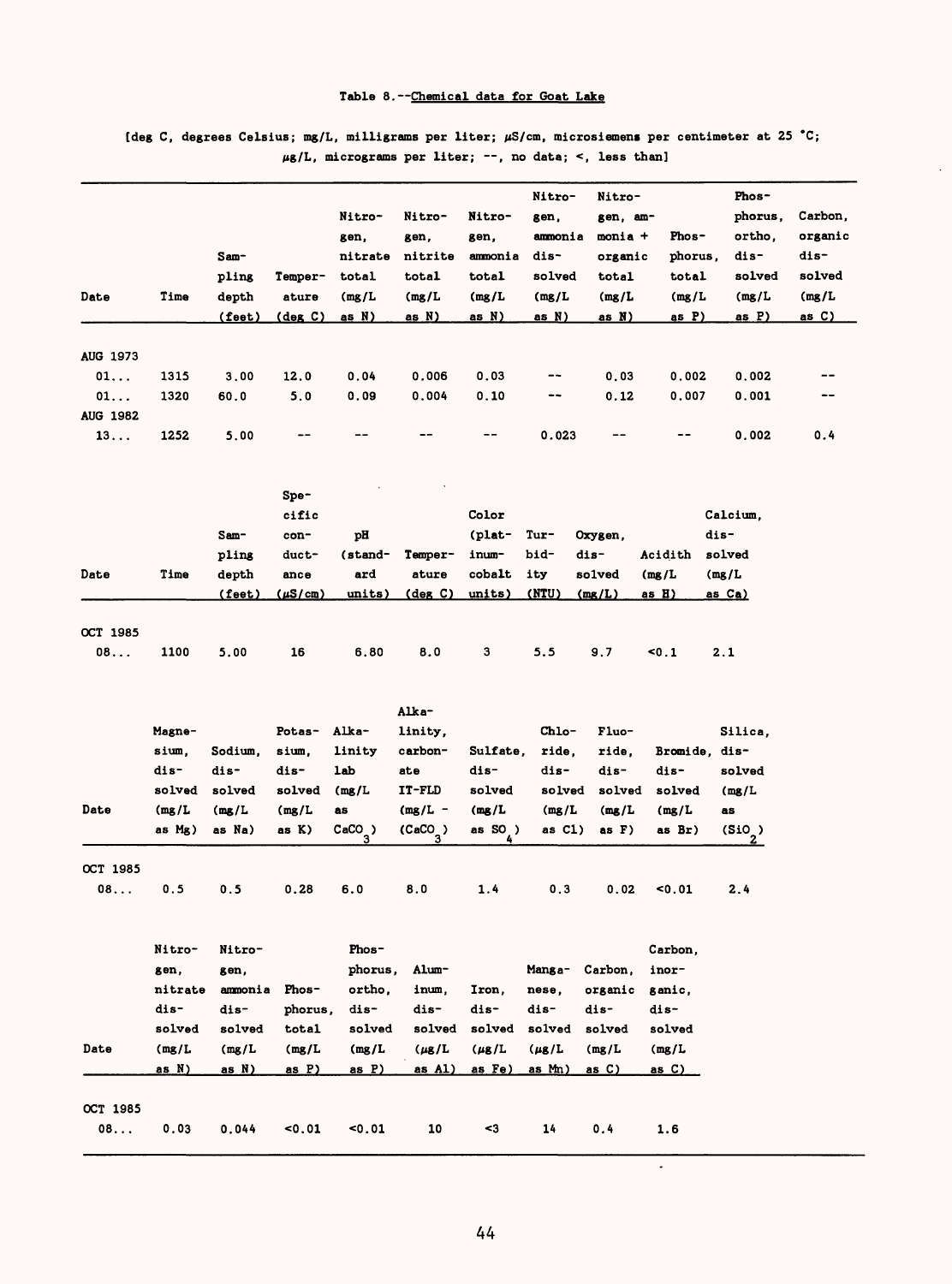Table 8.--Chemical data for Goat Lake

[deg C, degrees Celsius; mg/L, milligrams per liter; μS/cm, microsiemens per centimeter at 25 °C; μg/L, micrograms per liter; --, no data; <, less than]

| Date | Time | Sampling depth (feet) | Temperature (deg C) | Nitrogen, nitrate total (mg/L as N) | Nitrogen, nitrite total (mg/L as N) | Nitrogen, ammonia total (mg/L as N) | Nitrogen, ammonia dissolved (mg/L as N) | Nitrogen, ammonia + organic total (mg/L as N) | Phosphorus, total (mg/L as P) | Phosphorus, ortho, dissolved (mg/L as P) | Carbon, organic dissolved (mg/L as C) |
|---|---|---|---|---|---|---|---|---|---|---|---|
| AUG 1973 | | | | | | | | | | | |
| 01... | 1315 | 3.00 | 12.0 | 0.04 | 0.006 | 0.03 | -- | 0.03 | 0.002 | 0.002 | -- |
| 01... | 1320 | 60.0 | 5.0 | 0.09 | 0.004 | 0.10 | -- | 0.12 | 0.007 | 0.001 | -- |
| AUG 1982 | | | | | | | | | | | |
| 13... | 1252 | 5.00 | -- | -- | -- | -- | 0.023 | -- | -- | 0.002 | 0.4 |

| Date | Time | Sampling depth (feet) | Specific conductance (μS/cm) | pH (standard units) | Temperature (deg C) | Color (platinum-cobalt units) | Turbidity (NTU) | Oxygen, dissolved (mg/L) | Acidith (mg/L as H) | Calcium, dissolved (mg/L as Ca) |
|---|---|---|---|---|---|---|---|---|---|---|
| OCT 1985 | | | | | | | | | | |
| 08... | 1100 | 5.00 | 16 | 6.80 | 8.0 | 3 | 5.5 | 9.7 | <0.1 | 2.1 |

| Date | Magnesium, dissolved (mg/L as Mg) | Sodium, dissolved (mg/L as Na) | Potassium, dissolved (mg/L as K) | Alkalinity lab (mg/L as $CaCO_3$) | Alkalinity, carbonate IT-FLD (mg/L - $CaCO_3$) | Sulfate, dissolved (mg/L as $SO_4$) | Chloride, dissolved (mg/L as Cl) | Fluoride, dissolved (mg/L as F) | Bromide, dissolved (mg/L as Br) | Silica, dissolved (mg/L as $SiO_2$) |
|---|---|---|---|---|---|---|---|---|---|---|
| OCT 1985 | | | | | | | | | | |
| 08... | 0.5 | 0.5 | 0.28 | 6.0 | 8.0 | 1.4 | 0.3 | 0.02 | <0.01 | 2.4 |

| Date | Nitrogen, nitrate dissolved (mg/L as N) | Nitrogen, ammonia dissolved (mg/L as N) | Phosphorus, total (mg/L as P) | Phosphorus, ortho, dissolved (mg/L as P) | Aluminum, dissolved (μg/L as Al) | Iron, dissolved (μg/L as Fe) | Manganese, dissolved (μg/L as Mn) | Carbon, organic dissolved (mg/L as C) | Carbon, inorganic, dissolved (mg/L as C) |
|---|---|---|---|---|---|---|---|---|---|
| OCT 1985 | | | | | | | | | |
| 08... | 0.03 | 0.044 | <0.01 | <0.01 | 10 | <3 | 14 | 0.4 | 1.6 |